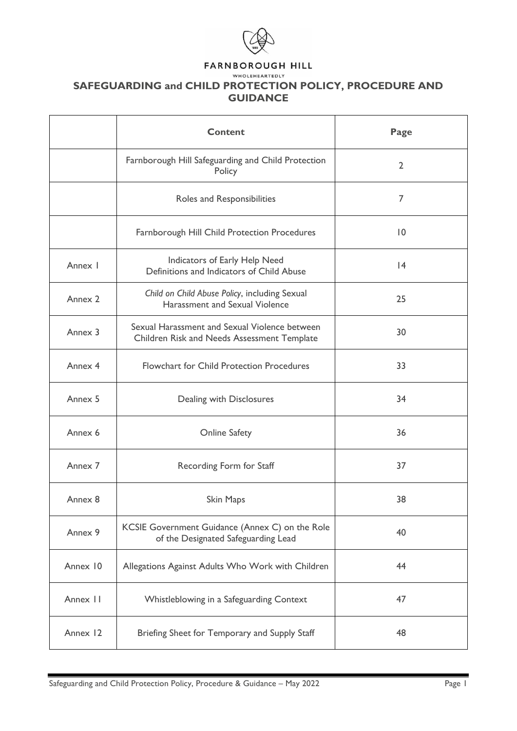FARNBOROUGH HILL

WHOLEHEARTEDLY

# SAFEGUARDING and CHILD PROTECTION POLICY, PROCEDURE AND GUIDANCE

| | **Content** | **Page** |
|---|---|---|
| | Farnborough Hill Safeguarding and Child Protection Policy | 2 |
| | Roles and Responsibilities | 7 |
| | Farnborough Hill Child Protection Procedures | 10 |
| Annex 1 | Indicators of Early Help Need<br>Definitions and Indicators of Child Abuse | 14 |
| Annex 2 | *Child on Child Abuse Policy*, including Sexual Harassment and Sexual Violence | 25 |
| Annex 3 | Sexual Harassment and Sexual Violence between Children Risk and Needs Assessment Template | 30 |
| Annex 4 | Flowchart for Child Protection Procedures | 33 |
| Annex 5 | Dealing with Disclosures | 34 |
| Annex 6 | Online Safety | 36 |
| Annex 7 | Recording Form for Staff | 37 |
| Annex 8 | Skin Maps | 38 |
| Annex 9 | KCSIE Government Guidance (Annex C) on the Role of the Designated Safeguarding Lead | 40 |
| Annex 10 | Allegations Against Adults Who Work with Children | 44 |
| Annex 11 | Whistleblowing in a Safeguarding Context | 47 |
| Annex 12 | Briefing Sheet for Temporary and Supply Staff | 48 |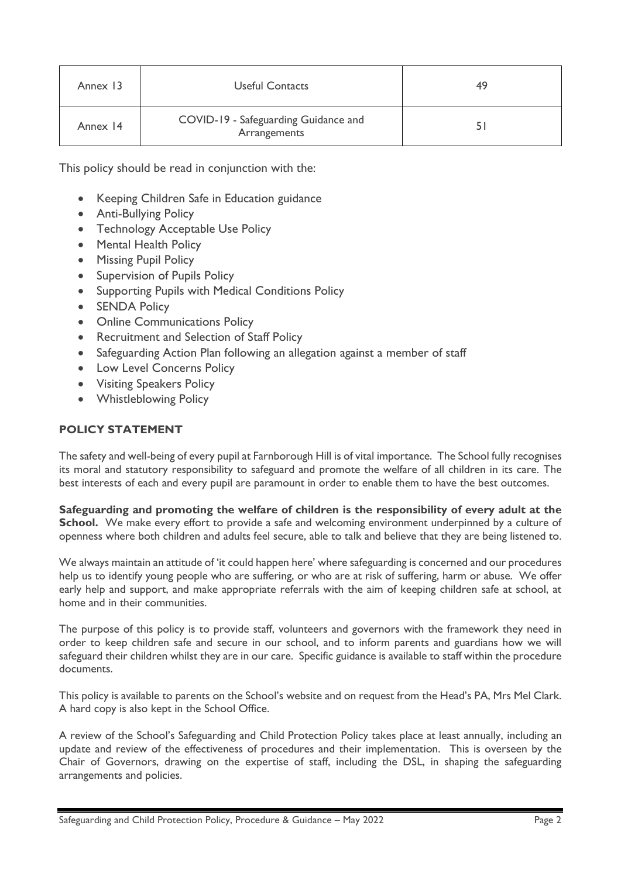| | | |
|---|---|---|
| Annex 13 | Useful Contacts | 49 |
| Annex 14 | COVID-19 - Safeguarding Guidance and Arrangements | 51 |

This policy should be read in conjunction with the:

- Keeping Children Safe in Education guidance
- Anti-Bullying Policy
- Technology Acceptable Use Policy
- Mental Health Policy
- Missing Pupil Policy
- Supervision of Pupils Policy
- Supporting Pupils with Medical Conditions Policy
- SENDA Policy
- Online Communications Policy
- Recruitment and Selection of Staff Policy
- Safeguarding Action Plan following an allegation against a member of staff
- Low Level Concerns Policy
- Visiting Speakers Policy
- Whistleblowing Policy

## POLICY STATEMENT

The safety and well-being of every pupil at Farnborough Hill is of vital importance. The School fully recognises its moral and statutory responsibility to safeguard and promote the welfare of all children in its care. The best interests of each and every pupil are paramount in order to enable them to have the best outcomes.

**Safeguarding and promoting the welfare of children is the responsibility of every adult at the School.** We make every effort to provide a safe and welcoming environment underpinned by a culture of openness where both children and adults feel secure, able to talk and believe that they are being listened to.

We always maintain an attitude of 'it could happen here' where safeguarding is concerned and our procedures help us to identify young people who are suffering, or who are at risk of suffering, harm or abuse. We offer early help and support, and make appropriate referrals with the aim of keeping children safe at school, at home and in their communities.

The purpose of this policy is to provide staff, volunteers and governors with the framework they need in order to keep children safe and secure in our school, and to inform parents and guardians how we will safeguard their children whilst they are in our care. Specific guidance is available to staff within the procedure documents.

This policy is available to parents on the School's website and on request from the Head's PA, Mrs Mel Clark. A hard copy is also kept in the School Office.

A review of the School's Safeguarding and Child Protection Policy takes place at least annually, including an update and review of the effectiveness of procedures and their implementation. This is overseen by the Chair of Governors, drawing on the expertise of staff, including the DSL, in shaping the safeguarding arrangements and policies.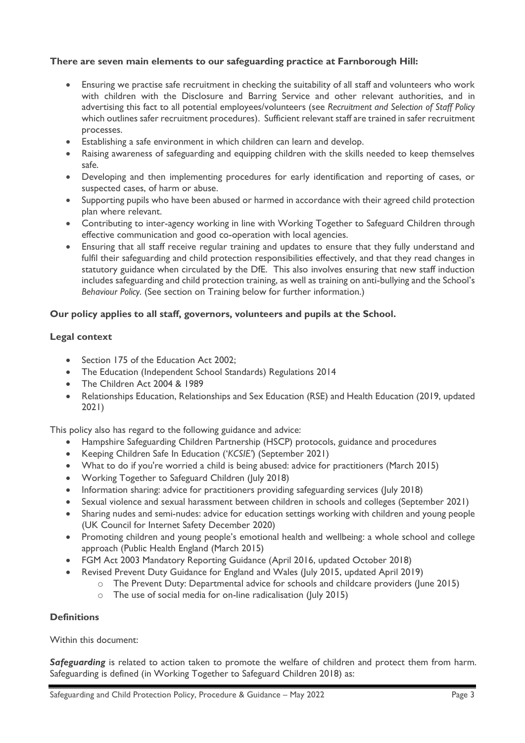**There are seven main elements to our safeguarding practice at Farnborough Hill:**

- Ensuring we practise safe recruitment in checking the suitability of all staff and volunteers who work with children with the Disclosure and Barring Service and other relevant authorities, and in advertising this fact to all potential employees/volunteers (see *Recruitment and Selection of Staff Policy* which outlines safer recruitment procedures). Sufficient relevant staff are trained in safer recruitment processes.
- Establishing a safe environment in which children can learn and develop.
- Raising awareness of safeguarding and equipping children with the skills needed to keep themselves safe.
- Developing and then implementing procedures for early identification and reporting of cases, or suspected cases, of harm or abuse.
- Supporting pupils who have been abused or harmed in accordance with their agreed child protection plan where relevant.
- Contributing to inter-agency working in line with Working Together to Safeguard Children through effective communication and good co-operation with local agencies.
- Ensuring that all staff receive regular training and updates to ensure that they fully understand and fulfil their safeguarding and child protection responsibilities effectively, and that they read changes in statutory guidance when circulated by the DfE. This also involves ensuring that new staff induction includes safeguarding and child protection training, as well as training on anti-bullying and the School's *Behaviour Policy*. (See section on Training below for further information.)

**Our policy applies to all staff, governors, volunteers and pupils at the School.**

### Legal context

- Section 175 of the Education Act 2002;
- The Education (Independent School Standards) Regulations 2014
- The Children Act 2004 & 1989
- Relationships Education, Relationships and Sex Education (RSE) and Health Education (2019, updated 2021)

This policy also has regard to the following guidance and advice:

- Hampshire Safeguarding Children Partnership (HSCP) protocols, guidance and procedures
- Keeping Children Safe In Education ('*KCSIE*') (September 2021)
- What to do if you're worried a child is being abused: advice for practitioners (March 2015)
- Working Together to Safeguard Children (July 2018)
- Information sharing: advice for practitioners providing safeguarding services (July 2018)
- Sexual violence and sexual harassment between children in schools and colleges (September 2021)
- Sharing nudes and semi-nudes: advice for education settings working with children and young people (UK Council for Internet Safety December 2020)
- Promoting children and young people's emotional health and wellbeing: a whole school and college approach (Public Health England (March 2015)
- FGM Act 2003 Mandatory Reporting Guidance (April 2016, updated October 2018)
- Revised Prevent Duty Guidance for England and Wales (July 2015, updated April 2019)
  - The Prevent Duty: Departmental advice for schools and childcare providers (June 2015)
  - The use of social media for on-line radicalisation (July 2015)

### Definitions

Within this document:

***Safeguarding*** is related to action taken to promote the welfare of children and protect them from harm. Safeguarding is defined (in Working Together to Safeguard Children 2018) as: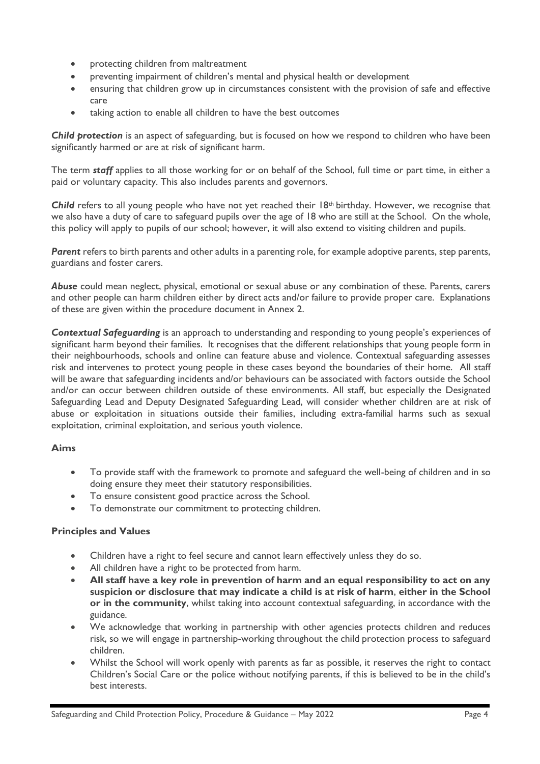- protecting children from maltreatment
- preventing impairment of children's mental and physical health or development
- ensuring that children grow up in circumstances consistent with the provision of safe and effective care
- taking action to enable all children to have the best outcomes

***Child protection*** is an aspect of safeguarding, but is focused on how we respond to children who have been significantly harmed or are at risk of significant harm.

The term ***staff*** applies to all those working for or on behalf of the School, full time or part time, in either a paid or voluntary capacity. This also includes parents and governors.

***Child*** refers to all young people who have not yet reached their 18th birthday. However, we recognise that we also have a duty of care to safeguard pupils over the age of 18 who are still at the School. On the whole, this policy will apply to pupils of our school; however, it will also extend to visiting children and pupils.

***Parent*** refers to birth parents and other adults in a parenting role, for example adoptive parents, step parents, guardians and foster carers.

***Abuse*** could mean neglect, physical, emotional or sexual abuse or any combination of these. Parents, carers and other people can harm children either by direct acts and/or failure to provide proper care. Explanations of these are given within the procedure document in Annex 2.

***Contextual Safeguarding*** is an approach to understanding and responding to young people's experiences of significant harm beyond their families. It recognises that the different relationships that young people form in their neighbourhoods, schools and online can feature abuse and violence. Contextual safeguarding assesses risk and intervenes to protect young people in these cases beyond the boundaries of their home. All staff will be aware that safeguarding incidents and/or behaviours can be associated with factors outside the School and/or can occur between children outside of these environments. All staff, but especially the Designated Safeguarding Lead and Deputy Designated Safeguarding Lead, will consider whether children are at risk of abuse or exploitation in situations outside their families, including extra-familial harms such as sexual exploitation, criminal exploitation, and serious youth violence.

## Aims

- To provide staff with the framework to promote and safeguard the well-being of children and in so doing ensure they meet their statutory responsibilities.
- To ensure consistent good practice across the School.
- To demonstrate our commitment to protecting children.

## Principles and Values

- Children have a right to feel secure and cannot learn effectively unless they do so.
- All children have a right to be protected from harm.
- **All staff have a key role in prevention of harm and an equal responsibility to act on any suspicion or disclosure that may indicate a child is at risk of harm**, **either in the School or in the community**, whilst taking into account contextual safeguarding, in accordance with the guidance.
- We acknowledge that working in partnership with other agencies protects children and reduces risk, so we will engage in partnership-working throughout the child protection process to safeguard children.
- Whilst the School will work openly with parents as far as possible, it reserves the right to contact Children's Social Care or the police without notifying parents, if this is believed to be in the child's best interests.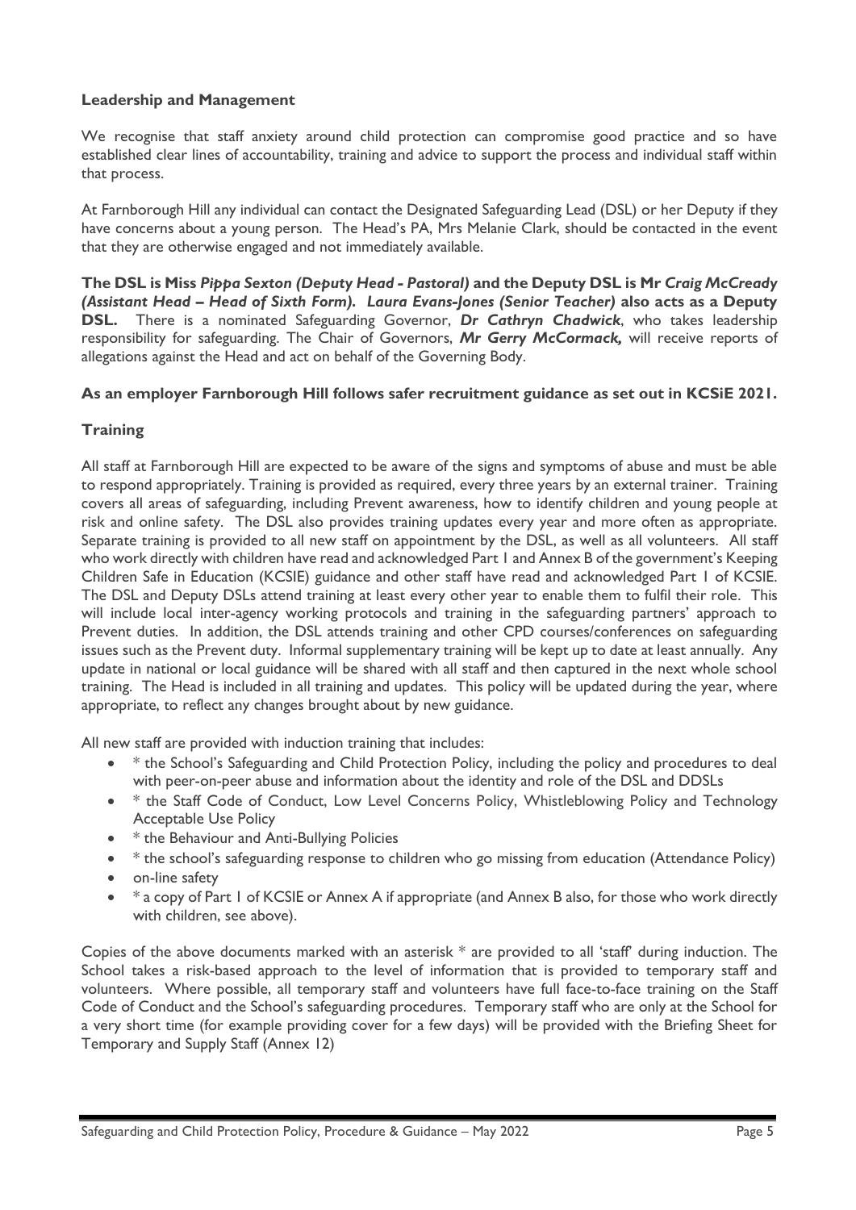**Leadership and Management**

We recognise that staff anxiety around child protection can compromise good practice and so have established clear lines of accountability, training and advice to support the process and individual staff within that process.

At Farnborough Hill any individual can contact the Designated Safeguarding Lead (DSL) or her Deputy if they have concerns about a young person. The Head's PA, Mrs Melanie Clark, should be contacted in the event that they are otherwise engaged and not immediately available.

**The DSL is Miss *Pippa Sexton (Deputy Head - Pastoral)* and the Deputy DSL is Mr *Craig McCready (Assistant Head – Head of Sixth Form). Laura Evans-Jones (Senior Teacher)* also acts as a Deputy DSL.** There is a nominated Safeguarding Governor, ***Dr Cathryn Chadwick***, who takes leadership responsibility for safeguarding. The Chair of Governors, ***Mr Gerry McCormack,*** will receive reports of allegations against the Head and act on behalf of the Governing Body.

**As an employer Farnborough Hill follows safer recruitment guidance as set out in KCSiE 2021.**

**Training**

All staff at Farnborough Hill are expected to be aware of the signs and symptoms of abuse and must be able to respond appropriately. Training is provided as required, every three years by an external trainer. Training covers all areas of safeguarding, including Prevent awareness, how to identify children and young people at risk and online safety. The DSL also provides training updates every year and more often as appropriate. Separate training is provided to all new staff on appointment by the DSL, as well as all volunteers. All staff who work directly with children have read and acknowledged Part 1 and Annex B of the government's Keeping Children Safe in Education (KCSIE) guidance and other staff have read and acknowledged Part 1 of KCSIE. The DSL and Deputy DSLs attend training at least every other year to enable them to fulfil their role. This will include local inter-agency working protocols and training in the safeguarding partners' approach to Prevent duties. In addition, the DSL attends training and other CPD courses/conferences on safeguarding issues such as the Prevent duty. Informal supplementary training will be kept up to date at least annually. Any update in national or local guidance will be shared with all staff and then captured in the next whole school training. The Head is included in all training and updates. This policy will be updated during the year, where appropriate, to reflect any changes brought about by new guidance.

All new staff are provided with induction training that includes:

- * the School's Safeguarding and Child Protection Policy, including the policy and procedures to deal with peer-on-peer abuse and information about the identity and role of the DSL and DDSLs
- * the Staff Code of Conduct, Low Level Concerns Policy, Whistleblowing Policy and Technology Acceptable Use Policy
- * the Behaviour and Anti-Bullying Policies
- * the school's safeguarding response to children who go missing from education (Attendance Policy)
- on-line safety
- * a copy of Part 1 of KCSIE or Annex A if appropriate (and Annex B also, for those who work directly with children, see above).

Copies of the above documents marked with an asterisk * are provided to all 'staff' during induction. The School takes a risk-based approach to the level of information that is provided to temporary staff and volunteers. Where possible, all temporary staff and volunteers have full face-to-face training on the Staff Code of Conduct and the School's safeguarding procedures. Temporary staff who are only at the School for a very short time (for example providing cover for a few days) will be provided with the Briefing Sheet for Temporary and Supply Staff (Annex 12)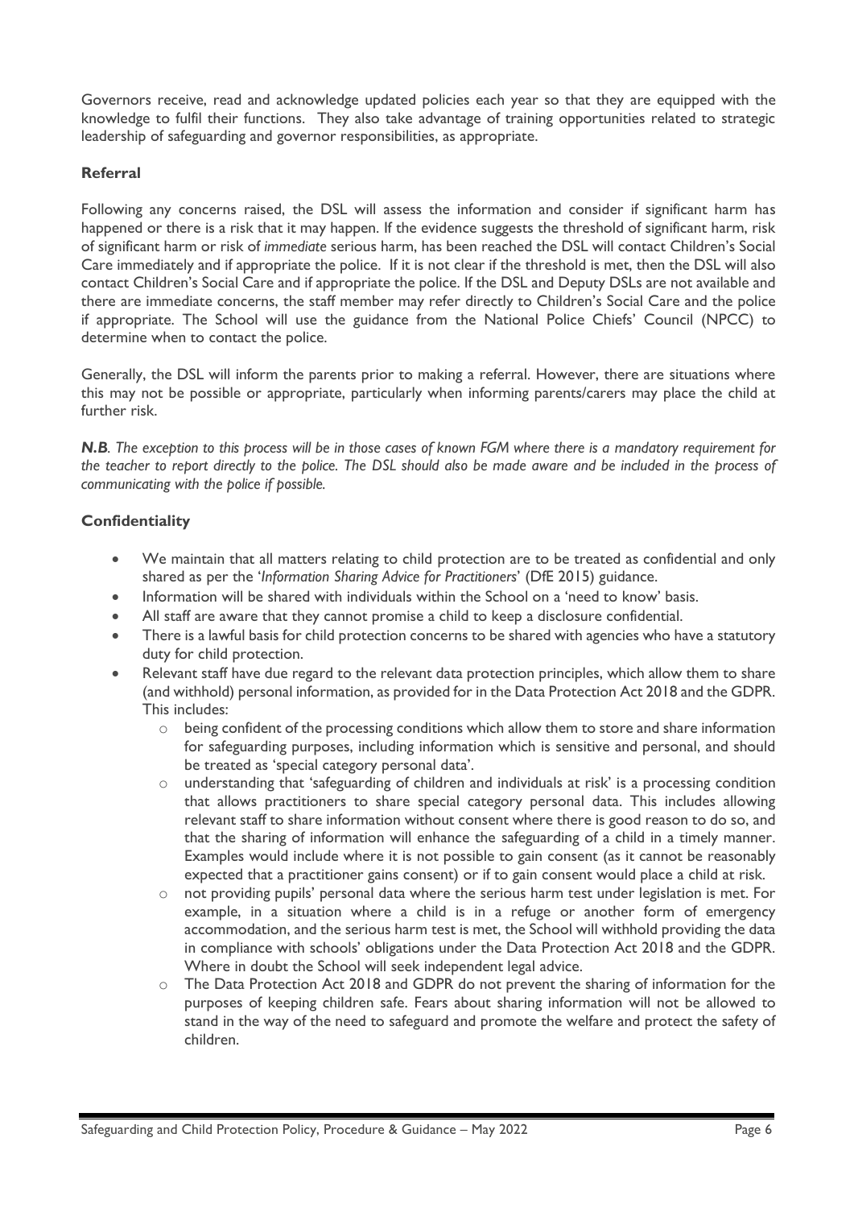Governors receive, read and acknowledge updated policies each year so that they are equipped with the knowledge to fulfil their functions. They also take advantage of training opportunities related to strategic leadership of safeguarding and governor responsibilities, as appropriate.

### Referral

Following any concerns raised, the DSL will assess the information and consider if significant harm has happened or there is a risk that it may happen. If the evidence suggests the threshold of significant harm, risk of significant harm or risk of *immediate* serious harm, has been reached the DSL will contact Children's Social Care immediately and if appropriate the police. If it is not clear if the threshold is met, then the DSL will also contact Children's Social Care and if appropriate the police. If the DSL and Deputy DSLs are not available and there are immediate concerns, the staff member may refer directly to Children's Social Care and the police if appropriate. The School will use the guidance from the National Police Chiefs' Council (NPCC) to determine when to contact the police.

Generally, the DSL will inform the parents prior to making a referral. However, there are situations where this may not be possible or appropriate, particularly when informing parents/carers may place the child at further risk.

***N.B****. The exception to this process will be in those cases of known FGM where there is a mandatory requirement for the teacher to report directly to the police. The DSL should also be made aware and be included in the process of communicating with the police if possible.*

### Confidentiality

- We maintain that all matters relating to child protection are to be treated as confidential and only shared as per the '*Information Sharing Advice for Practitioners*' (DfE 2015) guidance.
- Information will be shared with individuals within the School on a 'need to know' basis.
- All staff are aware that they cannot promise a child to keep a disclosure confidential.
- There is a lawful basis for child protection concerns to be shared with agencies who have a statutory duty for child protection.
- Relevant staff have due regard to the relevant data protection principles, which allow them to share (and withhold) personal information, as provided for in the Data Protection Act 2018 and the GDPR. This includes:
  - being confident of the processing conditions which allow them to store and share information for safeguarding purposes, including information which is sensitive and personal, and should be treated as 'special category personal data'.
  - understanding that 'safeguarding of children and individuals at risk' is a processing condition that allows practitioners to share special category personal data. This includes allowing relevant staff to share information without consent where there is good reason to do so, and that the sharing of information will enhance the safeguarding of a child in a timely manner. Examples would include where it is not possible to gain consent (as it cannot be reasonably expected that a practitioner gains consent) or if to gain consent would place a child at risk.
  - not providing pupils' personal data where the serious harm test under legislation is met. For example, in a situation where a child is in a refuge or another form of emergency accommodation, and the serious harm test is met, the School will withhold providing the data in compliance with schools' obligations under the Data Protection Act 2018 and the GDPR. Where in doubt the School will seek independent legal advice.
  - The Data Protection Act 2018 and GDPR do not prevent the sharing of information for the purposes of keeping children safe. Fears about sharing information will not be allowed to stand in the way of the need to safeguard and promote the welfare and protect the safety of children.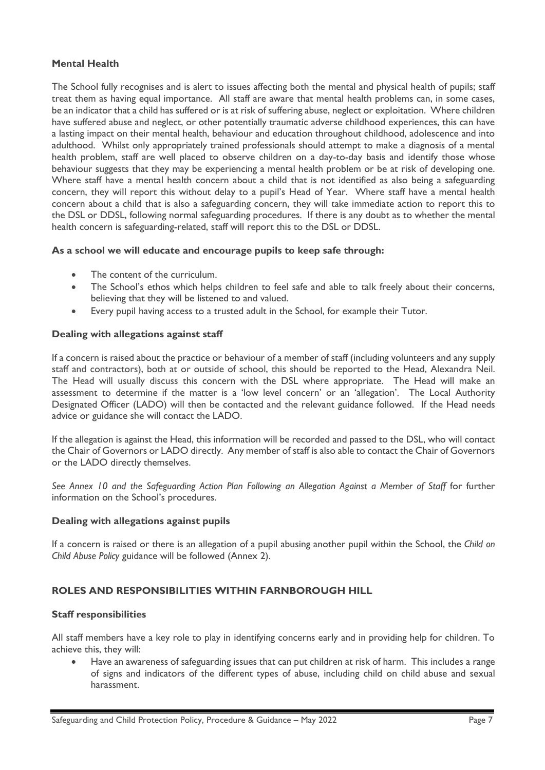**Mental Health**

The School fully recognises and is alert to issues affecting both the mental and physical health of pupils; staff treat them as having equal importance. All staff are aware that mental health problems can, in some cases, be an indicator that a child has suffered or is at risk of suffering abuse, neglect or exploitation. Where children have suffered abuse and neglect, or other potentially traumatic adverse childhood experiences, this can have a lasting impact on their mental health, behaviour and education throughout childhood, adolescence and into adulthood. Whilst only appropriately trained professionals should attempt to make a diagnosis of a mental health problem, staff are well placed to observe children on a day-to-day basis and identify those whose behaviour suggests that they may be experiencing a mental health problem or be at risk of developing one. Where staff have a mental health concern about a child that is not identified as also being a safeguarding concern, they will report this without delay to a pupil's Head of Year. Where staff have a mental health concern about a child that is also a safeguarding concern, they will take immediate action to report this to the DSL or DDSL, following normal safeguarding procedures. If there is any doubt as to whether the mental health concern is safeguarding-related, staff will report this to the DSL or DDSL.

**As a school we will educate and encourage pupils to keep safe through:**

- The content of the curriculum.
- The School's ethos which helps children to feel safe and able to talk freely about their concerns, believing that they will be listened to and valued.
- Every pupil having access to a trusted adult in the School, for example their Tutor.

**Dealing with allegations against staff**

If a concern is raised about the practice or behaviour of a member of staff (including volunteers and any supply staff and contractors), both at or outside of school, this should be reported to the Head, Alexandra Neil. The Head will usually discuss this concern with the DSL where appropriate. The Head will make an assessment to determine if the matter is a 'low level concern' or an 'allegation'. The Local Authority Designated Officer (LADO) will then be contacted and the relevant guidance followed. If the Head needs advice or guidance she will contact the LADO.

If the allegation is against the Head, this information will be recorded and passed to the DSL, who will contact the Chair of Governors or LADO directly. Any member of staff is also able to contact the Chair of Governors or the LADO directly themselves.

*See Annex 10 and the Safeguarding Action Plan Following an Allegation Against a Member of Staff* for further information on the School's procedures.

**Dealing with allegations against pupils**

If a concern is raised or there is an allegation of a pupil abusing another pupil within the School, the *Child on Child Abuse Policy* guidance will be followed (Annex 2).

## ROLES AND RESPONSIBILITIES WITHIN FARNBOROUGH HILL

**Staff responsibilities**

All staff members have a key role to play in identifying concerns early and in providing help for children. To achieve this, they will:

- Have an awareness of safeguarding issues that can put children at risk of harm. This includes a range of signs and indicators of the different types of abuse, including child on child abuse and sexual harassment.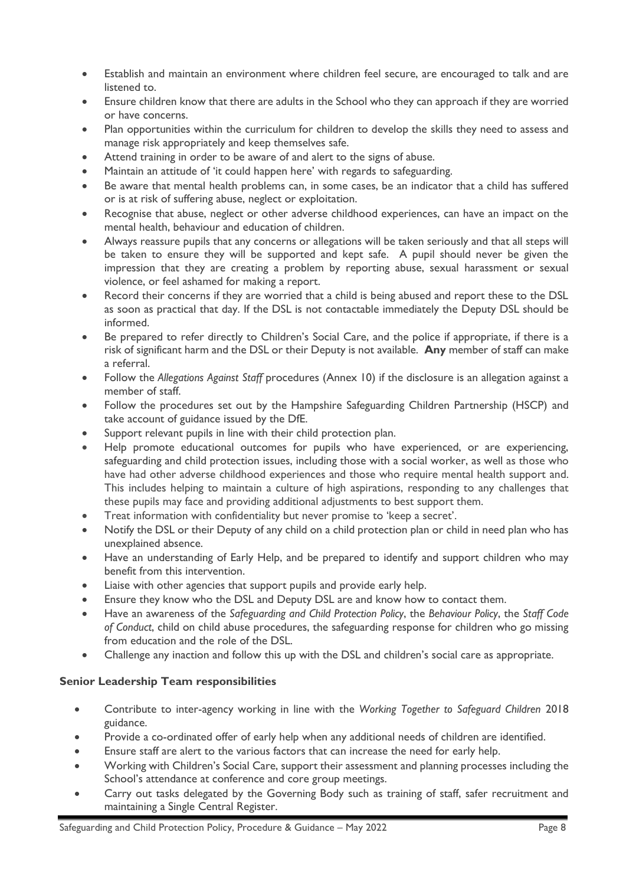- Establish and maintain an environment where children feel secure, are encouraged to talk and are listened to.
- Ensure children know that there are adults in the School who they can approach if they are worried or have concerns.
- Plan opportunities within the curriculum for children to develop the skills they need to assess and manage risk appropriately and keep themselves safe.
- Attend training in order to be aware of and alert to the signs of abuse.
- Maintain an attitude of 'it could happen here' with regards to safeguarding.
- Be aware that mental health problems can, in some cases, be an indicator that a child has suffered or is at risk of suffering abuse, neglect or exploitation.
- Recognise that abuse, neglect or other adverse childhood experiences, can have an impact on the mental health, behaviour and education of children.
- Always reassure pupils that any concerns or allegations will be taken seriously and that all steps will be taken to ensure they will be supported and kept safe. A pupil should never be given the impression that they are creating a problem by reporting abuse, sexual harassment or sexual violence, or feel ashamed for making a report.
- Record their concerns if they are worried that a child is being abused and report these to the DSL as soon as practical that day. If the DSL is not contactable immediately the Deputy DSL should be informed.
- Be prepared to refer directly to Children's Social Care, and the police if appropriate, if there is a risk of significant harm and the DSL or their Deputy is not available. **Any** member of staff can make a referral.
- Follow the *Allegations Against Staff* procedures (Annex 10) if the disclosure is an allegation against a member of staff.
- Follow the procedures set out by the Hampshire Safeguarding Children Partnership (HSCP) and take account of guidance issued by the DfE.
- Support relevant pupils in line with their child protection plan.
- Help promote educational outcomes for pupils who have experienced, or are experiencing, safeguarding and child protection issues, including those with a social worker, as well as those who have had other adverse childhood experiences and those who require mental health support and. This includes helping to maintain a culture of high aspirations, responding to any challenges that these pupils may face and providing additional adjustments to best support them.
- Treat information with confidentiality but never promise to 'keep a secret'.
- Notify the DSL or their Deputy of any child on a child protection plan or child in need plan who has unexplained absence.
- Have an understanding of Early Help, and be prepared to identify and support children who may benefit from this intervention.
- Liaise with other agencies that support pupils and provide early help.
- Ensure they know who the DSL and Deputy DSL are and know how to contact them.
- Have an awareness of the *Safeguarding and Child Protection Policy*, the *Behaviour Policy*, the *Staff Code of Conduct*, child on child abuse procedures, the safeguarding response for children who go missing from education and the role of the DSL.
- Challenge any inaction and follow this up with the DSL and children's social care as appropriate.

**Senior Leadership Team responsibilities**

- Contribute to inter-agency working in line with the *Working Together to Safeguard Children* 2018 guidance.
- Provide a co-ordinated offer of early help when any additional needs of children are identified.
- Ensure staff are alert to the various factors that can increase the need for early help.
- Working with Children's Social Care, support their assessment and planning processes including the School's attendance at conference and core group meetings.
- Carry out tasks delegated by the Governing Body such as training of staff, safer recruitment and maintaining a Single Central Register.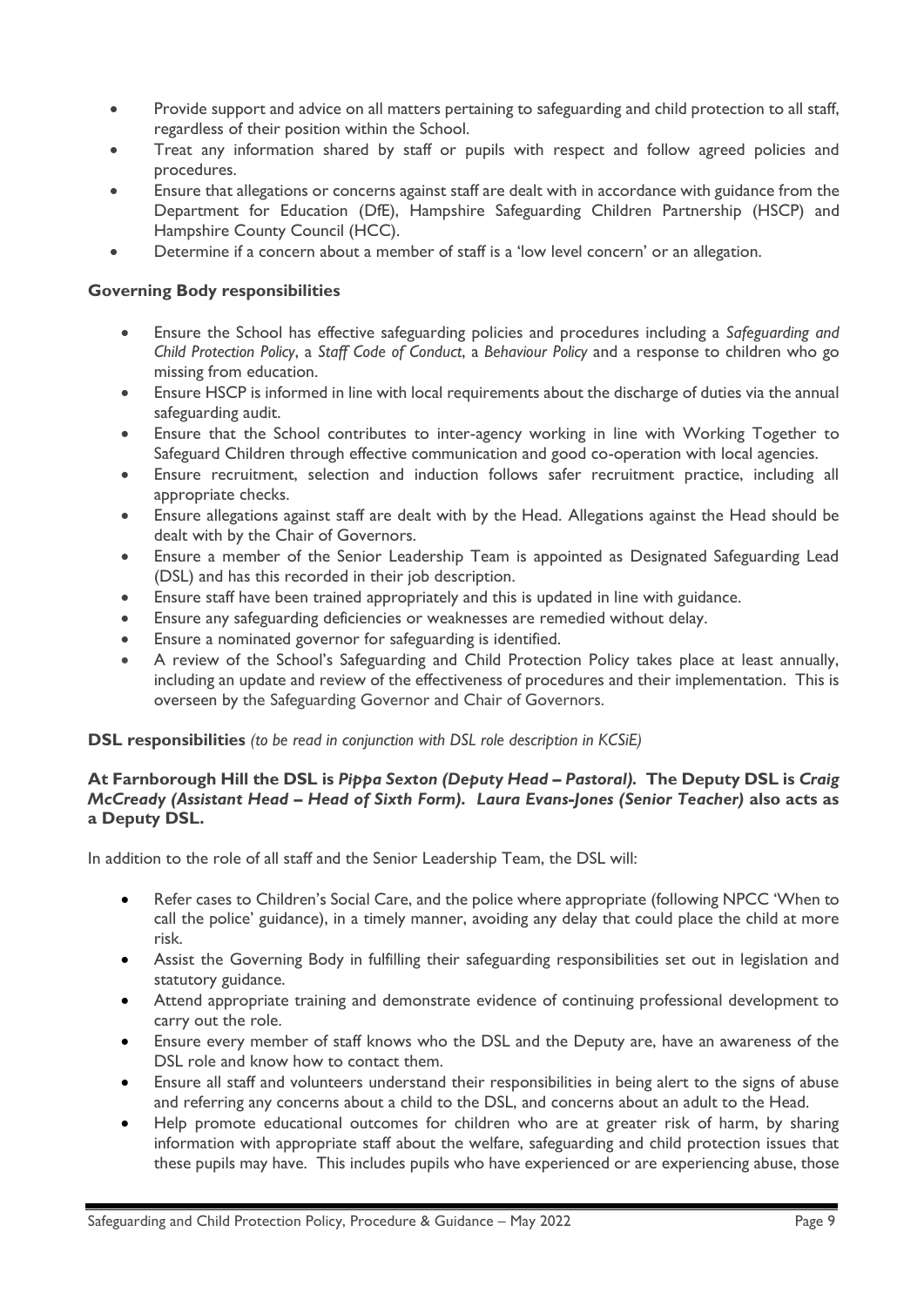- Provide support and advice on all matters pertaining to safeguarding and child protection to all staff, regardless of their position within the School.
- Treat any information shared by staff or pupils with respect and follow agreed policies and procedures.
- Ensure that allegations or concerns against staff are dealt with in accordance with guidance from the Department for Education (DfE), Hampshire Safeguarding Children Partnership (HSCP) and Hampshire County Council (HCC).
- Determine if a concern about a member of staff is a 'low level concern' or an allegation.

**Governing Body responsibilities**

- Ensure the School has effective safeguarding policies and procedures including a *Safeguarding and Child Protection Policy*, a *Staff Code of Conduct*, a *Behaviour Policy* and a response to children who go missing from education.
- Ensure HSCP is informed in line with local requirements about the discharge of duties via the annual safeguarding audit.
- Ensure that the School contributes to inter-agency working in line with Working Together to Safeguard Children through effective communication and good co-operation with local agencies.
- Ensure recruitment, selection and induction follows safer recruitment practice, including all appropriate checks.
- Ensure allegations against staff are dealt with by the Head. Allegations against the Head should be dealt with by the Chair of Governors.
- Ensure a member of the Senior Leadership Team is appointed as Designated Safeguarding Lead (DSL) and has this recorded in their job description.
- Ensure staff have been trained appropriately and this is updated in line with guidance.
- Ensure any safeguarding deficiencies or weaknesses are remedied without delay.
- Ensure a nominated governor for safeguarding is identified.
- A review of the School's Safeguarding and Child Protection Policy takes place at least annually, including an update and review of the effectiveness of procedures and their implementation. This is overseen by the Safeguarding Governor and Chair of Governors.

**DSL responsibilities** *(to be read in conjunction with DSL role description in KCSiE)*

**At Farnborough Hill the DSL is *Pippa Sexton (Deputy Head – Pastoral)*. The Deputy DSL is *Craig McCready (Assistant Head – Head of Sixth Form)*. *Laura Evans-Jones (Senior Teacher)* also acts as a Deputy DSL.**

In addition to the role of all staff and the Senior Leadership Team, the DSL will:

- Refer cases to Children's Social Care, and the police where appropriate (following NPCC 'When to call the police' guidance), in a timely manner, avoiding any delay that could place the child at more risk.
- Assist the Governing Body in fulfilling their safeguarding responsibilities set out in legislation and statutory guidance.
- Attend appropriate training and demonstrate evidence of continuing professional development to carry out the role.
- Ensure every member of staff knows who the DSL and the Deputy are, have an awareness of the DSL role and know how to contact them.
- Ensure all staff and volunteers understand their responsibilities in being alert to the signs of abuse and referring any concerns about a child to the DSL, and concerns about an adult to the Head.
- Help promote educational outcomes for children who are at greater risk of harm, by sharing information with appropriate staff about the welfare, safeguarding and child protection issues that these pupils may have. This includes pupils who have experienced or are experiencing abuse, those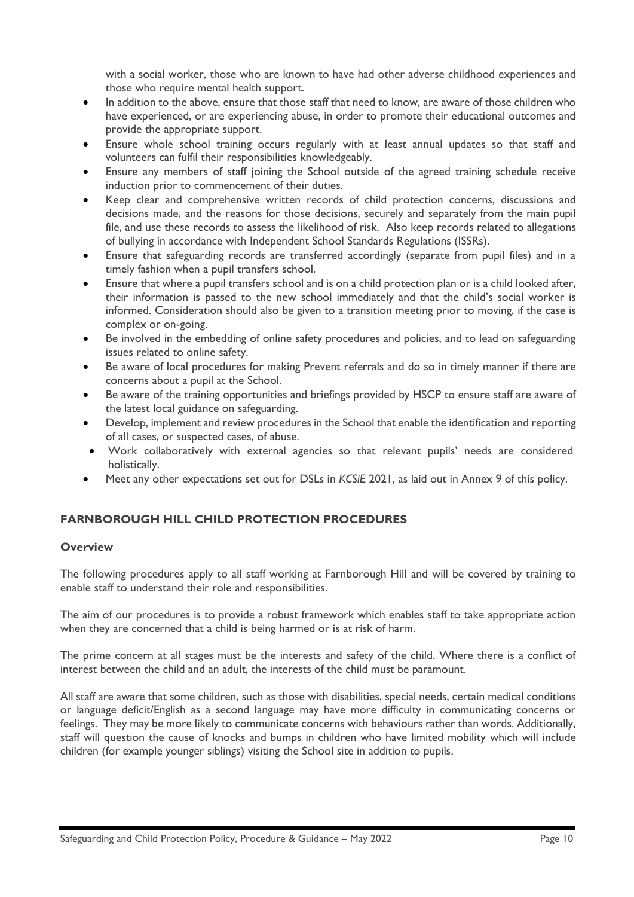with a social worker, those who are known to have had other adverse childhood experiences and those who require mental health support.

- In addition to the above, ensure that those staff that need to know, are aware of those children who have experienced, or are experiencing abuse, in order to promote their educational outcomes and provide the appropriate support.
- Ensure whole school training occurs regularly with at least annual updates so that staff and volunteers can fulfil their responsibilities knowledgeably.
- Ensure any members of staff joining the School outside of the agreed training schedule receive induction prior to commencement of their duties.
- Keep clear and comprehensive written records of child protection concerns, discussions and decisions made, and the reasons for those decisions, securely and separately from the main pupil file, and use these records to assess the likelihood of risk. Also keep records related to allegations of bullying in accordance with Independent School Standards Regulations (ISSRs).
- Ensure that safeguarding records are transferred accordingly (separate from pupil files) and in a timely fashion when a pupil transfers school.
- Ensure that where a pupil transfers school and is on a child protection plan or is a child looked after, their information is passed to the new school immediately and that the child's social worker is informed. Consideration should also be given to a transition meeting prior to moving, if the case is complex or on-going.
- Be involved in the embedding of online safety procedures and policies, and to lead on safeguarding issues related to online safety.
- Be aware of local procedures for making Prevent referrals and do so in timely manner if there are concerns about a pupil at the School.
- Be aware of the training opportunities and briefings provided by HSCP to ensure staff are aware of the latest local guidance on safeguarding.
- Develop, implement and review procedures in the School that enable the identification and reporting of all cases, or suspected cases, of abuse.
- Work collaboratively with external agencies so that relevant pupils' needs are considered holistically.
- Meet any other expectations set out for DSLs in *KCSiE* 2021, as laid out in Annex 9 of this policy.

## FARNBOROUGH HILL CHILD PROTECTION PROCEDURES

### Overview

The following procedures apply to all staff working at Farnborough Hill and will be covered by training to enable staff to understand their role and responsibilities.

The aim of our procedures is to provide a robust framework which enables staff to take appropriate action when they are concerned that a child is being harmed or is at risk of harm.

The prime concern at all stages must be the interests and safety of the child. Where there is a conflict of interest between the child and an adult, the interests of the child must be paramount.

All staff are aware that some children, such as those with disabilities, special needs, certain medical conditions or language deficit/English as a second language may have more difficulty in communicating concerns or feelings. They may be more likely to communicate concerns with behaviours rather than words. Additionally, staff will question the cause of knocks and bumps in children who have limited mobility which will include children (for example younger siblings) visiting the School site in addition to pupils.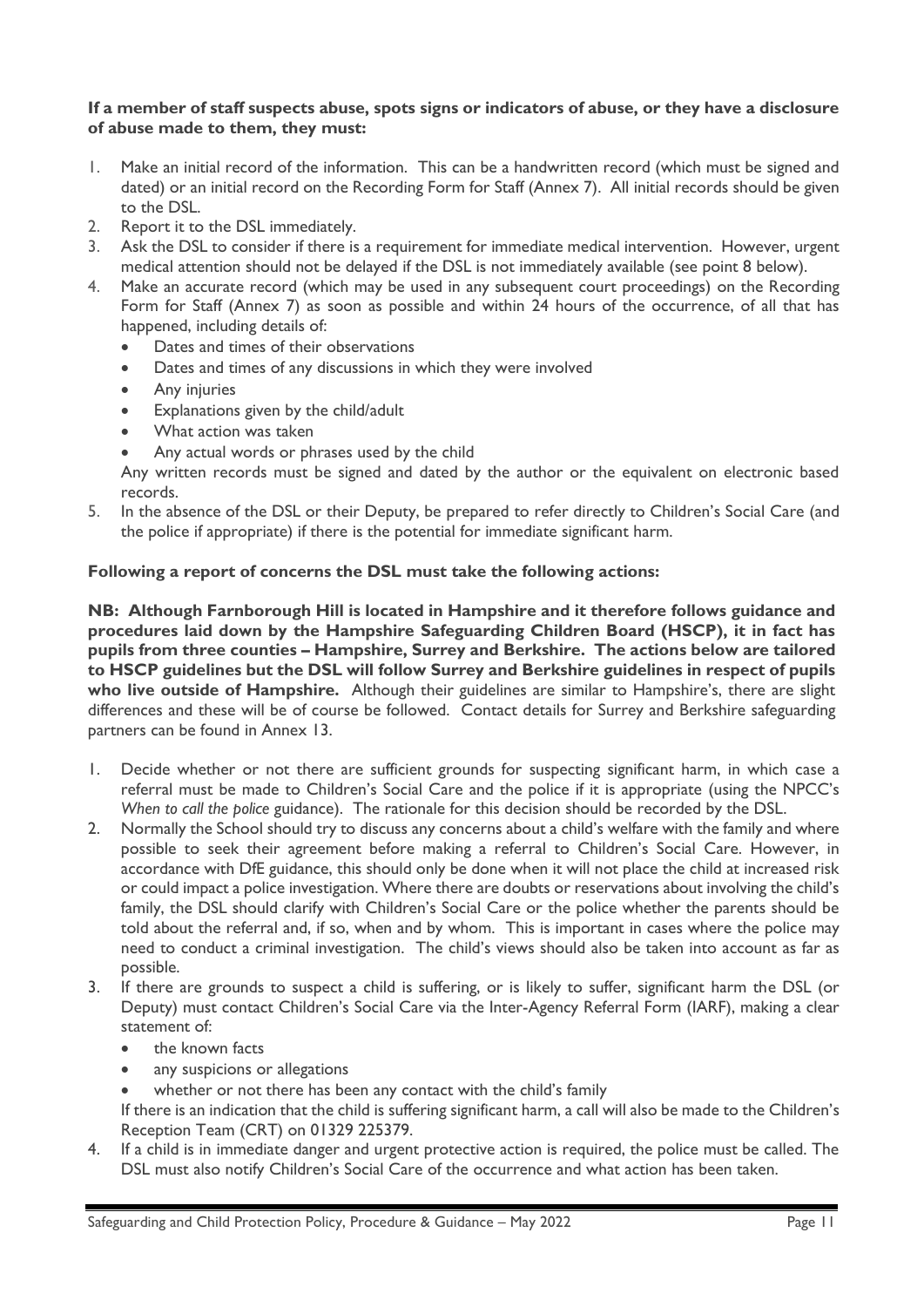**If a member of staff suspects abuse, spots signs or indicators of abuse, or they have a disclosure of abuse made to them, they must:**

1. Make an initial record of the information. This can be a handwritten record (which must be signed and dated) or an initial record on the Recording Form for Staff (Annex 7). All initial records should be given to the DSL.
2. Report it to the DSL immediately.
3. Ask the DSL to consider if there is a requirement for immediate medical intervention. However, urgent medical attention should not be delayed if the DSL is not immediately available (see point 8 below).
4. Make an accurate record (which may be used in any subsequent court proceedings) on the Recording Form for Staff (Annex 7) as soon as possible and within 24 hours of the occurrence, of all that has happened, including details of:
   - Dates and times of their observations
   - Dates and times of any discussions in which they were involved
   - Any injuries
   - Explanations given by the child/adult
   - What action was taken
   - Any actual words or phrases used by the child

   Any written records must be signed and dated by the author or the equivalent on electronic based records.
5. In the absence of the DSL or their Deputy, be prepared to refer directly to Children's Social Care (and the police if appropriate) if there is the potential for immediate significant harm.

**Following a report of concerns the DSL must take the following actions:**

**NB: Although Farnborough Hill is located in Hampshire and it therefore follows guidance and procedures laid down by the Hampshire Safeguarding Children Board (HSCP), it in fact has pupils from three counties – Hampshire, Surrey and Berkshire. The actions below are tailored to HSCP guidelines but the DSL will follow Surrey and Berkshire guidelines in respect of pupils who live outside of Hampshire.** Although their guidelines are similar to Hampshire's, there are slight differences and these will be of course be followed. Contact details for Surrey and Berkshire safeguarding partners can be found in Annex 13.

1. Decide whether or not there are sufficient grounds for suspecting significant harm, in which case a referral must be made to Children's Social Care and the police if it is appropriate (using the NPCC's *When to call the police* guidance). The rationale for this decision should be recorded by the DSL.
2. Normally the School should try to discuss any concerns about a child's welfare with the family and where possible to seek their agreement before making a referral to Children's Social Care. However, in accordance with DfE guidance, this should only be done when it will not place the child at increased risk or could impact a police investigation. Where there are doubts or reservations about involving the child's family, the DSL should clarify with Children's Social Care or the police whether the parents should be told about the referral and, if so, when and by whom. This is important in cases where the police may need to conduct a criminal investigation. The child's views should also be taken into account as far as possible.
3. If there are grounds to suspect a child is suffering, or is likely to suffer, significant harm the DSL (or Deputy) must contact Children's Social Care via the Inter-Agency Referral Form (IARF), making a clear statement of:
   - the known facts
   - any suspicions or allegations
   - whether or not there has been any contact with the child's family

   If there is an indication that the child is suffering significant harm, a call will also be made to the Children's Reception Team (CRT) on 01329 225379.
4. If a child is in immediate danger and urgent protective action is required, the police must be called. The DSL must also notify Children's Social Care of the occurrence and what action has been taken.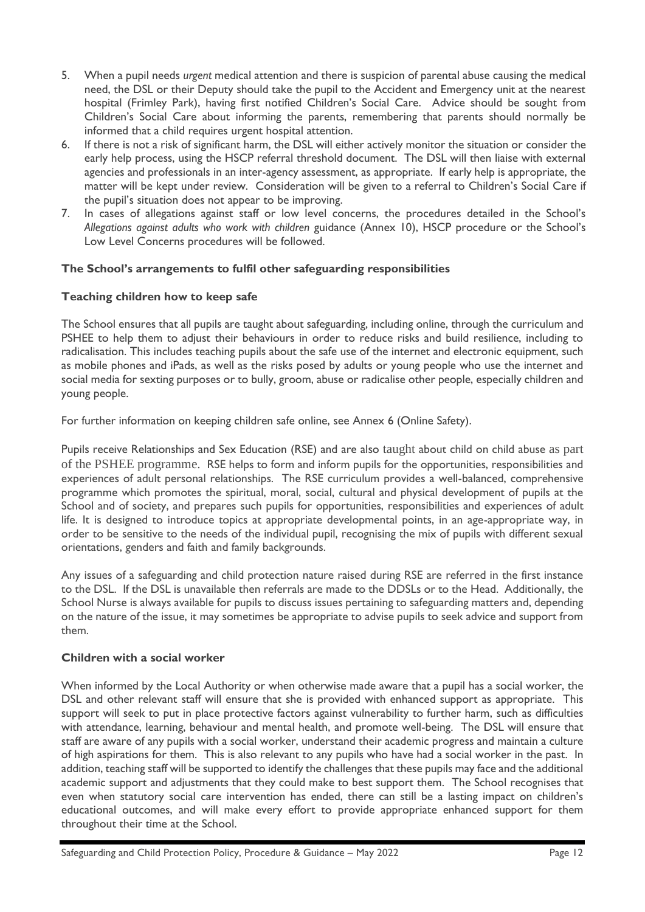5. When a pupil needs *urgent* medical attention and there is suspicion of parental abuse causing the medical need, the DSL or their Deputy should take the pupil to the Accident and Emergency unit at the nearest hospital (Frimley Park), having first notified Children's Social Care. Advice should be sought from Children's Social Care about informing the parents, remembering that parents should normally be informed that a child requires urgent hospital attention.
6. If there is not a risk of significant harm, the DSL will either actively monitor the situation or consider the early help process, using the HSCP referral threshold document. The DSL will then liaise with external agencies and professionals in an inter-agency assessment, as appropriate. If early help is appropriate, the matter will be kept under review. Consideration will be given to a referral to Children's Social Care if the pupil's situation does not appear to be improving.
7. In cases of allegations against staff or low level concerns, the procedures detailed in the School's *Allegations against adults who work with children* guidance (Annex 10), HSCP procedure or the School's Low Level Concerns procedures will be followed.

### The School's arrangements to fulfil other safeguarding responsibilities

### Teaching children how to keep safe

The School ensures that all pupils are taught about safeguarding, including online, through the curriculum and PSHEE to help them to adjust their behaviours in order to reduce risks and build resilience, including to radicalisation. This includes teaching pupils about the safe use of the internet and electronic equipment, such as mobile phones and iPads, as well as the risks posed by adults or young people who use the internet and social media for sexting purposes or to bully, groom, abuse or radicalise other people, especially children and young people.

For further information on keeping children safe online, see Annex 6 (Online Safety).

Pupils receive Relationships and Sex Education (RSE) and are also taught about child on child abuse as part of the PSHEE programme. RSE helps to form and inform pupils for the opportunities, responsibilities and experiences of adult personal relationships. The RSE curriculum provides a well-balanced, comprehensive programme which promotes the spiritual, moral, social, cultural and physical development of pupils at the School and of society, and prepares such pupils for opportunities, responsibilities and experiences of adult life. It is designed to introduce topics at appropriate developmental points, in an age-appropriate way, in order to be sensitive to the needs of the individual pupil, recognising the mix of pupils with different sexual orientations, genders and faith and family backgrounds.

Any issues of a safeguarding and child protection nature raised during RSE are referred in the first instance to the DSL. If the DSL is unavailable then referrals are made to the DDSLs or to the Head. Additionally, the School Nurse is always available for pupils to discuss issues pertaining to safeguarding matters and, depending on the nature of the issue, it may sometimes be appropriate to advise pupils to seek advice and support from them.

### Children with a social worker

When informed by the Local Authority or when otherwise made aware that a pupil has a social worker, the DSL and other relevant staff will ensure that she is provided with enhanced support as appropriate. This support will seek to put in place protective factors against vulnerability to further harm, such as difficulties with attendance, learning, behaviour and mental health, and promote well-being. The DSL will ensure that staff are aware of any pupils with a social worker, understand their academic progress and maintain a culture of high aspirations for them. This is also relevant to any pupils who have had a social worker in the past. In addition, teaching staff will be supported to identify the challenges that these pupils may face and the additional academic support and adjustments that they could make to best support them. The School recognises that even when statutory social care intervention has ended, there can still be a lasting impact on children's educational outcomes, and will make every effort to provide appropriate enhanced support for them throughout their time at the School.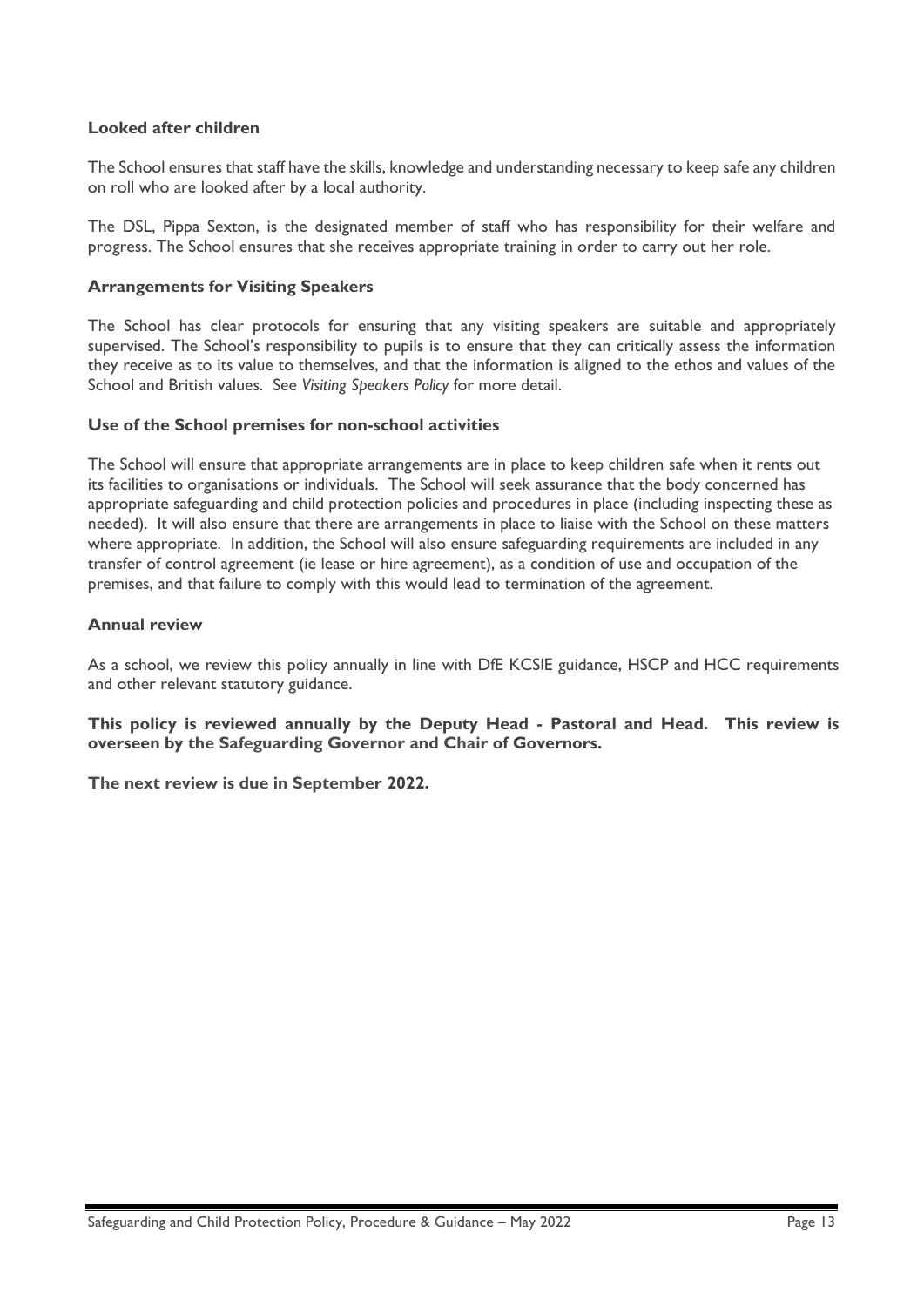### Looked after children

The School ensures that staff have the skills, knowledge and understanding necessary to keep safe any children on roll who are looked after by a local authority.

The DSL, Pippa Sexton, is the designated member of staff who has responsibility for their welfare and progress. The School ensures that she receives appropriate training in order to carry out her role.

### Arrangements for Visiting Speakers

The School has clear protocols for ensuring that any visiting speakers are suitable and appropriately supervised. The School's responsibility to pupils is to ensure that they can critically assess the information they receive as to its value to themselves, and that the information is aligned to the ethos and values of the School and British values. See *Visiting Speakers Policy* for more detail.

### Use of the School premises for non-school activities

The School will ensure that appropriate arrangements are in place to keep children safe when it rents out its facilities to organisations or individuals. The School will seek assurance that the body concerned has appropriate safeguarding and child protection policies and procedures in place (including inspecting these as needed). It will also ensure that there are arrangements in place to liaise with the School on these matters where appropriate. In addition, the School will also ensure safeguarding requirements are included in any transfer of control agreement (ie lease or hire agreement), as a condition of use and occupation of the premises, and that failure to comply with this would lead to termination of the agreement.

### Annual review

As a school, we review this policy annually in line with DfE KCSIE guidance, HSCP and HCC requirements and other relevant statutory guidance.

**This policy is reviewed annually by the Deputy Head - Pastoral and Head. This review is overseen by the Safeguarding Governor and Chair of Governors.**

**The next review is due in September 2022.**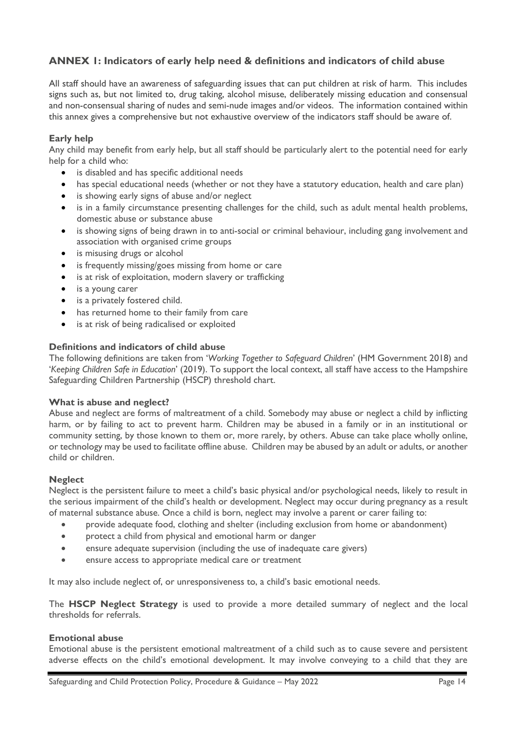## ANNEX 1: Indicators of early help need & definitions and indicators of child abuse

All staff should have an awareness of safeguarding issues that can put children at risk of harm. This includes signs such as, but not limited to, drug taking, alcohol misuse, deliberately missing education and consensual and non-consensual sharing of nudes and semi-nude images and/or videos. The information contained within this annex gives a comprehensive but not exhaustive overview of the indicators staff should be aware of.

### Early help

Any child may benefit from early help, but all staff should be particularly alert to the potential need for early help for a child who:

- is disabled and has specific additional needs
- has special educational needs (whether or not they have a statutory education, health and care plan)
- is showing early signs of abuse and/or neglect
- is in a family circumstance presenting challenges for the child, such as adult mental health problems, domestic abuse or substance abuse
- is showing signs of being drawn in to anti-social or criminal behaviour, including gang involvement and association with organised crime groups
- is misusing drugs or alcohol
- is frequently missing/goes missing from home or care
- is at risk of exploitation, modern slavery or trafficking
- is a young carer
- is a privately fostered child.
- has returned home to their family from care
- is at risk of being radicalised or exploited

### Definitions and indicators of child abuse

The following definitions are taken from '*Working Together to Safeguard Children*' (HM Government 2018) and '*Keeping Children Safe in Education*' (2019). To support the local context, all staff have access to the Hampshire Safeguarding Children Partnership (HSCP) threshold chart.

### What is abuse and neglect?

Abuse and neglect are forms of maltreatment of a child. Somebody may abuse or neglect a child by inflicting harm, or by failing to act to prevent harm. Children may be abused in a family or in an institutional or community setting, by those known to them or, more rarely, by others. Abuse can take place wholly online, or technology may be used to facilitate offline abuse. Children may be abused by an adult or adults, or another child or children.

### Neglect

Neglect is the persistent failure to meet a child's basic physical and/or psychological needs, likely to result in the serious impairment of the child's health or development. Neglect may occur during pregnancy as a result of maternal substance abuse. Once a child is born, neglect may involve a parent or carer failing to:

- provide adequate food, clothing and shelter (including exclusion from home or abandonment)
- protect a child from physical and emotional harm or danger
- ensure adequate supervision (including the use of inadequate care givers)
- ensure access to appropriate medical care or treatment

It may also include neglect of, or unresponsiveness to, a child's basic emotional needs.

The **HSCP Neglect Strategy** is used to provide a more detailed summary of neglect and the local thresholds for referrals.

### Emotional abuse

Emotional abuse is the persistent emotional maltreatment of a child such as to cause severe and persistent adverse effects on the child's emotional development. It may involve conveying to a child that they are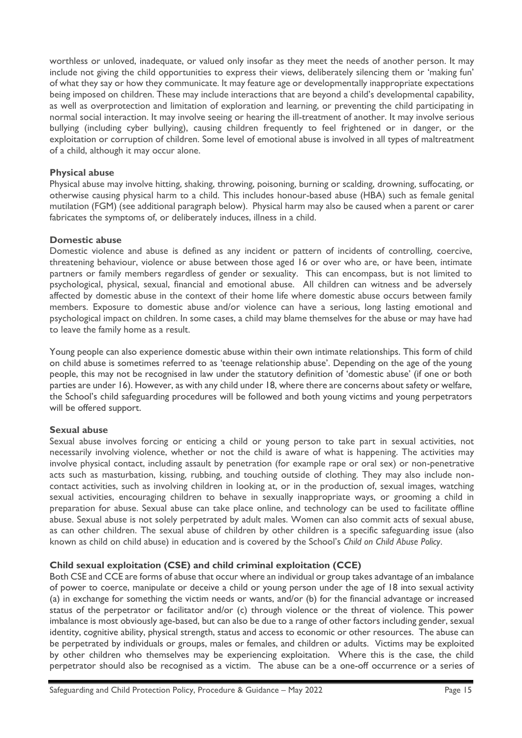worthless or unloved, inadequate, or valued only insofar as they meet the needs of another person. It may include not giving the child opportunities to express their views, deliberately silencing them or 'making fun' of what they say or how they communicate. It may feature age or developmentally inappropriate expectations being imposed on children. These may include interactions that are beyond a child's developmental capability, as well as overprotection and limitation of exploration and learning, or preventing the child participating in normal social interaction. It may involve seeing or hearing the ill-treatment of another. It may involve serious bullying (including cyber bullying), causing children frequently to feel frightened or in danger, or the exploitation or corruption of children. Some level of emotional abuse is involved in all types of maltreatment of a child, although it may occur alone.

**Physical abuse**

Physical abuse may involve hitting, shaking, throwing, poisoning, burning or scalding, drowning, suffocating, or otherwise causing physical harm to a child. This includes honour-based abuse (HBA) such as female genital mutilation (FGM) (see additional paragraph below). Physical harm may also be caused when a parent or carer fabricates the symptoms of, or deliberately induces, illness in a child.

**Domestic abuse**

Domestic violence and abuse is defined as any incident or pattern of incidents of controlling, coercive, threatening behaviour, violence or abuse between those aged 16 or over who are, or have been, intimate partners or family members regardless of gender or sexuality. This can encompass, but is not limited to psychological, physical, sexual, financial and emotional abuse. All children can witness and be adversely affected by domestic abuse in the context of their home life where domestic abuse occurs between family members. Exposure to domestic abuse and/or violence can have a serious, long lasting emotional and psychological impact on children. In some cases, a child may blame themselves for the abuse or may have had to leave the family home as a result.

Young people can also experience domestic abuse within their own intimate relationships. This form of child on child abuse is sometimes referred to as 'teenage relationship abuse'. Depending on the age of the young people, this may not be recognised in law under the statutory definition of 'domestic abuse' (if one or both parties are under 16). However, as with any child under 18, where there are concerns about safety or welfare, the School's child safeguarding procedures will be followed and both young victims and young perpetrators will be offered support.

**Sexual abuse**

Sexual abuse involves forcing or enticing a child or young person to take part in sexual activities, not necessarily involving violence, whether or not the child is aware of what is happening. The activities may involve physical contact, including assault by penetration (for example rape or oral sex) or non-penetrative acts such as masturbation, kissing, rubbing, and touching outside of clothing. They may also include non-contact activities, such as involving children in looking at, or in the production of, sexual images, watching sexual activities, encouraging children to behave in sexually inappropriate ways, or grooming a child in preparation for abuse. Sexual abuse can take place online, and technology can be used to facilitate offline abuse. Sexual abuse is not solely perpetrated by adult males. Women can also commit acts of sexual abuse, as can other children. The sexual abuse of children by other children is a specific safeguarding issue (also known as child on child abuse) in education and is covered by the School's *Child on Child Abuse Policy*.

**Child sexual exploitation (CSE) and child criminal exploitation (CCE)**

Both CSE and CCE are forms of abuse that occur where an individual or group takes advantage of an imbalance of power to coerce, manipulate or deceive a child or young person under the age of 18 into sexual activity (a) in exchange for something the victim needs or wants, and/or (b) for the financial advantage or increased status of the perpetrator or facilitator and/or (c) through violence or the threat of violence. This power imbalance is most obviously age-based, but can also be due to a range of other factors including gender, sexual identity, cognitive ability, physical strength, status and access to economic or other resources. The abuse can be perpetrated by individuals or groups, males or females, and children or adults. Victims may be exploited by other children who themselves may be experiencing exploitation. Where this is the case, the child perpetrator should also be recognised as a victim. The abuse can be a one-off occurrence or a series of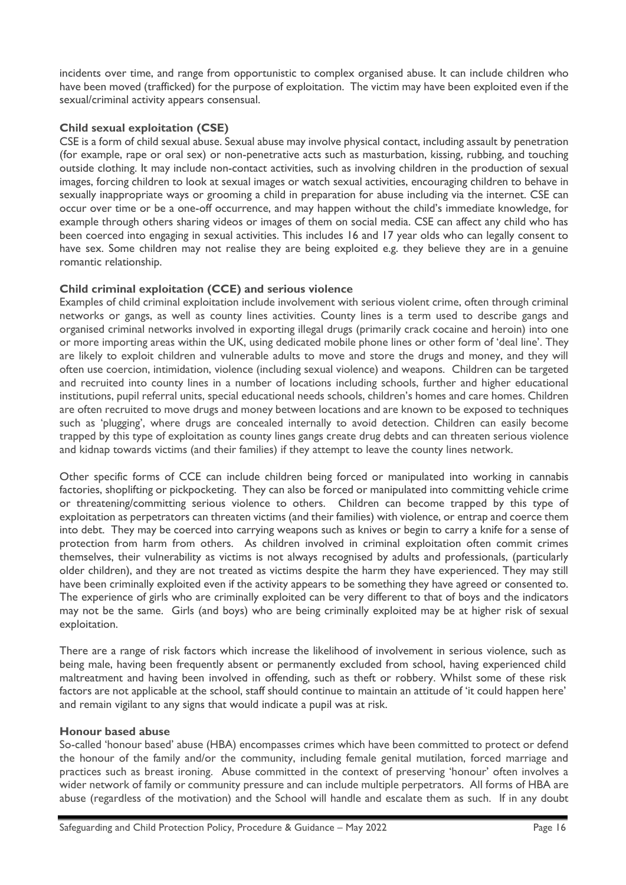incidents over time, and range from opportunistic to complex organised abuse. It can include children who have been moved (trafficked) for the purpose of exploitation. The victim may have been exploited even if the sexual/criminal activity appears consensual.

**Child sexual exploitation (CSE)**

CSE is a form of child sexual abuse. Sexual abuse may involve physical contact, including assault by penetration (for example, rape or oral sex) or non-penetrative acts such as masturbation, kissing, rubbing, and touching outside clothing. It may include non-contact activities, such as involving children in the production of sexual images, forcing children to look at sexual images or watch sexual activities, encouraging children to behave in sexually inappropriate ways or grooming a child in preparation for abuse including via the internet. CSE can occur over time or be a one-off occurrence, and may happen without the child's immediate knowledge, for example through others sharing videos or images of them on social media. CSE can affect any child who has been coerced into engaging in sexual activities. This includes 16 and 17 year olds who can legally consent to have sex. Some children may not realise they are being exploited e.g. they believe they are in a genuine romantic relationship.

**Child criminal exploitation (CCE) and serious violence**

Examples of child criminal exploitation include involvement with serious violent crime, often through criminal networks or gangs, as well as county lines activities. County lines is a term used to describe gangs and organised criminal networks involved in exporting illegal drugs (primarily crack cocaine and heroin) into one or more importing areas within the UK, using dedicated mobile phone lines or other form of 'deal line'. They are likely to exploit children and vulnerable adults to move and store the drugs and money, and they will often use coercion, intimidation, violence (including sexual violence) and weapons. Children can be targeted and recruited into county lines in a number of locations including schools, further and higher educational institutions, pupil referral units, special educational needs schools, children's homes and care homes. Children are often recruited to move drugs and money between locations and are known to be exposed to techniques such as 'plugging', where drugs are concealed internally to avoid detection. Children can easily become trapped by this type of exploitation as county lines gangs create drug debts and can threaten serious violence and kidnap towards victims (and their families) if they attempt to leave the county lines network.

Other specific forms of CCE can include children being forced or manipulated into working in cannabis factories, shoplifting or pickpocketing. They can also be forced or manipulated into committing vehicle crime or threatening/committing serious violence to others. Children can become trapped by this type of exploitation as perpetrators can threaten victims (and their families) with violence, or entrap and coerce them into debt. They may be coerced into carrying weapons such as knives or begin to carry a knife for a sense of protection from harm from others. As children involved in criminal exploitation often commit crimes themselves, their vulnerability as victims is not always recognised by adults and professionals, (particularly older children), and they are not treated as victims despite the harm they have experienced. They may still have been criminally exploited even if the activity appears to be something they have agreed or consented to. The experience of girls who are criminally exploited can be very different to that of boys and the indicators may not be the same. Girls (and boys) who are being criminally exploited may be at higher risk of sexual exploitation.

There are a range of risk factors which increase the likelihood of involvement in serious violence, such as being male, having been frequently absent or permanently excluded from school, having experienced child maltreatment and having been involved in offending, such as theft or robbery. Whilst some of these risk factors are not applicable at the school, staff should continue to maintain an attitude of 'it could happen here' and remain vigilant to any signs that would indicate a pupil was at risk.

**Honour based abuse**

So-called 'honour based' abuse (HBA) encompasses crimes which have been committed to protect or defend the honour of the family and/or the community, including female genital mutilation, forced marriage and practices such as breast ironing. Abuse committed in the context of preserving 'honour' often involves a wider network of family or community pressure and can include multiple perpetrators. All forms of HBA are abuse (regardless of the motivation) and the School will handle and escalate them as such. If in any doubt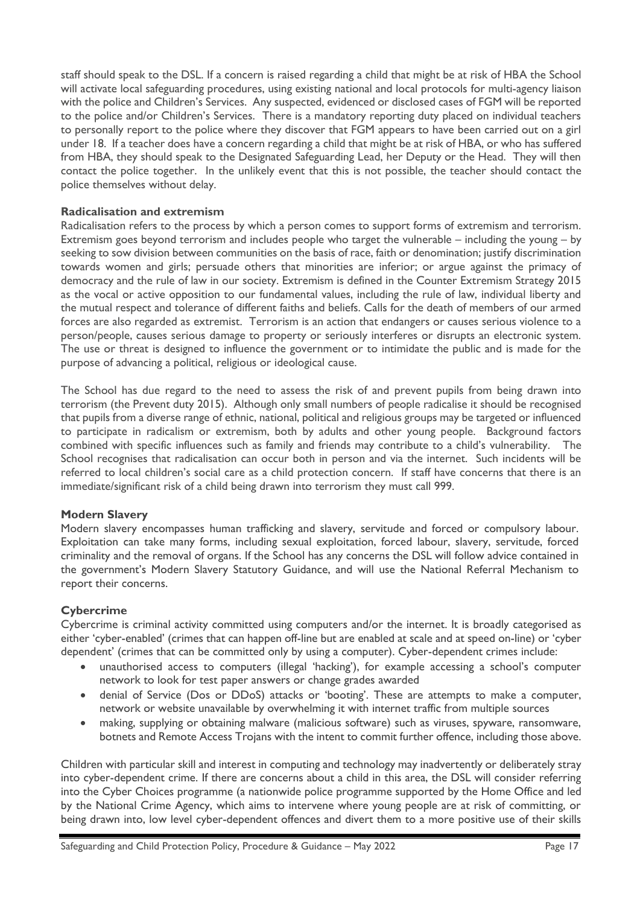staff should speak to the DSL. If a concern is raised regarding a child that might be at risk of HBA the School will activate local safeguarding procedures, using existing national and local protocols for multi-agency liaison with the police and Children's Services. Any suspected, evidenced or disclosed cases of FGM will be reported to the police and/or Children's Services. There is a mandatory reporting duty placed on individual teachers to personally report to the police where they discover that FGM appears to have been carried out on a girl under 18. If a teacher does have a concern regarding a child that might be at risk of HBA, or who has suffered from HBA, they should speak to the Designated Safeguarding Lead, her Deputy or the Head. They will then contact the police together. In the unlikely event that this is not possible, the teacher should contact the police themselves without delay.

**Radicalisation and extremism**

Radicalisation refers to the process by which a person comes to support forms of extremism and terrorism. Extremism goes beyond terrorism and includes people who target the vulnerable – including the young – by seeking to sow division between communities on the basis of race, faith or denomination; justify discrimination towards women and girls; persuade others that minorities are inferior; or argue against the primacy of democracy and the rule of law in our society. Extremism is defined in the Counter Extremism Strategy 2015 as the vocal or active opposition to our fundamental values, including the rule of law, individual liberty and the mutual respect and tolerance of different faiths and beliefs. Calls for the death of members of our armed forces are also regarded as extremist. Terrorism is an action that endangers or causes serious violence to a person/people, causes serious damage to property or seriously interferes or disrupts an electronic system. The use or threat is designed to influence the government or to intimidate the public and is made for the purpose of advancing a political, religious or ideological cause.

The School has due regard to the need to assess the risk of and prevent pupils from being drawn into terrorism (the Prevent duty 2015). Although only small numbers of people radicalise it should be recognised that pupils from a diverse range of ethnic, national, political and religious groups may be targeted or influenced to participate in radicalism or extremism, both by adults and other young people. Background factors combined with specific influences such as family and friends may contribute to a child's vulnerability. The School recognises that radicalisation can occur both in person and via the internet. Such incidents will be referred to local children's social care as a child protection concern. If staff have concerns that there is an immediate/significant risk of a child being drawn into terrorism they must call 999.

**Modern Slavery**

Modern slavery encompasses human trafficking and slavery, servitude and forced or compulsory labour. Exploitation can take many forms, including sexual exploitation, forced labour, slavery, servitude, forced criminality and the removal of organs. If the School has any concerns the DSL will follow advice contained in the government's Modern Slavery Statutory Guidance, and will use the National Referral Mechanism to report their concerns.

**Cybercrime**

Cybercrime is criminal activity committed using computers and/or the internet. It is broadly categorised as either 'cyber-enabled' (crimes that can happen off-line but are enabled at scale and at speed on-line) or 'cyber dependent' (crimes that can be committed only by using a computer). Cyber-dependent crimes include:

- unauthorised access to computers (illegal 'hacking'), for example accessing a school's computer network to look for test paper answers or change grades awarded
- denial of Service (Dos or DDoS) attacks or 'booting'. These are attempts to make a computer, network or website unavailable by overwhelming it with internet traffic from multiple sources
- making, supplying or obtaining malware (malicious software) such as viruses, spyware, ransomware, botnets and Remote Access Trojans with the intent to commit further offence, including those above.

Children with particular skill and interest in computing and technology may inadvertently or deliberately stray into cyber-dependent crime. If there are concerns about a child in this area, the DSL will consider referring into the Cyber Choices programme (a nationwide police programme supported by the Home Office and led by the National Crime Agency, which aims to intervene where young people are at risk of committing, or being drawn into, low level cyber-dependent offences and divert them to a more positive use of their skills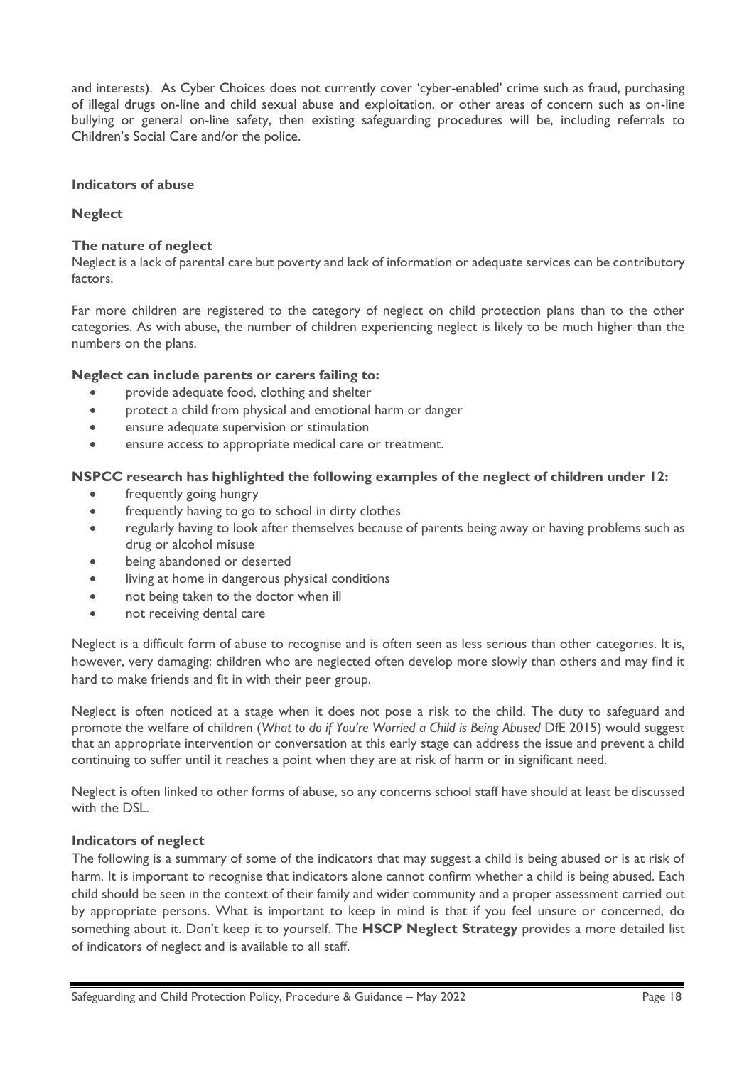and interests). As Cyber Choices does not currently cover 'cyber-enabled' crime such as fraud, purchasing of illegal drugs on-line and child sexual abuse and exploitation, or other areas of concern such as on-line bullying or general on-line safety, then existing safeguarding procedures will be, including referrals to Children's Social Care and/or the police.

**Indicators of abuse**

**Neglect**

**The nature of neglect**

Neglect is a lack of parental care but poverty and lack of information or adequate services can be contributory factors.

Far more children are registered to the category of neglect on child protection plans than to the other categories. As with abuse, the number of children experiencing neglect is likely to be much higher than the numbers on the plans.

**Neglect can include parents or carers failing to:**

- provide adequate food, clothing and shelter
- protect a child from physical and emotional harm or danger
- ensure adequate supervision or stimulation
- ensure access to appropriate medical care or treatment.

**NSPCC research has highlighted the following examples of the neglect of children under 12:**

- frequently going hungry
- frequently having to go to school in dirty clothes
- regularly having to look after themselves because of parents being away or having problems such as drug or alcohol misuse
- being abandoned or deserted
- living at home in dangerous physical conditions
- not being taken to the doctor when ill
- not receiving dental care

Neglect is a difficult form of abuse to recognise and is often seen as less serious than other categories. It is, however, very damaging: children who are neglected often develop more slowly than others and may find it hard to make friends and fit in with their peer group.

Neglect is often noticed at a stage when it does not pose a risk to the child. The duty to safeguard and promote the welfare of children (*What to do if You're Worried a Child is Being Abused* DfE 2015) would suggest that an appropriate intervention or conversation at this early stage can address the issue and prevent a child continuing to suffer until it reaches a point when they are at risk of harm or in significant need.

Neglect is often linked to other forms of abuse, so any concerns school staff have should at least be discussed with the DSL.

**Indicators of neglect**

The following is a summary of some of the indicators that may suggest a child is being abused or is at risk of harm. It is important to recognise that indicators alone cannot confirm whether a child is being abused. Each child should be seen in the context of their family and wider community and a proper assessment carried out by appropriate persons. What is important to keep in mind is that if you feel unsure or concerned, do something about it. Don't keep it to yourself. The **HSCP Neglect Strategy** provides a more detailed list of indicators of neglect and is available to all staff.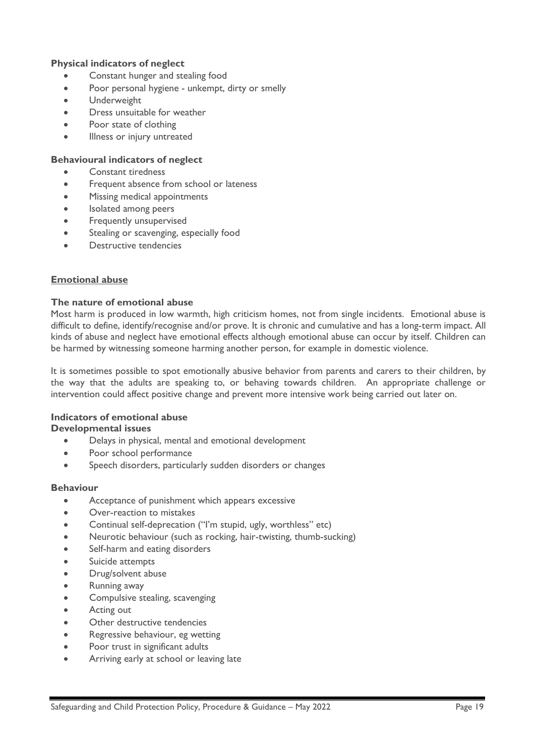**Physical indicators of neglect**

- Constant hunger and stealing food
- Poor personal hygiene - unkempt, dirty or smelly
- Underweight
- Dress unsuitable for weather
- Poor state of clothing
- Illness or injury untreated

**Behavioural indicators of neglect**

- Constant tiredness
- Frequent absence from school or lateness
- Missing medical appointments
- Isolated among peers
- Frequently unsupervised
- Stealing or scavenging, especially food
- Destructive tendencies

## Emotional abuse

**The nature of emotional abuse**

Most harm is produced in low warmth, high criticism homes, not from single incidents. Emotional abuse is difficult to define, identify/recognise and/or prove. It is chronic and cumulative and has a long-term impact. All kinds of abuse and neglect have emotional effects although emotional abuse can occur by itself. Children can be harmed by witnessing someone harming another person, for example in domestic violence.

It is sometimes possible to spot emotionally abusive behavior from parents and carers to their children, by the way that the adults are speaking to, or behaving towards children. An appropriate challenge or intervention could affect positive change and prevent more intensive work being carried out later on.

**Indicators of emotional abuse**

**Developmental issues**

- Delays in physical, mental and emotional development
- Poor school performance
- Speech disorders, particularly sudden disorders or changes

**Behaviour**

- Acceptance of punishment which appears excessive
- Over-reaction to mistakes
- Continual self-deprecation ("I'm stupid, ugly, worthless" etc)
- Neurotic behaviour (such as rocking, hair-twisting, thumb-sucking)
- Self-harm and eating disorders
- Suicide attempts
- Drug/solvent abuse
- Running away
- Compulsive stealing, scavenging
- Acting out
- Other destructive tendencies
- Regressive behaviour, eg wetting
- Poor trust in significant adults
- Arriving early at school or leaving late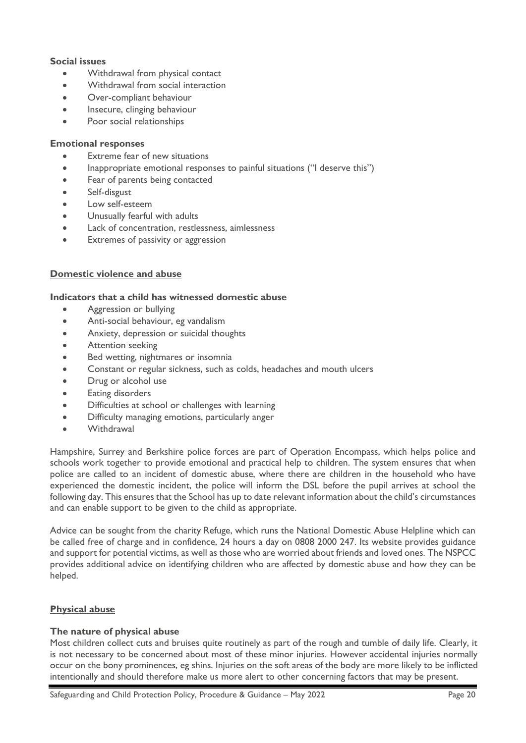**Social issues**

- Withdrawal from physical contact
- Withdrawal from social interaction
- Over-compliant behaviour
- Insecure, clinging behaviour
- Poor social relationships

**Emotional responses**

- Extreme fear of new situations
- Inappropriate emotional responses to painful situations ("I deserve this")
- Fear of parents being contacted
- Self-disgust
- Low self-esteem
- Unusually fearful with adults
- Lack of concentration, restlessness, aimlessness
- Extremes of passivity or aggression

**Domestic violence and abuse**

**Indicators that a child has witnessed domestic abuse**

- Aggression or bullying
- Anti-social behaviour, eg vandalism
- Anxiety, depression or suicidal thoughts
- Attention seeking
- Bed wetting, nightmares or insomnia
- Constant or regular sickness, such as colds, headaches and mouth ulcers
- Drug or alcohol use
- Eating disorders
- Difficulties at school or challenges with learning
- Difficulty managing emotions, particularly anger
- Withdrawal

Hampshire, Surrey and Berkshire police forces are part of Operation Encompass, which helps police and schools work together to provide emotional and practical help to children. The system ensures that when police are called to an incident of domestic abuse, where there are children in the household who have experienced the domestic incident, the police will inform the DSL before the pupil arrives at school the following day. This ensures that the School has up to date relevant information about the child's circumstances and can enable support to be given to the child as appropriate.

Advice can be sought from the charity Refuge, which runs the National Domestic Abuse Helpline which can be called free of charge and in confidence, 24 hours a day on 0808 2000 247. Its website provides guidance and support for potential victims, as well as those who are worried about friends and loved ones. The NSPCC provides additional advice on identifying children who are affected by domestic abuse and how they can be helped.

**Physical abuse**

**The nature of physical abuse**

Most children collect cuts and bruises quite routinely as part of the rough and tumble of daily life. Clearly, it is not necessary to be concerned about most of these minor injuries. However accidental injuries normally occur on the bony prominences, eg shins. Injuries on the soft areas of the body are more likely to be inflicted intentionally and should therefore make us more alert to other concerning factors that may be present.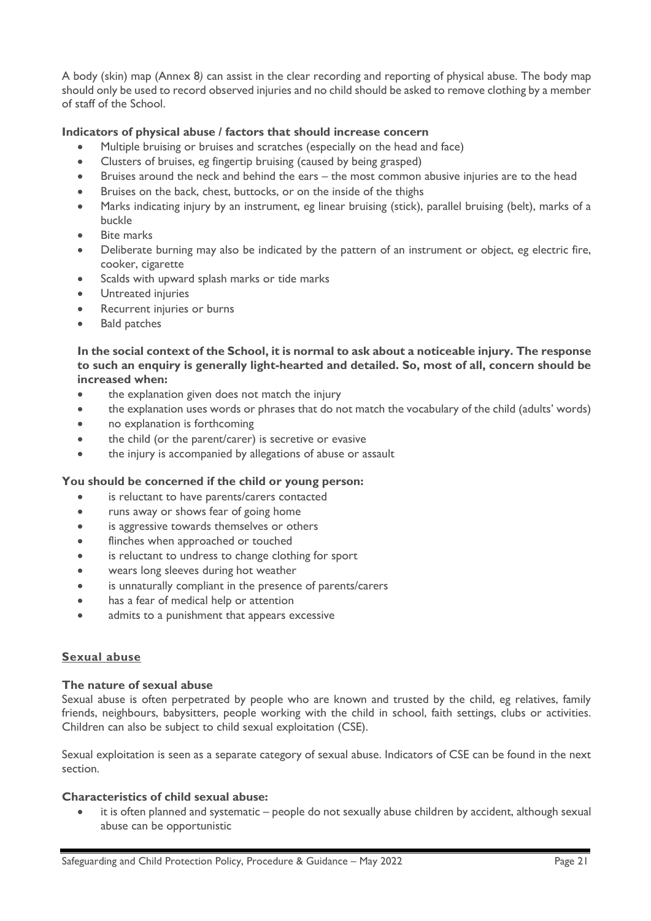A body (skin) map (Annex 8) can assist in the clear recording and reporting of physical abuse. The body map should only be used to record observed injuries and no child should be asked to remove clothing by a member of staff of the School.

**Indicators of physical abuse / factors that should increase concern**

- Multiple bruising or bruises and scratches (especially on the head and face)
- Clusters of bruises, eg fingertip bruising (caused by being grasped)
- Bruises around the neck and behind the ears – the most common abusive injuries are to the head
- Bruises on the back, chest, buttocks, or on the inside of the thighs
- Marks indicating injury by an instrument, eg linear bruising (stick), parallel bruising (belt), marks of a buckle
- Bite marks
- Deliberate burning may also be indicated by the pattern of an instrument or object, eg electric fire, cooker, cigarette
- Scalds with upward splash marks or tide marks
- Untreated injuries
- Recurrent injuries or burns
- Bald patches

**In the social context of the School, it is normal to ask about a noticeable injury. The response to such an enquiry is generally light-hearted and detailed. So, most of all, concern should be increased when:**

- the explanation given does not match the injury
- the explanation uses words or phrases that do not match the vocabulary of the child (adults' words)
- no explanation is forthcoming
- the child (or the parent/carer) is secretive or evasive
- the injury is accompanied by allegations of abuse or assault

**You should be concerned if the child or young person:**

- is reluctant to have parents/carers contacted
- runs away or shows fear of going home
- is aggressive towards themselves or others
- flinches when approached or touched
- is reluctant to undress to change clothing for sport
- wears long sleeves during hot weather
- is unnaturally compliant in the presence of parents/carers
- has a fear of medical help or attention
- admits to a punishment that appears excessive

## Sexual abuse

**The nature of sexual abuse**

Sexual abuse is often perpetrated by people who are known and trusted by the child, eg relatives, family friends, neighbours, babysitters, people working with the child in school, faith settings, clubs or activities. Children can also be subject to child sexual exploitation (CSE).

Sexual exploitation is seen as a separate category of sexual abuse. Indicators of CSE can be found in the next section.

**Characteristics of child sexual abuse:**

- it is often planned and systematic – people do not sexually abuse children by accident, although sexual abuse can be opportunistic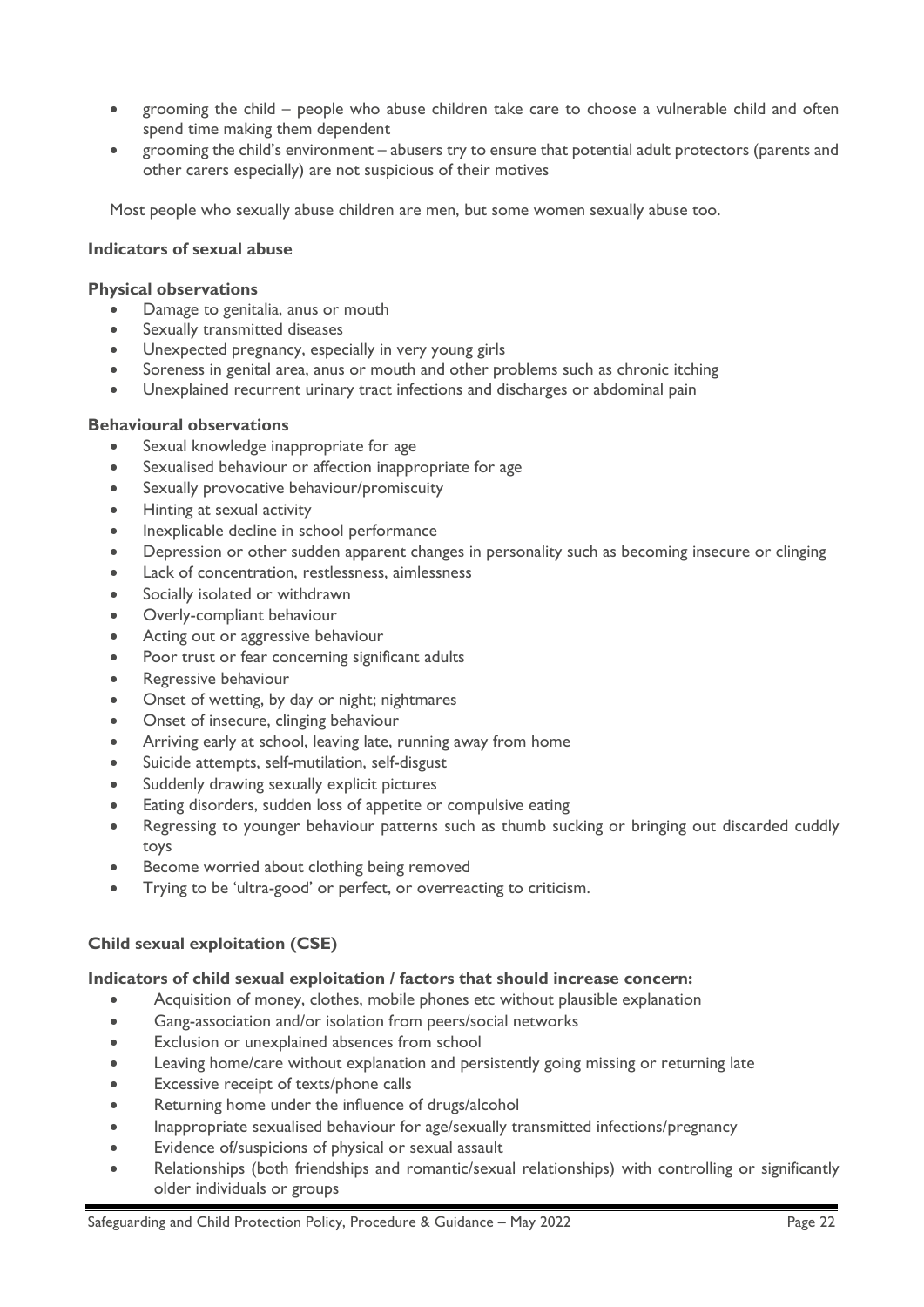- grooming the child – people who abuse children take care to choose a vulnerable child and often spend time making them dependent
- grooming the child's environment – abusers try to ensure that potential adult protectors (parents and other carers especially) are not suspicious of their motives

Most people who sexually abuse children are men, but some women sexually abuse too.

**Indicators of sexual abuse**

**Physical observations**

- Damage to genitalia, anus or mouth
- Sexually transmitted diseases
- Unexpected pregnancy, especially in very young girls
- Soreness in genital area, anus or mouth and other problems such as chronic itching
- Unexplained recurrent urinary tract infections and discharges or abdominal pain

**Behavioural observations**

- Sexual knowledge inappropriate for age
- Sexualised behaviour or affection inappropriate for age
- Sexually provocative behaviour/promiscuity
- Hinting at sexual activity
- Inexplicable decline in school performance
- Depression or other sudden apparent changes in personality such as becoming insecure or clinging
- Lack of concentration, restlessness, aimlessness
- Socially isolated or withdrawn
- Overly-compliant behaviour
- Acting out or aggressive behaviour
- Poor trust or fear concerning significant adults
- Regressive behaviour
- Onset of wetting, by day or night; nightmares
- Onset of insecure, clinging behaviour
- Arriving early at school, leaving late, running away from home
- Suicide attempts, self-mutilation, self-disgust
- Suddenly drawing sexually explicit pictures
- Eating disorders, sudden loss of appetite or compulsive eating
- Regressing to younger behaviour patterns such as thumb sucking or bringing out discarded cuddly toys
- Become worried about clothing being removed
- Trying to be 'ultra-good' or perfect, or overreacting to criticism.

**Child sexual exploitation (CSE)**

**Indicators of child sexual exploitation / factors that should increase concern:**

- Acquisition of money, clothes, mobile phones etc without plausible explanation
- Gang-association and/or isolation from peers/social networks
- Exclusion or unexplained absences from school
- Leaving home/care without explanation and persistently going missing or returning late
- Excessive receipt of texts/phone calls
- Returning home under the influence of drugs/alcohol
- Inappropriate sexualised behaviour for age/sexually transmitted infections/pregnancy
- Evidence of/suspicions of physical or sexual assault
- Relationships (both friendships and romantic/sexual relationships) with controlling or significantly older individuals or groups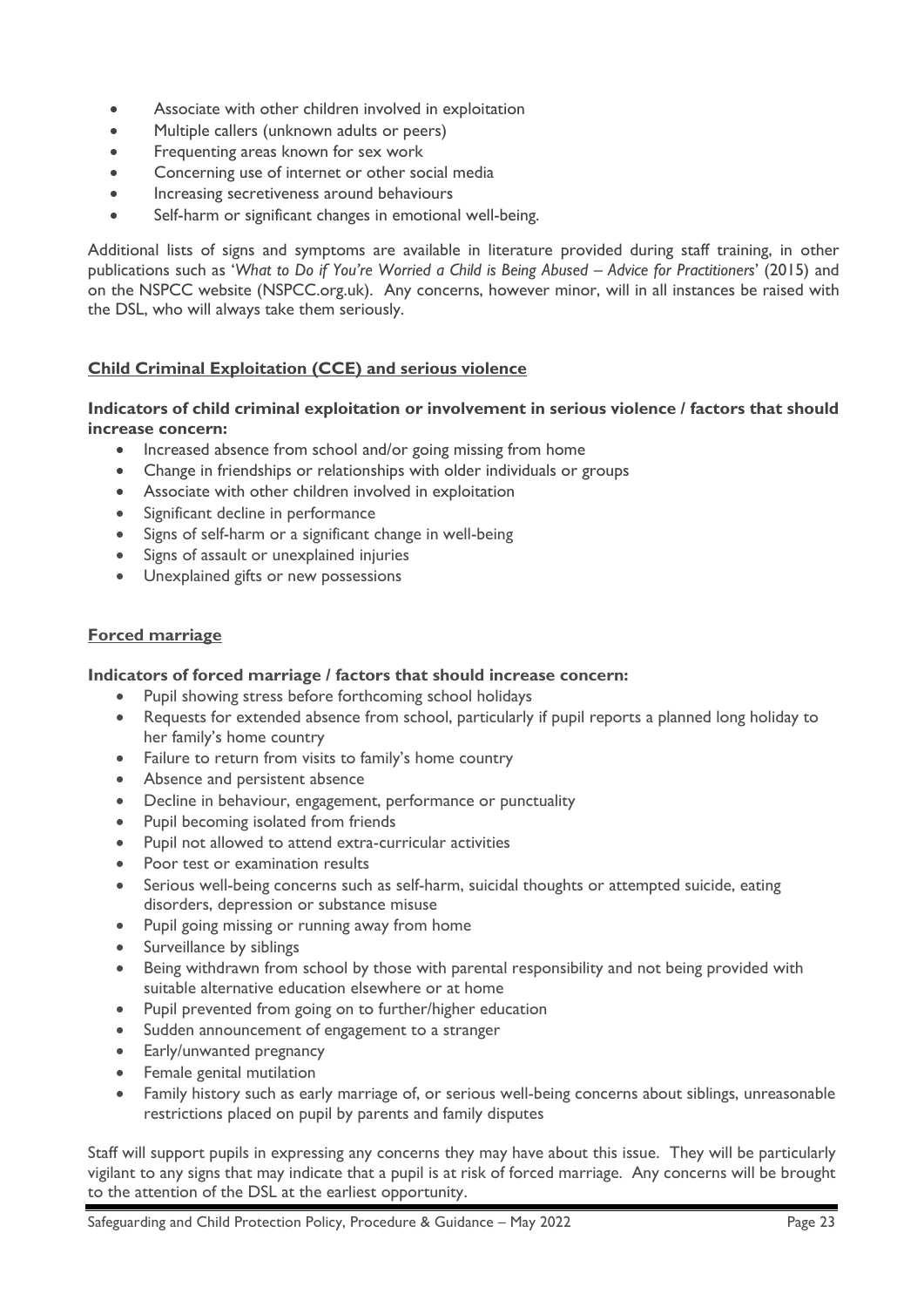- Associate with other children involved in exploitation
- Multiple callers (unknown adults or peers)
- Frequenting areas known for sex work
- Concerning use of internet or other social media
- Increasing secretiveness around behaviours
- Self-harm or significant changes in emotional well-being.

Additional lists of signs and symptoms are available in literature provided during staff training, in other publications such as '*What to Do if You're Worried a Child is Being Abused – Advice for Practitioners*' (2015) and on the NSPCC website (NSPCC.org.uk). Any concerns, however minor, will in all instances be raised with the DSL, who will always take them seriously.

## Child Criminal Exploitation (CCE) and serious violence

**Indicators of child criminal exploitation or involvement in serious violence / factors that should increase concern:**

- Increased absence from school and/or going missing from home
- Change in friendships or relationships with older individuals or groups
- Associate with other children involved in exploitation
- Significant decline in performance
- Signs of self-harm or a significant change in well-being
- Signs of assault or unexplained injuries
- Unexplained gifts or new possessions

## Forced marriage

**Indicators of forced marriage / factors that should increase concern:**

- Pupil showing stress before forthcoming school holidays
- Requests for extended absence from school, particularly if pupil reports a planned long holiday to her family's home country
- Failure to return from visits to family's home country
- Absence and persistent absence
- Decline in behaviour, engagement, performance or punctuality
- Pupil becoming isolated from friends
- Pupil not allowed to attend extra-curricular activities
- Poor test or examination results
- Serious well-being concerns such as self-harm, suicidal thoughts or attempted suicide, eating disorders, depression or substance misuse
- Pupil going missing or running away from home
- Surveillance by siblings
- Being withdrawn from school by those with parental responsibility and not being provided with suitable alternative education elsewhere or at home
- Pupil prevented from going on to further/higher education
- Sudden announcement of engagement to a stranger
- Early/unwanted pregnancy
- Female genital mutilation
- Family history such as early marriage of, or serious well-being concerns about siblings, unreasonable restrictions placed on pupil by parents and family disputes

Staff will support pupils in expressing any concerns they may have about this issue. They will be particularly vigilant to any signs that may indicate that a pupil is at risk of forced marriage. Any concerns will be brought to the attention of the DSL at the earliest opportunity.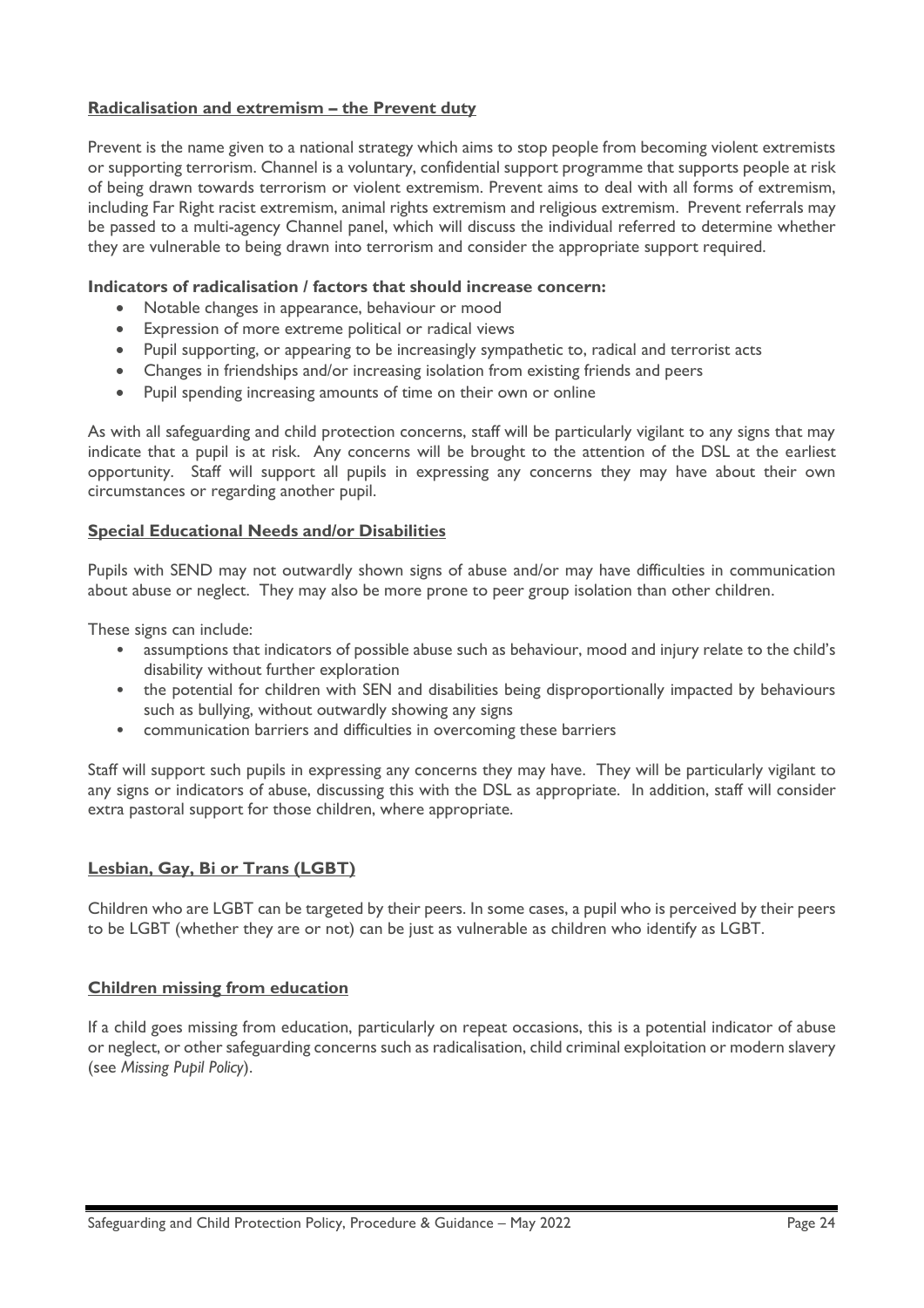## Radicalisation and extremism – the Prevent duty

Prevent is the name given to a national strategy which aims to stop people from becoming violent extremists or supporting terrorism. Channel is a voluntary, confidential support programme that supports people at risk of being drawn towards terrorism or violent extremism. Prevent aims to deal with all forms of extremism, including Far Right racist extremism, animal rights extremism and religious extremism. Prevent referrals may be passed to a multi-agency Channel panel, which will discuss the individual referred to determine whether they are vulnerable to being drawn into terrorism and consider the appropriate support required.

**Indicators of radicalisation / factors that should increase concern:**

- Notable changes in appearance, behaviour or mood
- Expression of more extreme political or radical views
- Pupil supporting, or appearing to be increasingly sympathetic to, radical and terrorist acts
- Changes in friendships and/or increasing isolation from existing friends and peers
- Pupil spending increasing amounts of time on their own or online

As with all safeguarding and child protection concerns, staff will be particularly vigilant to any signs that may indicate that a pupil is at risk. Any concerns will be brought to the attention of the DSL at the earliest opportunity. Staff will support all pupils in expressing any concerns they may have about their own circumstances or regarding another pupil.

## Special Educational Needs and/or Disabilities

Pupils with SEND may not outwardly shown signs of abuse and/or may have difficulties in communication about abuse or neglect. They may also be more prone to peer group isolation than other children.

These signs can include:

- assumptions that indicators of possible abuse such as behaviour, mood and injury relate to the child's disability without further exploration
- the potential for children with SEN and disabilities being disproportionally impacted by behaviours such as bullying, without outwardly showing any signs
- communication barriers and difficulties in overcoming these barriers

Staff will support such pupils in expressing any concerns they may have. They will be particularly vigilant to any signs or indicators of abuse, discussing this with the DSL as appropriate. In addition, staff will consider extra pastoral support for those children, where appropriate.

## Lesbian, Gay, Bi or Trans (LGBT)

Children who are LGBT can be targeted by their peers. In some cases, a pupil who is perceived by their peers to be LGBT (whether they are or not) can be just as vulnerable as children who identify as LGBT.

## Children missing from education

If a child goes missing from education, particularly on repeat occasions, this is a potential indicator of abuse or neglect, or other safeguarding concerns such as radicalisation, child criminal exploitation or modern slavery (see *Missing Pupil Policy*).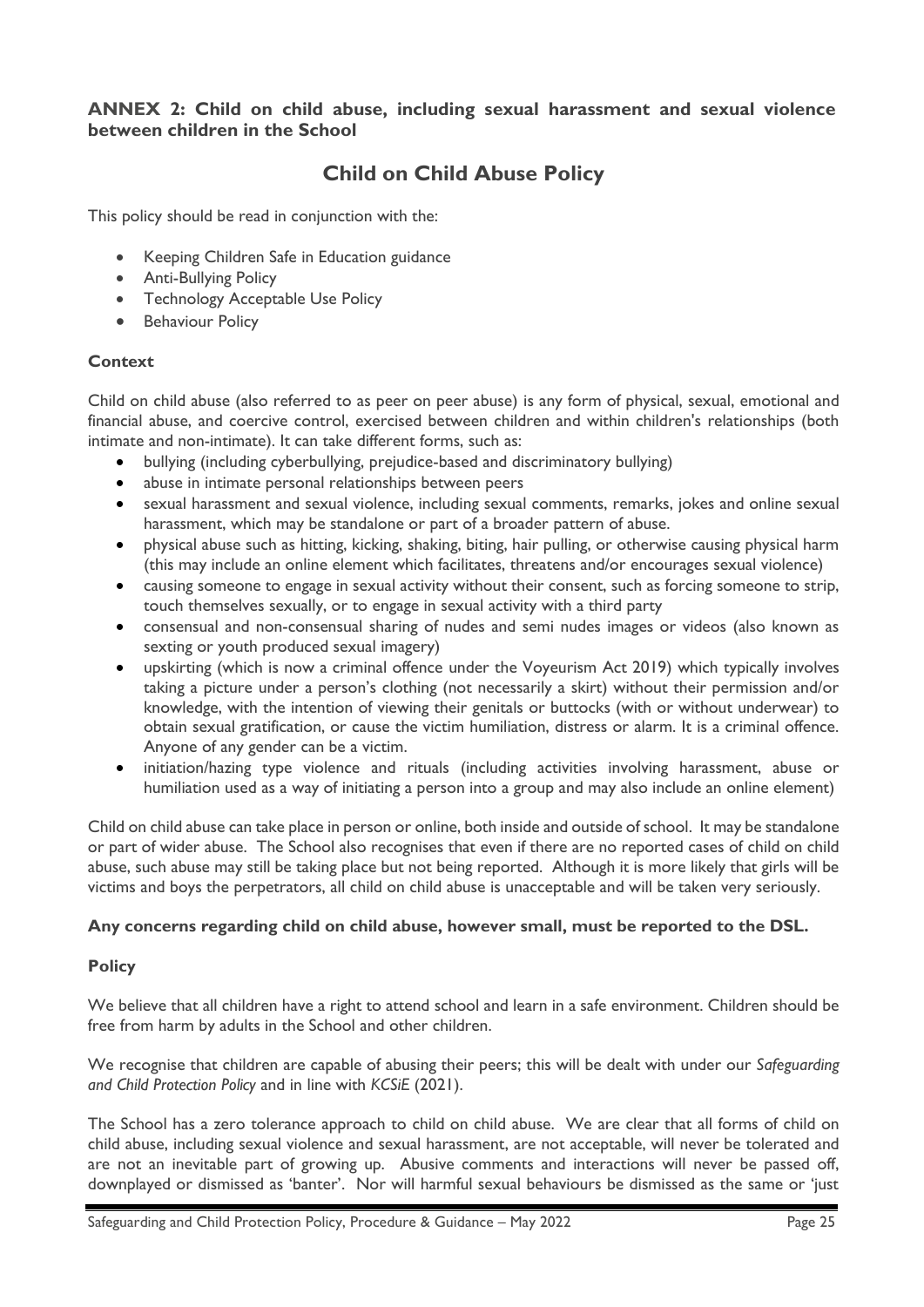## ANNEX 2: Child on child abuse, including sexual harassment and sexual violence between children in the School

# Child on Child Abuse Policy

This policy should be read in conjunction with the:

- Keeping Children Safe in Education guidance
- Anti-Bullying Policy
- Technology Acceptable Use Policy
- Behaviour Policy

### Context

Child on child abuse (also referred to as peer on peer abuse) is any form of physical, sexual, emotional and financial abuse, and coercive control, exercised between children and within children's relationships (both intimate and non-intimate). It can take different forms, such as:

- bullying (including cyberbullying, prejudice-based and discriminatory bullying)
- abuse in intimate personal relationships between peers
- sexual harassment and sexual violence, including sexual comments, remarks, jokes and online sexual harassment, which may be standalone or part of a broader pattern of abuse.
- physical abuse such as hitting, kicking, shaking, biting, hair pulling, or otherwise causing physical harm (this may include an online element which facilitates, threatens and/or encourages sexual violence)
- causing someone to engage in sexual activity without their consent, such as forcing someone to strip, touch themselves sexually, or to engage in sexual activity with a third party
- consensual and non-consensual sharing of nudes and semi nudes images or videos (also known as sexting or youth produced sexual imagery)
- upskirting (which is now a criminal offence under the Voyeurism Act 2019) which typically involves taking a picture under a person's clothing (not necessarily a skirt) without their permission and/or knowledge, with the intention of viewing their genitals or buttocks (with or without underwear) to obtain sexual gratification, or cause the victim humiliation, distress or alarm. It is a criminal offence. Anyone of any gender can be a victim.
- initiation/hazing type violence and rituals (including activities involving harassment, abuse or humiliation used as a way of initiating a person into a group and may also include an online element)

Child on child abuse can take place in person or online, both inside and outside of school. It may be standalone or part of wider abuse. The School also recognises that even if there are no reported cases of child on child abuse, such abuse may still be taking place but not being reported. Although it is more likely that girls will be victims and boys the perpetrators, all child on child abuse is unacceptable and will be taken very seriously.

**Any concerns regarding child on child abuse, however small, must be reported to the DSL.**

### Policy

We believe that all children have a right to attend school and learn in a safe environment. Children should be free from harm by adults in the School and other children.

We recognise that children are capable of abusing their peers; this will be dealt with under our *Safeguarding and Child Protection Policy* and in line with *KCSiE* (2021).

The School has a zero tolerance approach to child on child abuse. We are clear that all forms of child on child abuse, including sexual violence and sexual harassment, are not acceptable, will never be tolerated and are not an inevitable part of growing up. Abusive comments and interactions will never be passed off, downplayed or dismissed as 'banter'. Nor will harmful sexual behaviours be dismissed as the same or 'just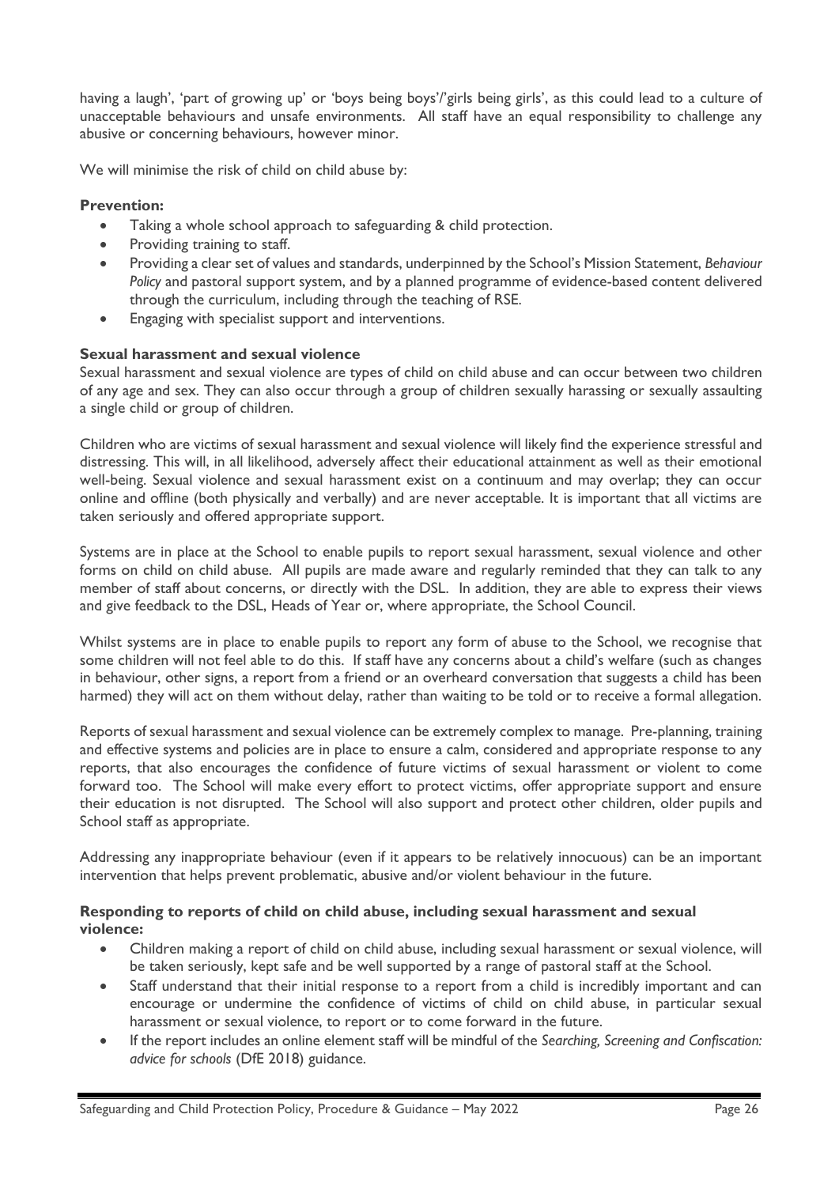having a laugh', 'part of growing up' or 'boys being boys'/'girls being girls', as this could lead to a culture of unacceptable behaviours and unsafe environments. All staff have an equal responsibility to challenge any abusive or concerning behaviours, however minor.

We will minimise the risk of child on child abuse by:

**Prevention:**

- Taking a whole school approach to safeguarding & child protection.
- Providing training to staff.
- Providing a clear set of values and standards, underpinned by the School's Mission Statement, *Behaviour Policy* and pastoral support system, and by a planned programme of evidence-based content delivered through the curriculum, including through the teaching of RSE.
- Engaging with specialist support and interventions.

**Sexual harassment and sexual violence**

Sexual harassment and sexual violence are types of child on child abuse and can occur between two children of any age and sex. They can also occur through a group of children sexually harassing or sexually assaulting a single child or group of children.

Children who are victims of sexual harassment and sexual violence will likely find the experience stressful and distressing. This will, in all likelihood, adversely affect their educational attainment as well as their emotional well-being. Sexual violence and sexual harassment exist on a continuum and may overlap; they can occur online and offline (both physically and verbally) and are never acceptable. It is important that all victims are taken seriously and offered appropriate support.

Systems are in place at the School to enable pupils to report sexual harassment, sexual violence and other forms on child on child abuse. All pupils are made aware and regularly reminded that they can talk to any member of staff about concerns, or directly with the DSL. In addition, they are able to express their views and give feedback to the DSL, Heads of Year or, where appropriate, the School Council.

Whilst systems are in place to enable pupils to report any form of abuse to the School, we recognise that some children will not feel able to do this. If staff have any concerns about a child's welfare (such as changes in behaviour, other signs, a report from a friend or an overheard conversation that suggests a child has been harmed) they will act on them without delay, rather than waiting to be told or to receive a formal allegation.

Reports of sexual harassment and sexual violence can be extremely complex to manage. Pre-planning, training and effective systems and policies are in place to ensure a calm, considered and appropriate response to any reports, that also encourages the confidence of future victims of sexual harassment or violent to come forward too. The School will make every effort to protect victims, offer appropriate support and ensure their education is not disrupted. The School will also support and protect other children, older pupils and School staff as appropriate.

Addressing any inappropriate behaviour (even if it appears to be relatively innocuous) can be an important intervention that helps prevent problematic, abusive and/or violent behaviour in the future.

**Responding to reports of child on child abuse, including sexual harassment and sexual violence:**

- Children making a report of child on child abuse, including sexual harassment or sexual violence, will be taken seriously, kept safe and be well supported by a range of pastoral staff at the School.
- Staff understand that their initial response to a report from a child is incredibly important and can encourage or undermine the confidence of victims of child on child abuse, in particular sexual harassment or sexual violence, to report or to come forward in the future.
- If the report includes an online element staff will be mindful of the *Searching, Screening and Confiscation: advice for schools* (DfE 2018) guidance.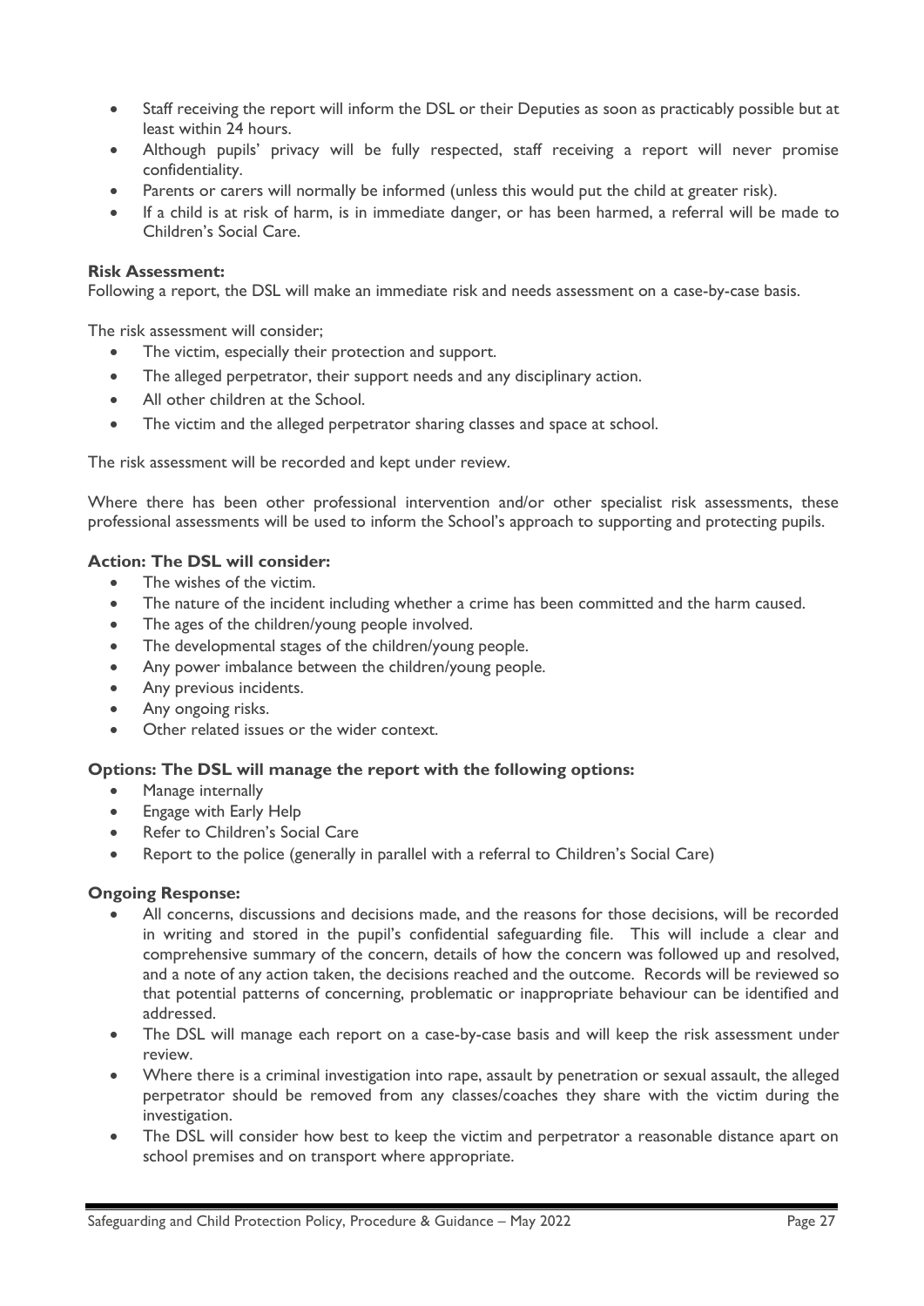- Staff receiving the report will inform the DSL or their Deputies as soon as practicably possible but at least within 24 hours.
- Although pupils' privacy will be fully respected, staff receiving a report will never promise confidentiality.
- Parents or carers will normally be informed (unless this would put the child at greater risk).
- If a child is at risk of harm, is in immediate danger, or has been harmed, a referral will be made to Children's Social Care.

**Risk Assessment:**
Following a report, the DSL will make an immediate risk and needs assessment on a case-by-case basis.

The risk assessment will consider;

- The victim, especially their protection and support.
- The alleged perpetrator, their support needs and any disciplinary action.
- All other children at the School.
- The victim and the alleged perpetrator sharing classes and space at school.

The risk assessment will be recorded and kept under review.

Where there has been other professional intervention and/or other specialist risk assessments, these professional assessments will be used to inform the School's approach to supporting and protecting pupils.

**Action: The DSL will consider:**

- The wishes of the victim.
- The nature of the incident including whether a crime has been committed and the harm caused.
- The ages of the children/young people involved.
- The developmental stages of the children/young people.
- Any power imbalance between the children/young people.
- Any previous incidents.
- Any ongoing risks.
- Other related issues or the wider context.

**Options: The DSL will manage the report with the following options:**

- Manage internally
- Engage with Early Help
- Refer to Children's Social Care
- Report to the police (generally in parallel with a referral to Children's Social Care)

**Ongoing Response:**

- All concerns, discussions and decisions made, and the reasons for those decisions, will be recorded in writing and stored in the pupil's confidential safeguarding file. This will include a clear and comprehensive summary of the concern, details of how the concern was followed up and resolved, and a note of any action taken, the decisions reached and the outcome. Records will be reviewed so that potential patterns of concerning, problematic or inappropriate behaviour can be identified and addressed.
- The DSL will manage each report on a case-by-case basis and will keep the risk assessment under review.
- Where there is a criminal investigation into rape, assault by penetration or sexual assault, the alleged perpetrator should be removed from any classes/coaches they share with the victim during the investigation.
- The DSL will consider how best to keep the victim and perpetrator a reasonable distance apart on school premises and on transport where appropriate.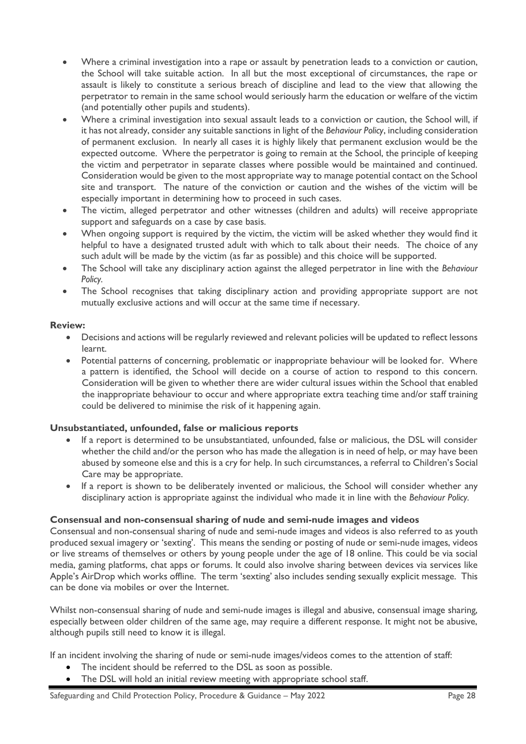- Where a criminal investigation into a rape or assault by penetration leads to a conviction or caution, the School will take suitable action. In all but the most exceptional of circumstances, the rape or assault is likely to constitute a serious breach of discipline and lead to the view that allowing the perpetrator to remain in the same school would seriously harm the education or welfare of the victim (and potentially other pupils and students).
- Where a criminal investigation into sexual assault leads to a conviction or caution, the School will, if it has not already, consider any suitable sanctions in light of the *Behaviour Policy*, including consideration of permanent exclusion. In nearly all cases it is highly likely that permanent exclusion would be the expected outcome. Where the perpetrator is going to remain at the School, the principle of keeping the victim and perpetrator in separate classes where possible would be maintained and continued. Consideration would be given to the most appropriate way to manage potential contact on the School site and transport. The nature of the conviction or caution and the wishes of the victim will be especially important in determining how to proceed in such cases.
- The victim, alleged perpetrator and other witnesses (children and adults) will receive appropriate support and safeguards on a case by case basis.
- When ongoing support is required by the victim, the victim will be asked whether they would find it helpful to have a designated trusted adult with which to talk about their needs. The choice of any such adult will be made by the victim (as far as possible) and this choice will be supported.
- The School will take any disciplinary action against the alleged perpetrator in line with the *Behaviour Policy*.
- The School recognises that taking disciplinary action and providing appropriate support are not mutually exclusive actions and will occur at the same time if necessary.

**Review:**

- Decisions and actions will be regularly reviewed and relevant policies will be updated to reflect lessons learnt.
- Potential patterns of concerning, problematic or inappropriate behaviour will be looked for. Where a pattern is identified, the School will decide on a course of action to respond to this concern. Consideration will be given to whether there are wider cultural issues within the School that enabled the inappropriate behaviour to occur and where appropriate extra teaching time and/or staff training could be delivered to minimise the risk of it happening again.

**Unsubstantiated, unfounded, false or malicious reports**

- If a report is determined to be unsubstantiated, unfounded, false or malicious, the DSL will consider whether the child and/or the person who has made the allegation is in need of help, or may have been abused by someone else and this is a cry for help. In such circumstances, a referral to Children's Social Care may be appropriate.
- If a report is shown to be deliberately invented or malicious, the School will consider whether any disciplinary action is appropriate against the individual who made it in line with the *Behaviour Policy*.

**Consensual and non-consensual sharing of nude and semi-nude images and videos**

Consensual and non-consensual sharing of nude and semi-nude images and videos is also referred to as youth produced sexual imagery or 'sexting'. This means the sending or posting of nude or semi-nude images, videos or live streams of themselves or others by young people under the age of 18 online. This could be via social media, gaming platforms, chat apps or forums. It could also involve sharing between devices via services like Apple's AirDrop which works offline. The term 'sexting' also includes sending sexually explicit message. This can be done via mobiles or over the Internet.

Whilst non-consensual sharing of nude and semi-nude images is illegal and abusive, consensual image sharing, especially between older children of the same age, may require a different response. It might not be abusive, although pupils still need to know it is illegal.

If an incident involving the sharing of nude or semi-nude images/videos comes to the attention of staff:

- The incident should be referred to the DSL as soon as possible.
- The DSL will hold an initial review meeting with appropriate school staff.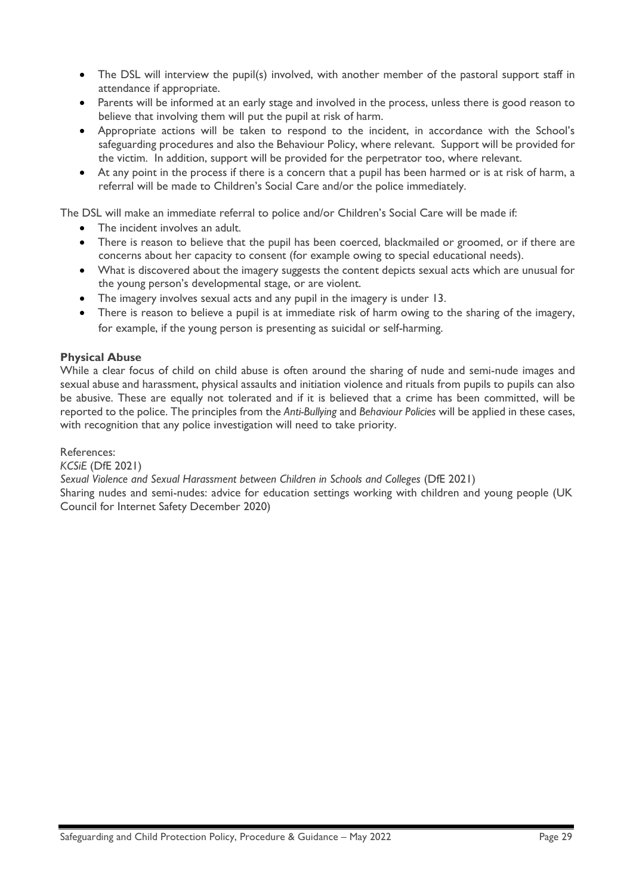- The DSL will interview the pupil(s) involved, with another member of the pastoral support staff in attendance if appropriate.
- Parents will be informed at an early stage and involved in the process, unless there is good reason to believe that involving them will put the pupil at risk of harm.
- Appropriate actions will be taken to respond to the incident, in accordance with the School's safeguarding procedures and also the Behaviour Policy, where relevant. Support will be provided for the victim. In addition, support will be provided for the perpetrator too, where relevant.
- At any point in the process if there is a concern that a pupil has been harmed or is at risk of harm, a referral will be made to Children's Social Care and/or the police immediately.

The DSL will make an immediate referral to police and/or Children's Social Care will be made if:

- The incident involves an adult.
- There is reason to believe that the pupil has been coerced, blackmailed or groomed, or if there are concerns about her capacity to consent (for example owing to special educational needs).
- What is discovered about the imagery suggests the content depicts sexual acts which are unusual for the young person's developmental stage, or are violent.
- The imagery involves sexual acts and any pupil in the imagery is under 13.
- There is reason to believe a pupil is at immediate risk of harm owing to the sharing of the imagery, for example, if the young person is presenting as suicidal or self-harming.

**Physical Abuse**

While a clear focus of child on child abuse is often around the sharing of nude and semi-nude images and sexual abuse and harassment, physical assaults and initiation violence and rituals from pupils to pupils can also be abusive. These are equally not tolerated and if it is believed that a crime has been committed, will be reported to the police. The principles from the *Anti-Bullying* and *Behaviour Policies* will be applied in these cases, with recognition that any police investigation will need to take priority.

References:
*KCSiE* (DfE 2021)
*Sexual Violence and Sexual Harassment between Children in Schools and Colleges* (DfE 2021)
Sharing nudes and semi-nudes: advice for education settings working with children and young people (UK Council for Internet Safety December 2020)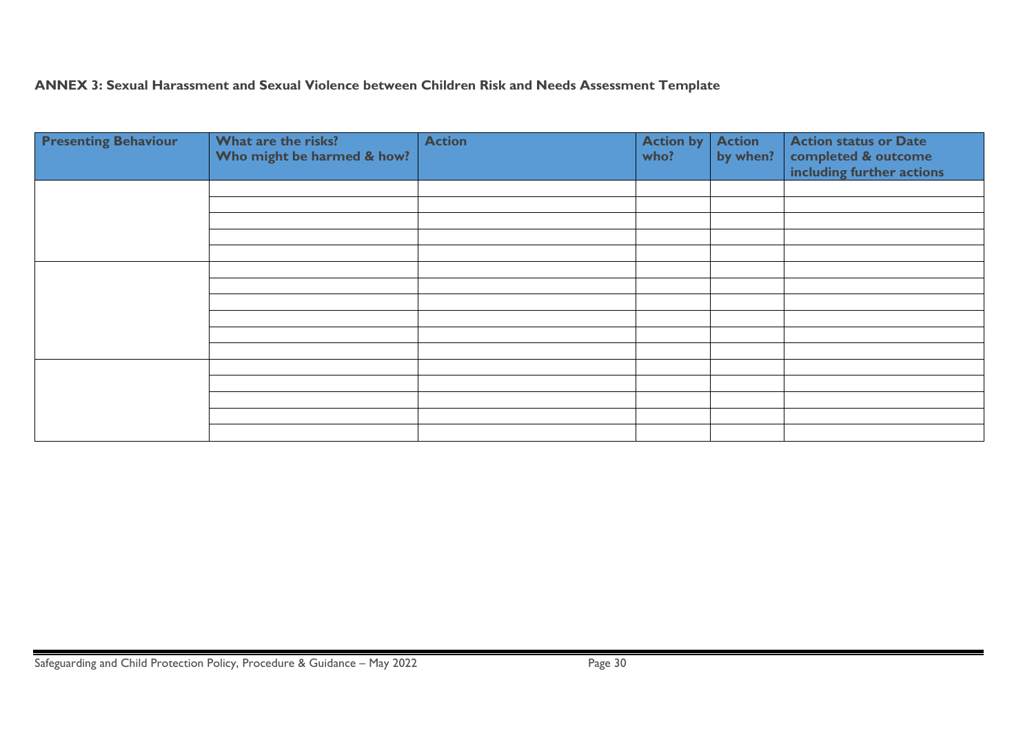**ANNEX 3: Sexual Harassment and Sexual Violence between Children Risk and Needs Assessment Template**

| Presenting Behaviour | What are the risks? Who might be harmed & how? | Action | Action by who? | Action by when? | Action status or Date completed & outcome including further actions |
|---|---|---|---|---|---|
| | | | | | |
| | | | | | |
| | | | | | |
| | | | | | |
| | | | | | |
| | | | | | |
| | | | | | |
| | | | | | |
| | | | | | |
| | | | | | |
| | | | | | |
| | | | | | |
| | | | | | |
| | | | | | |
| | | | | | |
| | | | | | |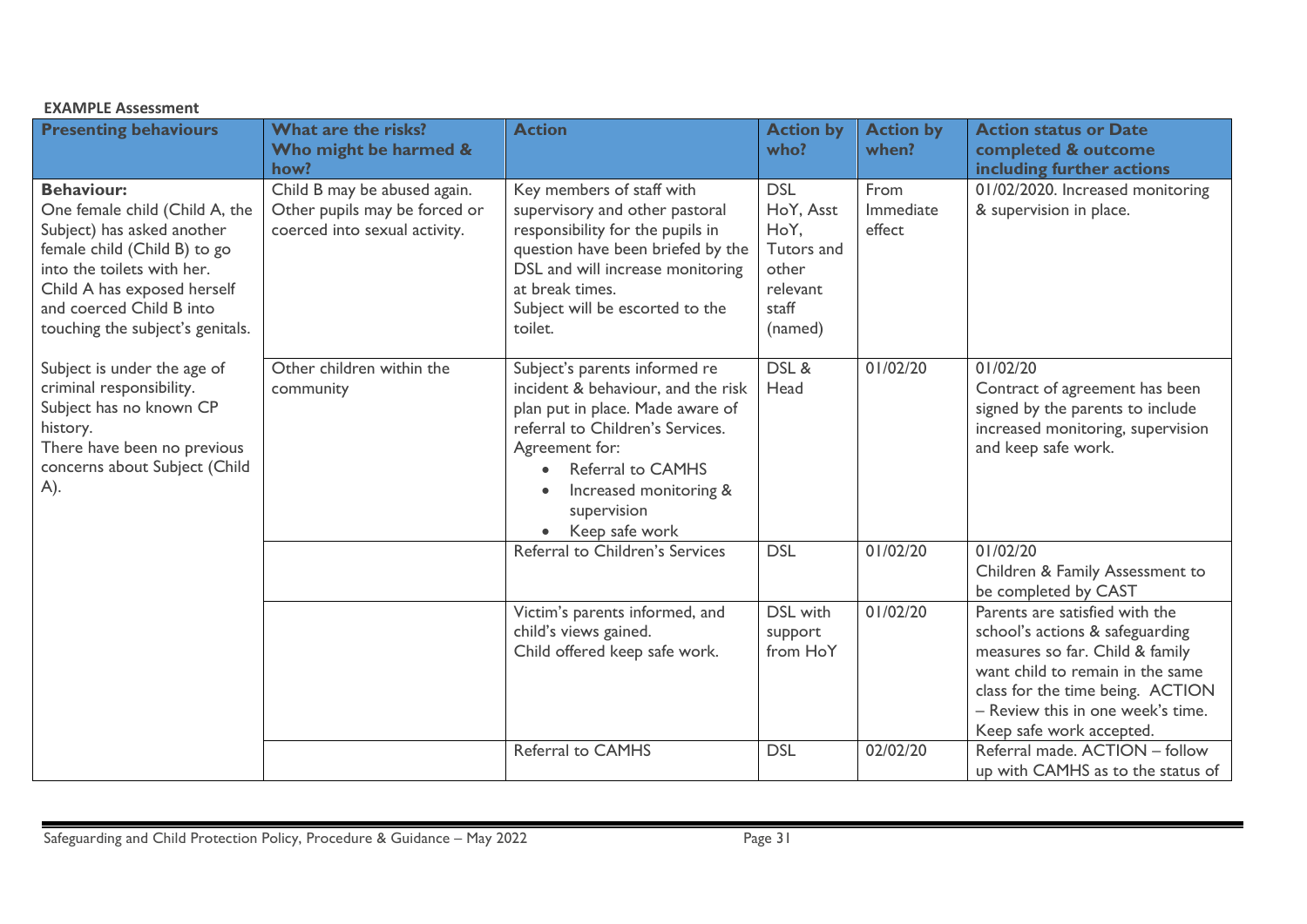**EXAMPLE Assessment**

| Presenting behaviours | What are the risks? Who might be harmed & how? | Action | Action by who? | Action by when? | Action status or Date completed & outcome including further actions |
|---|---|---|---|---|---|
| **Behaviour:**<br>One female child (Child A, the Subject) has asked another female child (Child B) to go into the toilets with her. Child A has exposed herself and coerced Child B into touching the subject's genitals. | Child B may be abused again. Other pupils may be forced or coerced into sexual activity. | Key members of staff with supervisory and other pastoral responsibility for the pupils in question have been briefed by the DSL and will increase monitoring at break times.<br>Subject will be escorted to the toilet. | DSL HoY, Asst HoY, Tutors and other relevant staff (named) | From Immediate effect | 01/02/2020. Increased monitoring & supervision in place. |
| Subject is under the age of criminal responsibility.<br>Subject has no known CP history.<br>There have been no previous concerns about Subject (Child A). | Other children within the community | Subject's parents informed re incident & behaviour, and the risk plan put in place. Made aware of referral to Children's Services.<br>Agreement for:<br>• Referral to CAMHS<br>• Increased monitoring & supervision<br>• Keep safe work | DSL & Head | 01/02/20 | 01/02/20<br>Contract of agreement has been signed by the parents to include increased monitoring, supervision and keep safe work. |
| | | Referral to Children's Services | DSL | 01/02/20 | 01/02/20<br>Children & Family Assessment to be completed by CAST |
| | | Victim's parents informed, and child's views gained.<br>Child offered keep safe work. | DSL with support from HoY | 01/02/20 | Parents are satisfied with the school's actions & safeguarding measures so far. Child & family want child to remain in the same class for the time being. ACTION – Review this in one week's time.<br>Keep safe work accepted. |
| | | Referral to CAMHS | DSL | 02/02/20 | Referral made. ACTION – follow up with CAMHS as to the status of |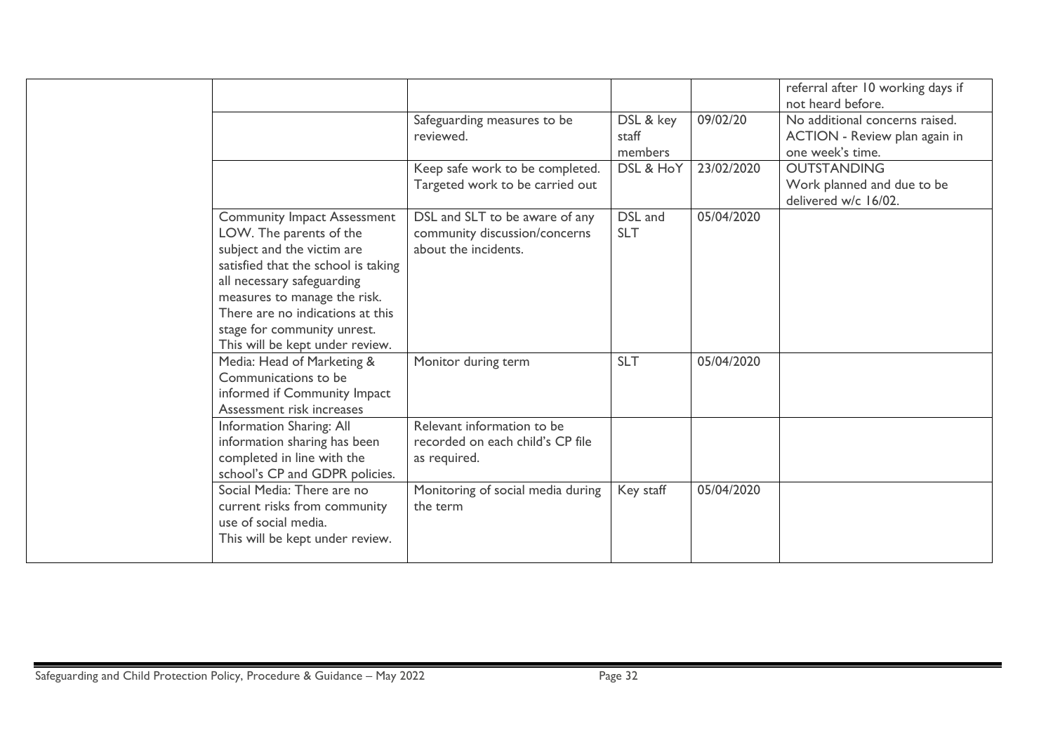| | | | | | |
|---|---|---|---|---|---|
| | | | | | referral after 10 working days if not heard before. |
| | | Safeguarding measures to be reviewed. | DSL & key staff members | 09/02/20 | No additional concerns raised. ACTION - Review plan again in one week's time. |
| | | Keep safe work to be completed. Targeted work to be carried out | DSL & HoY | 23/02/2020 | OUTSTANDING Work planned and due to be delivered w/c 16/02. |
| | Community Impact Assessment LOW. The parents of the subject and the victim are satisfied that the school is taking all necessary safeguarding measures to manage the risk. There are no indications at this stage for community unrest. This will be kept under review. | DSL and SLT to be aware of any community discussion/concerns about the incidents. | DSL and SLT | 05/04/2020 | |
| | Media: Head of Marketing & Communications to be informed if Community Impact Assessment risk increases | Monitor during term | SLT | 05/04/2020 | |
| | Information Sharing: All information sharing has been completed in line with the school's CP and GDPR policies. | Relevant information to be recorded on each child's CP file as required. | | | |
| | Social Media: There are no current risks from community use of social media. This will be kept under review. | Monitoring of social media during the term | Key staff | 05/04/2020 | |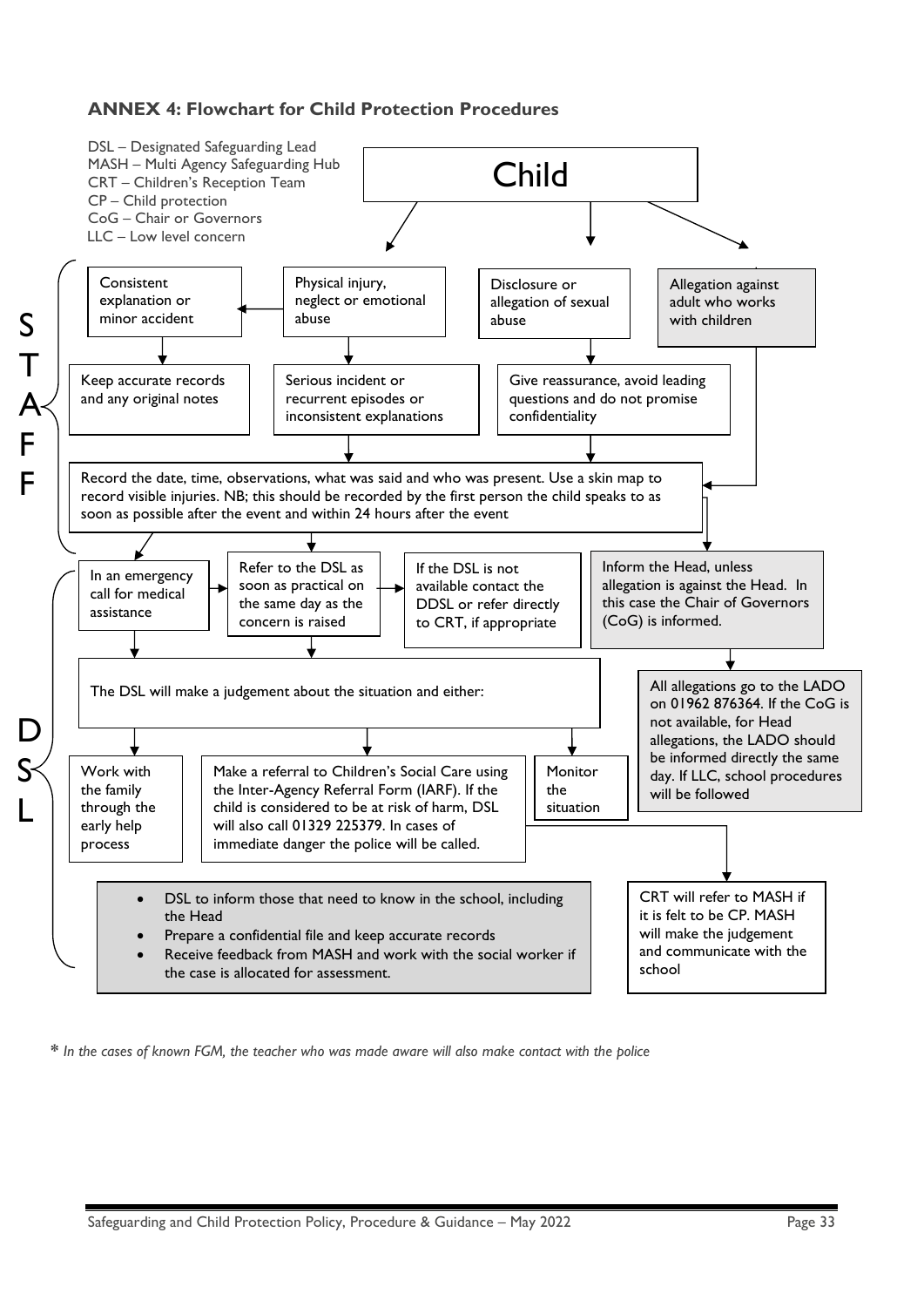### ANNEX 4: Flowchart for Child Protection Procedures

DSL – Designated Safeguarding Lead
MASH – Multi Agency Safeguarding Hub
CRT – Children's Reception Team
CP – Child protection
CoG – Chair or Governors
LLC – Low level concern

Child

STAFF

Consistent explanation or minor accident

Physical injury, neglect or emotional abuse

Disclosure or allegation of sexual abuse

Allegation against adult who works with children

Keep accurate records and any original notes

Serious incident or recurrent episodes or inconsistent explanations

Give reassurance, avoid leading questions and do not promise confidentiality

Record the date, time, observations, what was said and who was present. Use a skin map to record visible injuries. NB; this should be recorded by the first person the child speaks to as soon as possible after the event and within 24 hours after the event

DSL

In an emergency call for medical assistance

Refer to the DSL as soon as practical on the same day as the concern is raised

If the DSL is not available contact the DDSL or refer directly to CRT, if appropriate

Inform the Head, unless allegation is against the Head. In this case the Chair of Governors (CoG) is informed.

The DSL will make a judgement about the situation and either:

All allegations go to the LADO on 01962 876364. If the CoG is not available, for Head allegations, the LADO should be informed directly the same day. If LLC, school procedures will be followed

Work with the family through the early help process

Make a referral to Children's Social Care using the Inter-Agency Referral Form (IARF). If the child is considered to be at risk of harm, DSL will also call 01329 225379. In cases of immediate danger the police will be called.

Monitor the situation

- DSL to inform those that need to know in the school, including the Head
- Prepare a confidential file and keep accurate records
- Receive feedback from MASH and work with the social worker if the case is allocated for assessment.

CRT will refer to MASH if it is felt to be CP. MASH will make the judgement and communicate with the school

*\* In the cases of known FGM, the teacher who was made aware will also make contact with the police*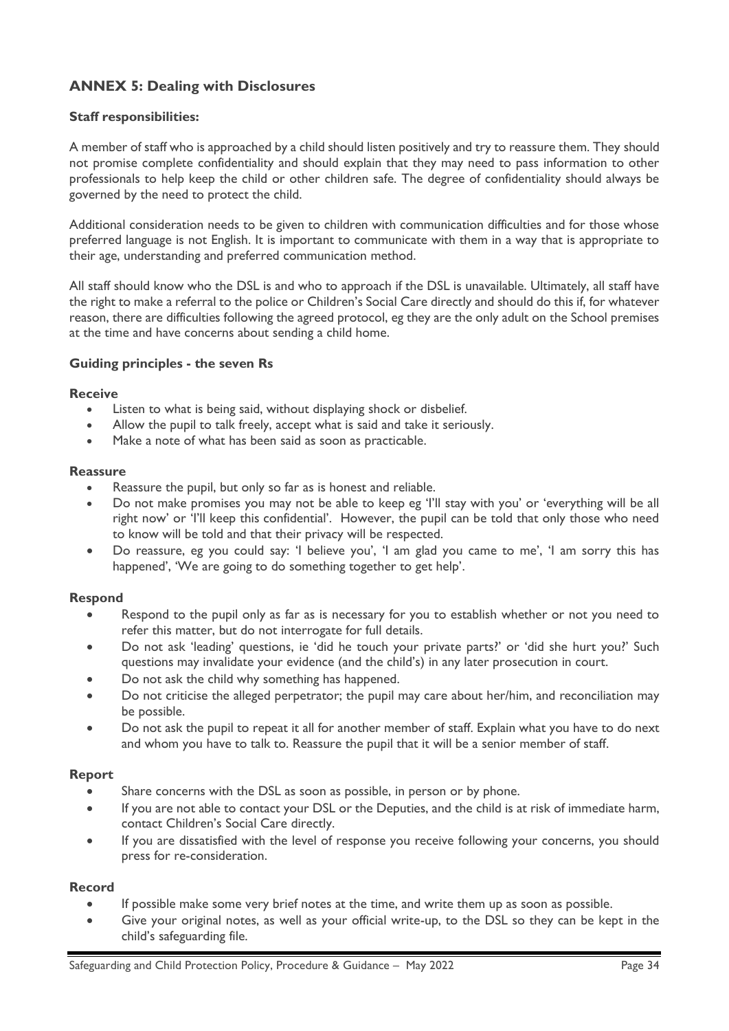## ANNEX 5: Dealing with Disclosures

### Staff responsibilities:

A member of staff who is approached by a child should listen positively and try to reassure them. They should not promise complete confidentiality and should explain that they may need to pass information to other professionals to help keep the child or other children safe. The degree of confidentiality should always be governed by the need to protect the child.

Additional consideration needs to be given to children with communication difficulties and for those whose preferred language is not English. It is important to communicate with them in a way that is appropriate to their age, understanding and preferred communication method.

All staff should know who the DSL is and who to approach if the DSL is unavailable. Ultimately, all staff have the right to make a referral to the police or Children's Social Care directly and should do this if, for whatever reason, there are difficulties following the agreed protocol, eg they are the only adult on the School premises at the time and have concerns about sending a child home.

### Guiding principles - the seven Rs

**Receive**

- Listen to what is being said, without displaying shock or disbelief.
- Allow the pupil to talk freely, accept what is said and take it seriously.
- Make a note of what has been said as soon as practicable.

**Reassure**

- Reassure the pupil, but only so far as is honest and reliable.
- Do not make promises you may not be able to keep eg 'I'll stay with you' or 'everything will be all right now' or 'I'll keep this confidential'. However, the pupil can be told that only those who need to know will be told and that their privacy will be respected.
- Do reassure, eg you could say: 'I believe you', 'I am glad you came to me', 'I am sorry this has happened', 'We are going to do something together to get help'.

**Respond**

- Respond to the pupil only as far as is necessary for you to establish whether or not you need to refer this matter, but do not interrogate for full details.
- Do not ask 'leading' questions, ie 'did he touch your private parts?' or 'did she hurt you?' Such questions may invalidate your evidence (and the child's) in any later prosecution in court.
- Do not ask the child why something has happened.
- Do not criticise the alleged perpetrator; the pupil may care about her/him, and reconciliation may be possible.
- Do not ask the pupil to repeat it all for another member of staff. Explain what you have to do next and whom you have to talk to. Reassure the pupil that it will be a senior member of staff.

**Report**

- Share concerns with the DSL as soon as possible, in person or by phone.
- If you are not able to contact your DSL or the Deputies, and the child is at risk of immediate harm, contact Children's Social Care directly.
- If you are dissatisfied with the level of response you receive following your concerns, you should press for re-consideration.

**Record**

- If possible make some very brief notes at the time, and write them up as soon as possible.
- Give your original notes, as well as your official write-up, to the DSL so they can be kept in the child's safeguarding file.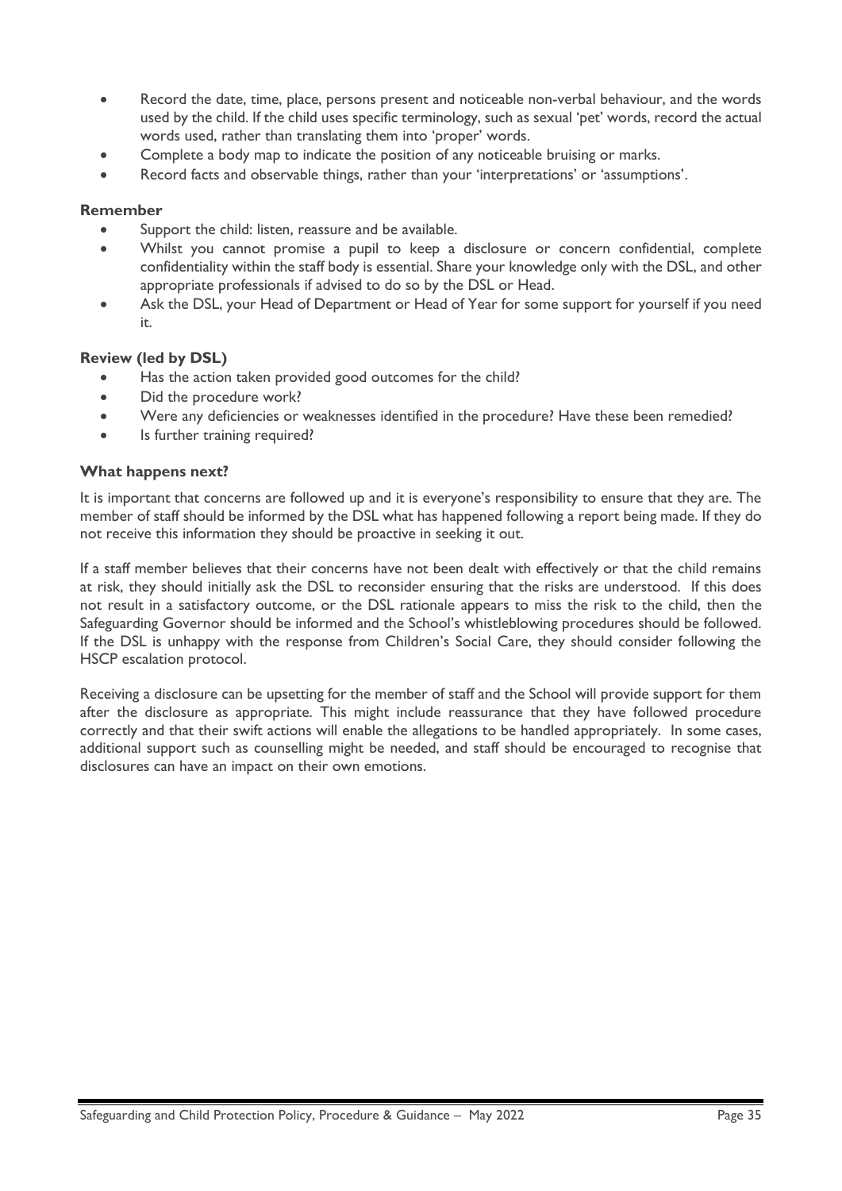- Record the date, time, place, persons present and noticeable non-verbal behaviour, and the words used by the child. If the child uses specific terminology, such as sexual 'pet' words, record the actual words used, rather than translating them into 'proper' words.
- Complete a body map to indicate the position of any noticeable bruising or marks.
- Record facts and observable things, rather than your 'interpretations' or 'assumptions'.

**Remember**

- Support the child: listen, reassure and be available.
- Whilst you cannot promise a pupil to keep a disclosure or concern confidential, complete confidentiality within the staff body is essential. Share your knowledge only with the DSL, and other appropriate professionals if advised to do so by the DSL or Head.
- Ask the DSL, your Head of Department or Head of Year for some support for yourself if you need it.

**Review (led by DSL)**

- Has the action taken provided good outcomes for the child?
- Did the procedure work?
- Were any deficiencies or weaknesses identified in the procedure? Have these been remedied?
- Is further training required?

**What happens next?**

It is important that concerns are followed up and it is everyone's responsibility to ensure that they are. The member of staff should be informed by the DSL what has happened following a report being made. If they do not receive this information they should be proactive in seeking it out.

If a staff member believes that their concerns have not been dealt with effectively or that the child remains at risk, they should initially ask the DSL to reconsider ensuring that the risks are understood. If this does not result in a satisfactory outcome, or the DSL rationale appears to miss the risk to the child, then the Safeguarding Governor should be informed and the School's whistleblowing procedures should be followed. If the DSL is unhappy with the response from Children's Social Care, they should consider following the HSCP escalation protocol.

Receiving a disclosure can be upsetting for the member of staff and the School will provide support for them after the disclosure as appropriate. This might include reassurance that they have followed procedure correctly and that their swift actions will enable the allegations to be handled appropriately. In some cases, additional support such as counselling might be needed, and staff should be encouraged to recognise that disclosures can have an impact on their own emotions.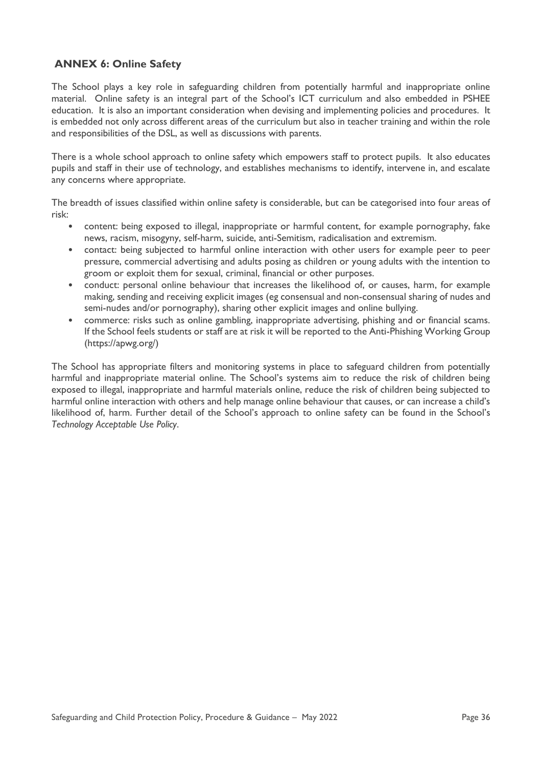## ANNEX 6: Online Safety

The School plays a key role in safeguarding children from potentially harmful and inappropriate online material. Online safety is an integral part of the School's ICT curriculum and also embedded in PSHEE education. It is also an important consideration when devising and implementing policies and procedures. It is embedded not only across different areas of the curriculum but also in teacher training and within the role and responsibilities of the DSL, as well as discussions with parents.

There is a whole school approach to online safety which empowers staff to protect pupils. It also educates pupils and staff in their use of technology, and establishes mechanisms to identify, intervene in, and escalate any concerns where appropriate.

The breadth of issues classified within online safety is considerable, but can be categorised into four areas of risk:

- content: being exposed to illegal, inappropriate or harmful content, for example pornography, fake news, racism, misogyny, self-harm, suicide, anti-Semitism, radicalisation and extremism.
- contact: being subjected to harmful online interaction with other users for example peer to peer pressure, commercial advertising and adults posing as children or young adults with the intention to groom or exploit them for sexual, criminal, financial or other purposes.
- conduct: personal online behaviour that increases the likelihood of, or causes, harm, for example making, sending and receiving explicit images (eg consensual and non-consensual sharing of nudes and semi-nudes and/or pornography), sharing other explicit images and online bullying.
- commerce: risks such as online gambling, inappropriate advertising, phishing and or financial scams. If the School feels students or staff are at risk it will be reported to the Anti-Phishing Working Group (https://apwg.org/)

The School has appropriate filters and monitoring systems in place to safeguard children from potentially harmful and inappropriate material online. The School's systems aim to reduce the risk of children being exposed to illegal, inappropriate and harmful materials online, reduce the risk of children being subjected to harmful online interaction with others and help manage online behaviour that causes, or can increase a child's likelihood of, harm. Further detail of the School's approach to online safety can be found in the School's *Technology Acceptable Use Policy*.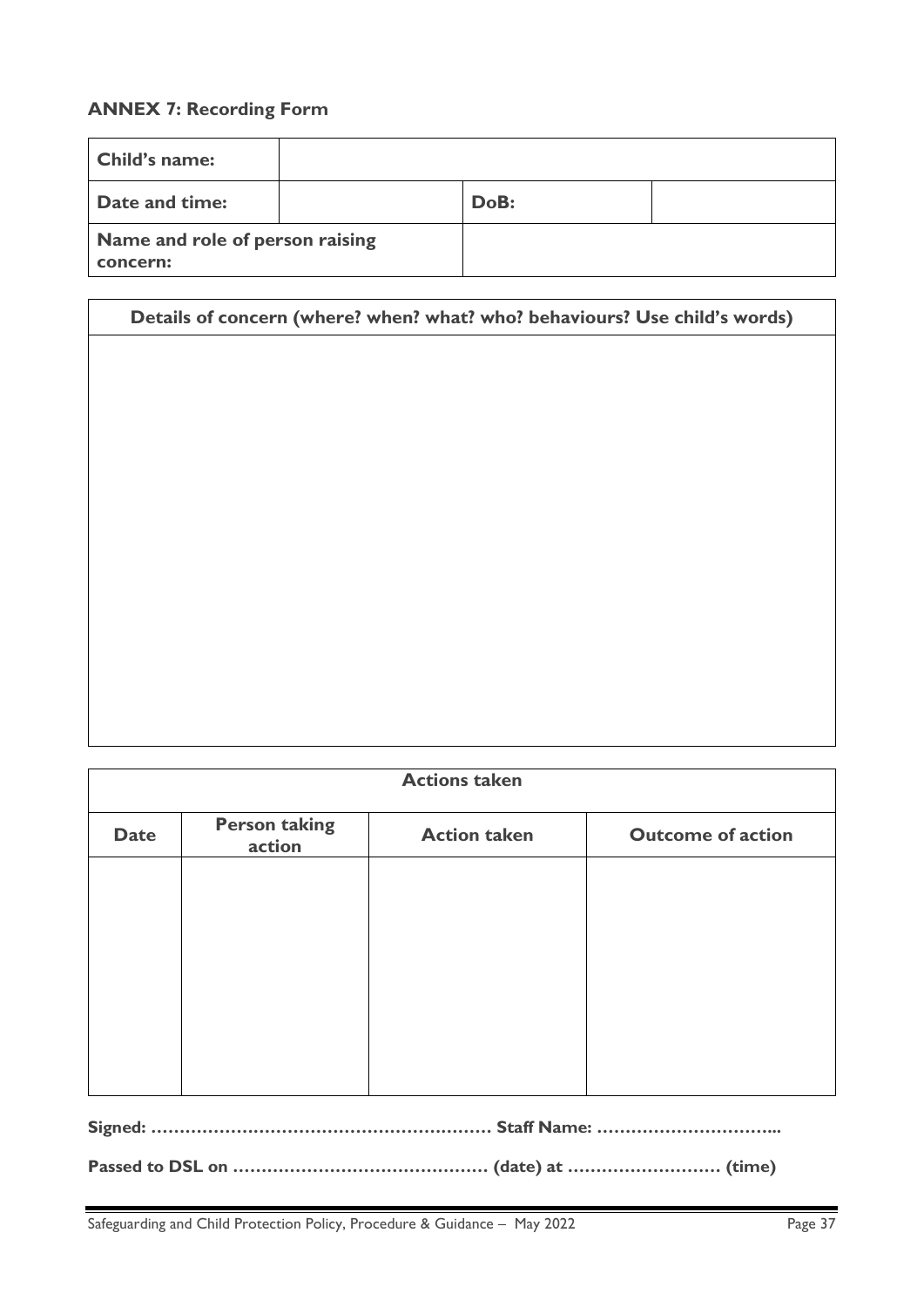## ANNEX 7: Recording Form

| | | | |
|---|---|---|---|
| **Child's name:** | | | |
| **Date and time:** | | **DoB:** | |
| **Name and role of person raising concern:** | | | |

| **Details of concern (where? when? what? who? behaviours? Use child's words)** |
|---|
| |

| **Actions taken** | | | |
|---|---|---|---|
| **Date** | **Person taking action** | **Action taken** | **Outcome of action** |
| | | | |

**Signed: ………………………………………………… Staff Name: …………………………..**

**Passed to DSL on ……………………………………. (date) at ……………………… (time)**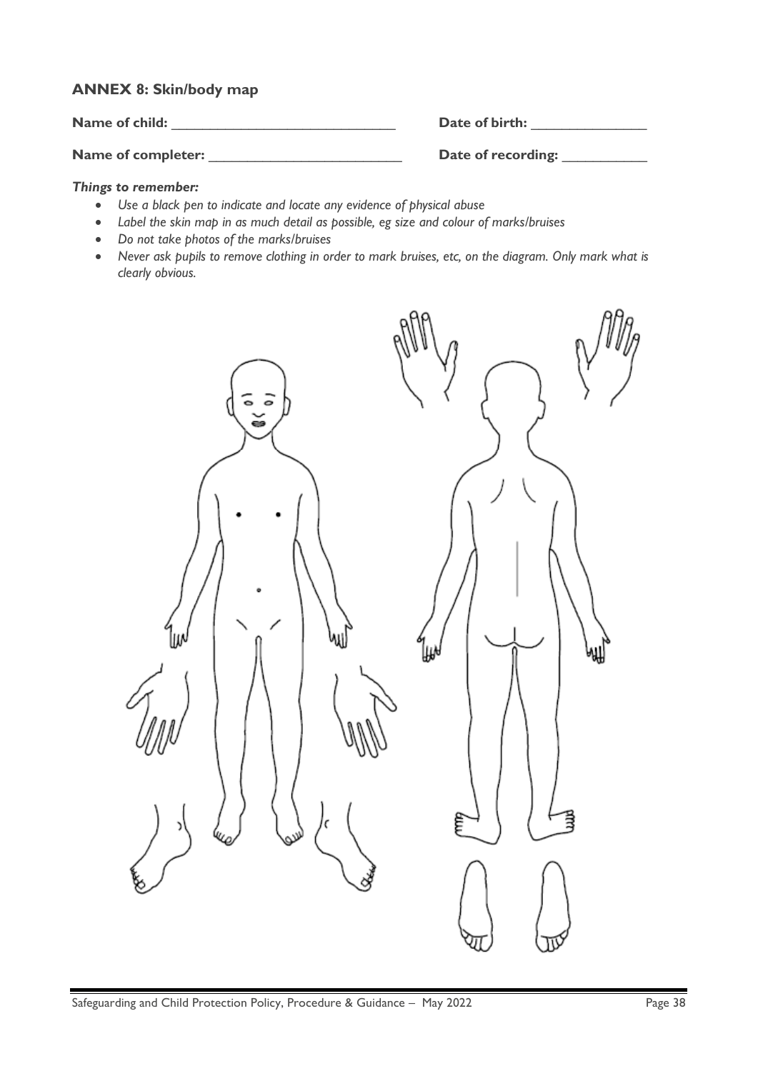## ANNEX 8: Skin/body map

**Name of child:** ______________________________ **Date of birth:** _______________

**Name of completer:** __________________________ **Date of recording:** ___________

***Things to remember:***

- *Use a black pen to indicate and locate any evidence of physical abuse*
- *Label the skin map in as much detail as possible, eg size and colour of marks/bruises*
- *Do not take photos of the marks/bruises*
- *Never ask pupils to remove clothing in order to mark bruises, etc, on the diagram. Only mark what is clearly obvious.*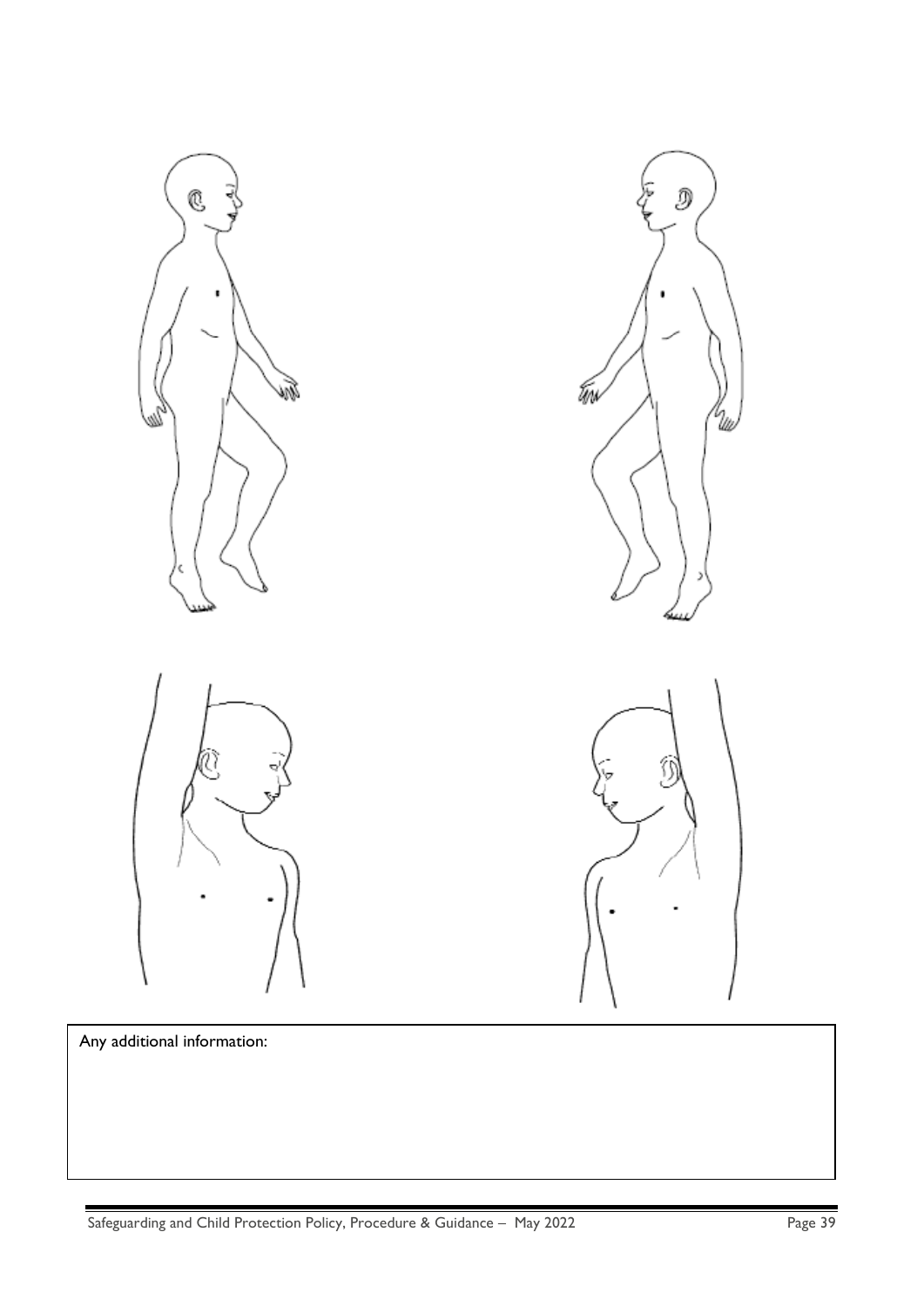Any additional information: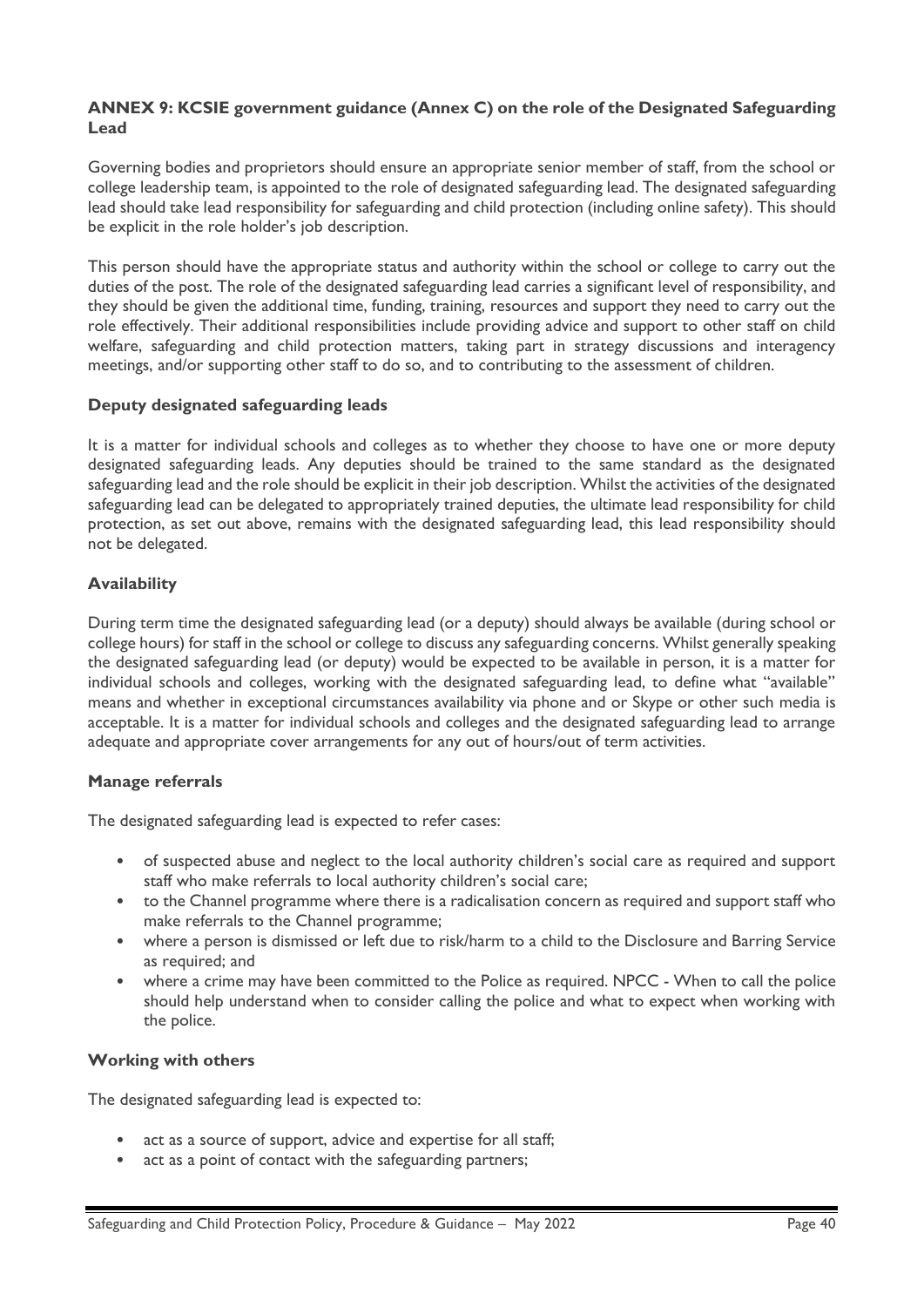## ANNEX 9: KCSIE government guidance (Annex C) on the role of the Designated Safeguarding Lead

Governing bodies and proprietors should ensure an appropriate senior member of staff, from the school or college leadership team, is appointed to the role of designated safeguarding lead. The designated safeguarding lead should take lead responsibility for safeguarding and child protection (including online safety). This should be explicit in the role holder's job description.

This person should have the appropriate status and authority within the school or college to carry out the duties of the post. The role of the designated safeguarding lead carries a significant level of responsibility, and they should be given the additional time, funding, training, resources and support they need to carry out the role effectively. Their additional responsibilities include providing advice and support to other staff on child welfare, safeguarding and child protection matters, taking part in strategy discussions and interagency meetings, and/or supporting other staff to do so, and to contributing to the assessment of children.

### Deputy designated safeguarding leads

It is a matter for individual schools and colleges as to whether they choose to have one or more deputy designated safeguarding leads. Any deputies should be trained to the same standard as the designated safeguarding lead and the role should be explicit in their job description. Whilst the activities of the designated safeguarding lead can be delegated to appropriately trained deputies, the ultimate lead responsibility for child protection, as set out above, remains with the designated safeguarding lead, this lead responsibility should not be delegated.

### Availability

During term time the designated safeguarding lead (or a deputy) should always be available (during school or college hours) for staff in the school or college to discuss any safeguarding concerns. Whilst generally speaking the designated safeguarding lead (or deputy) would be expected to be available in person, it is a matter for individual schools and colleges, working with the designated safeguarding lead, to define what "available" means and whether in exceptional circumstances availability via phone and or Skype or other such media is acceptable. It is a matter for individual schools and colleges and the designated safeguarding lead to arrange adequate and appropriate cover arrangements for any out of hours/out of term activities.

### Manage referrals

The designated safeguarding lead is expected to refer cases:

- of suspected abuse and neglect to the local authority children's social care as required and support staff who make referrals to local authority children's social care;
- to the Channel programme where there is a radicalisation concern as required and support staff who make referrals to the Channel programme;
- where a person is dismissed or left due to risk/harm to a child to the Disclosure and Barring Service as required; and
- where a crime may have been committed to the Police as required. NPCC - When to call the police should help understand when to consider calling the police and what to expect when working with the police.

### Working with others

The designated safeguarding lead is expected to:

- act as a source of support, advice and expertise for all staff;
- act as a point of contact with the safeguarding partners;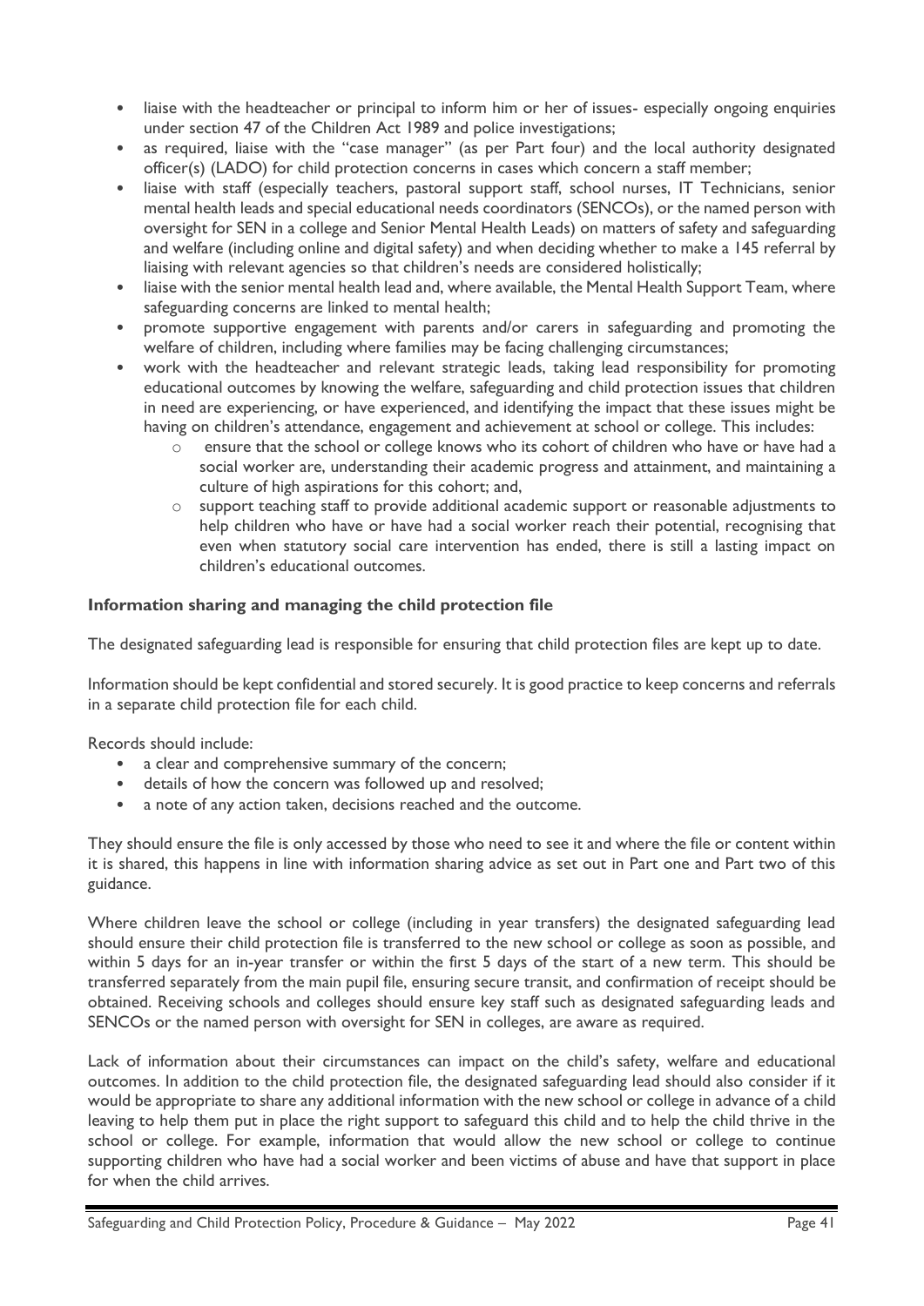- liaise with the headteacher or principal to inform him or her of issues- especially ongoing enquiries under section 47 of the Children Act 1989 and police investigations;
- as required, liaise with the "case manager" (as per Part four) and the local authority designated officer(s) (LADO) for child protection concerns in cases which concern a staff member;
- liaise with staff (especially teachers, pastoral support staff, school nurses, IT Technicians, senior mental health leads and special educational needs coordinators (SENCOs), or the named person with oversight for SEN in a college and Senior Mental Health Leads) on matters of safety and safeguarding and welfare (including online and digital safety) and when deciding whether to make a 145 referral by liaising with relevant agencies so that children's needs are considered holistically;
- liaise with the senior mental health lead and, where available, the Mental Health Support Team, where safeguarding concerns are linked to mental health;
- promote supportive engagement with parents and/or carers in safeguarding and promoting the welfare of children, including where families may be facing challenging circumstances;
- work with the headteacher and relevant strategic leads, taking lead responsibility for promoting educational outcomes by knowing the welfare, safeguarding and child protection issues that children in need are experiencing, or have experienced, and identifying the impact that these issues might be having on children's attendance, engagement and achievement at school or college. This includes:
  - ensure that the school or college knows who its cohort of children who have or have had a social worker are, understanding their academic progress and attainment, and maintaining a culture of high aspirations for this cohort; and,
  - support teaching staff to provide additional academic support or reasonable adjustments to help children who have or have had a social worker reach their potential, recognising that even when statutory social care intervention has ended, there is still a lasting impact on children's educational outcomes.

**Information sharing and managing the child protection file**

The designated safeguarding lead is responsible for ensuring that child protection files are kept up to date.

Information should be kept confidential and stored securely. It is good practice to keep concerns and referrals in a separate child protection file for each child.

Records should include:

- a clear and comprehensive summary of the concern;
- details of how the concern was followed up and resolved;
- a note of any action taken, decisions reached and the outcome.

They should ensure the file is only accessed by those who need to see it and where the file or content within it is shared, this happens in line with information sharing advice as set out in Part one and Part two of this guidance.

Where children leave the school or college (including in year transfers) the designated safeguarding lead should ensure their child protection file is transferred to the new school or college as soon as possible, and within 5 days for an in-year transfer or within the first 5 days of the start of a new term. This should be transferred separately from the main pupil file, ensuring secure transit, and confirmation of receipt should be obtained. Receiving schools and colleges should ensure key staff such as designated safeguarding leads and SENCOs or the named person with oversight for SEN in colleges, are aware as required.

Lack of information about their circumstances can impact on the child's safety, welfare and educational outcomes. In addition to the child protection file, the designated safeguarding lead should also consider if it would be appropriate to share any additional information with the new school or college in advance of a child leaving to help them put in place the right support to safeguard this child and to help the child thrive in the school or college. For example, information that would allow the new school or college to continue supporting children who have had a social worker and been victims of abuse and have that support in place for when the child arrives.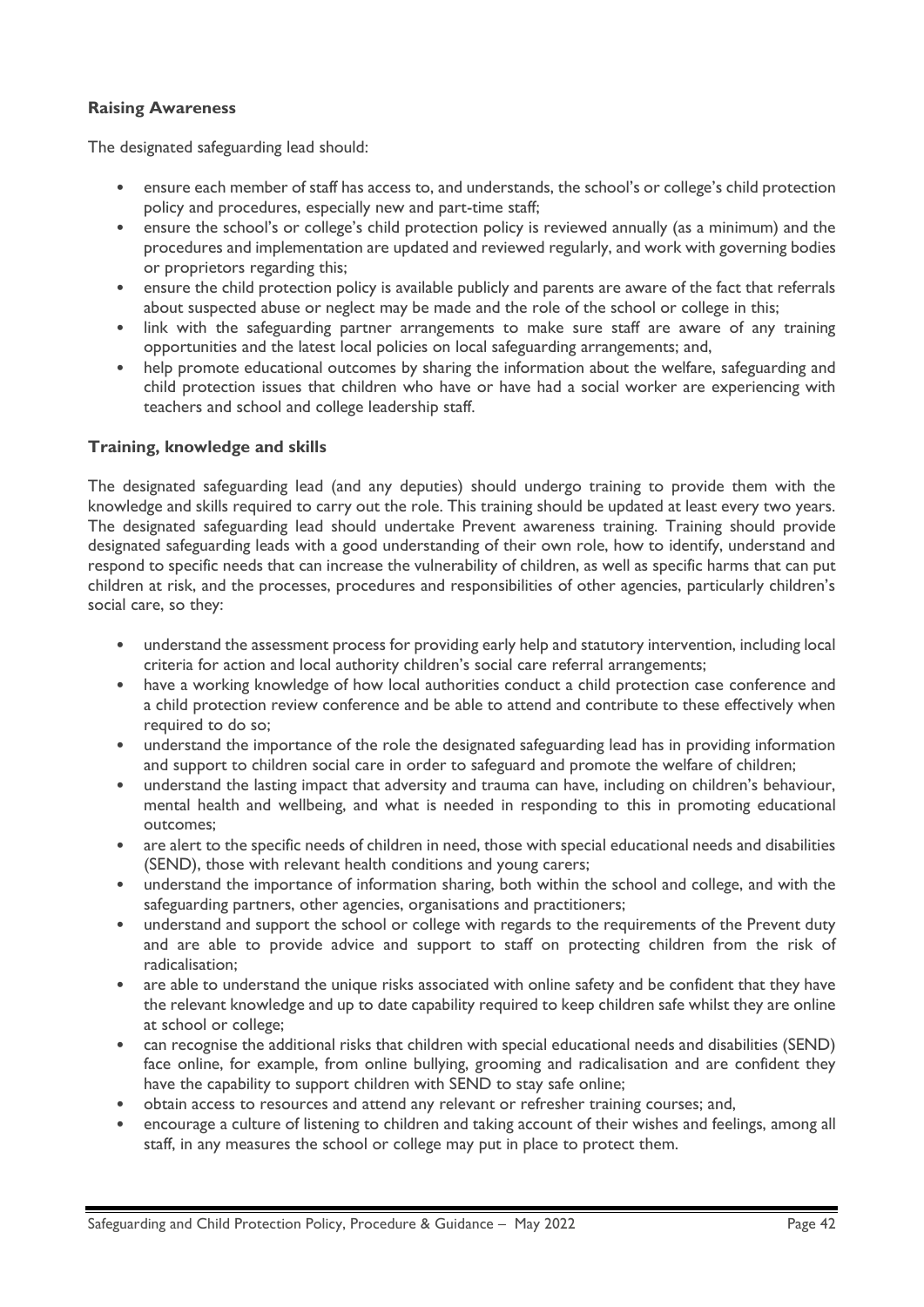### Raising Awareness

The designated safeguarding lead should:

- ensure each member of staff has access to, and understands, the school's or college's child protection policy and procedures, especially new and part-time staff;
- ensure the school's or college's child protection policy is reviewed annually (as a minimum) and the procedures and implementation are updated and reviewed regularly, and work with governing bodies or proprietors regarding this;
- ensure the child protection policy is available publicly and parents are aware of the fact that referrals about suspected abuse or neglect may be made and the role of the school or college in this;
- link with the safeguarding partner arrangements to make sure staff are aware of any training opportunities and the latest local policies on local safeguarding arrangements; and,
- help promote educational outcomes by sharing the information about the welfare, safeguarding and child protection issues that children who have or have had a social worker are experiencing with teachers and school and college leadership staff.

### Training, knowledge and skills

The designated safeguarding lead (and any deputies) should undergo training to provide them with the knowledge and skills required to carry out the role. This training should be updated at least every two years. The designated safeguarding lead should undertake Prevent awareness training. Training should provide designated safeguarding leads with a good understanding of their own role, how to identify, understand and respond to specific needs that can increase the vulnerability of children, as well as specific harms that can put children at risk, and the processes, procedures and responsibilities of other agencies, particularly children's social care, so they:

- understand the assessment process for providing early help and statutory intervention, including local criteria for action and local authority children's social care referral arrangements;
- have a working knowledge of how local authorities conduct a child protection case conference and a child protection review conference and be able to attend and contribute to these effectively when required to do so;
- understand the importance of the role the designated safeguarding lead has in providing information and support to children social care in order to safeguard and promote the welfare of children;
- understand the lasting impact that adversity and trauma can have, including on children's behaviour, mental health and wellbeing, and what is needed in responding to this in promoting educational outcomes;
- are alert to the specific needs of children in need, those with special educational needs and disabilities (SEND), those with relevant health conditions and young carers;
- understand the importance of information sharing, both within the school and college, and with the safeguarding partners, other agencies, organisations and practitioners;
- understand and support the school or college with regards to the requirements of the Prevent duty and are able to provide advice and support to staff on protecting children from the risk of radicalisation;
- are able to understand the unique risks associated with online safety and be confident that they have the relevant knowledge and up to date capability required to keep children safe whilst they are online at school or college;
- can recognise the additional risks that children with special educational needs and disabilities (SEND) face online, for example, from online bullying, grooming and radicalisation and are confident they have the capability to support children with SEND to stay safe online;
- obtain access to resources and attend any relevant or refresher training courses; and,
- encourage a culture of listening to children and taking account of their wishes and feelings, among all staff, in any measures the school or college may put in place to protect them.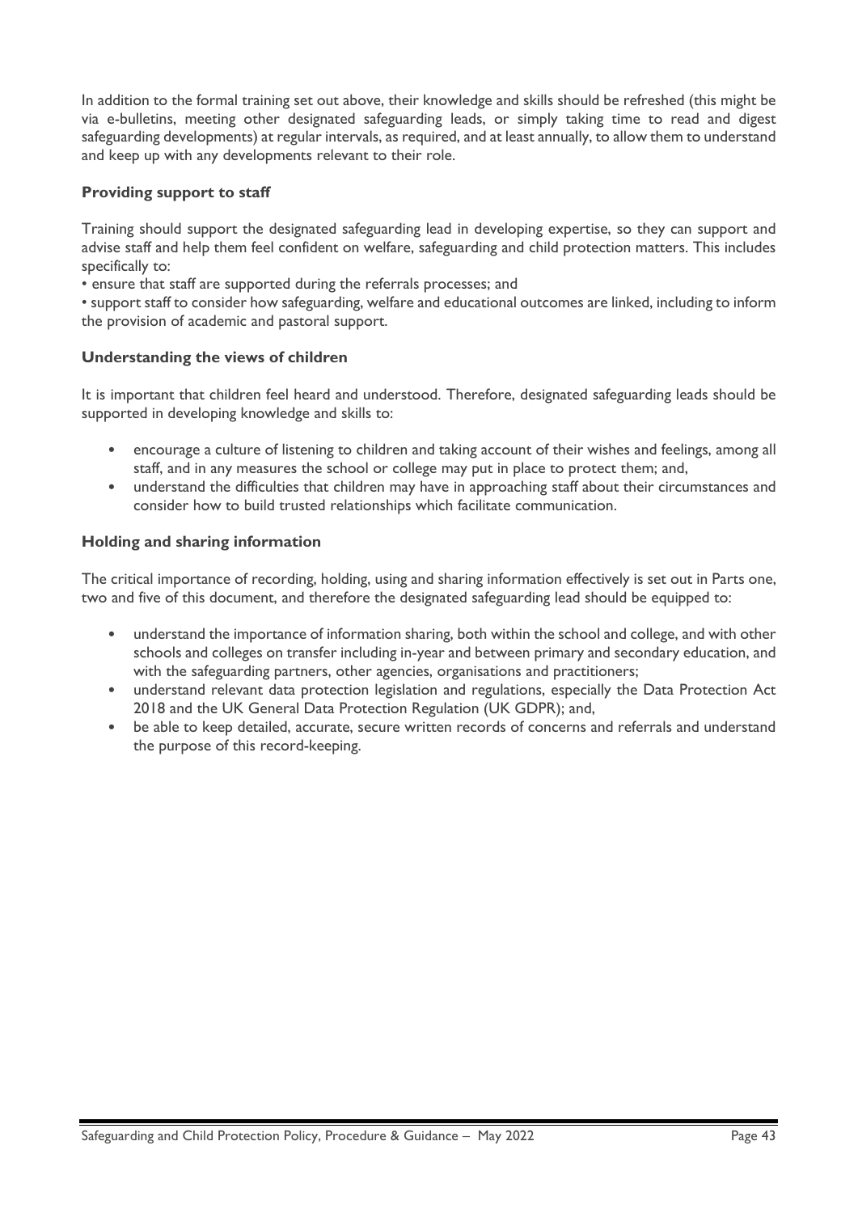In addition to the formal training set out above, their knowledge and skills should be refreshed (this might be via e-bulletins, meeting other designated safeguarding leads, or simply taking time to read and digest safeguarding developments) at regular intervals, as required, and at least annually, to allow them to understand and keep up with any developments relevant to their role.

**Providing support to staff**

Training should support the designated safeguarding lead in developing expertise, so they can support and advise staff and help them feel confident on welfare, safeguarding and child protection matters. This includes specifically to:

- ensure that staff are supported during the referrals processes; and
- support staff to consider how safeguarding, welfare and educational outcomes are linked, including to inform the provision of academic and pastoral support.

**Understanding the views of children**

It is important that children feel heard and understood. Therefore, designated safeguarding leads should be supported in developing knowledge and skills to:

- encourage a culture of listening to children and taking account of their wishes and feelings, among all staff, and in any measures the school or college may put in place to protect them; and,
- understand the difficulties that children may have in approaching staff about their circumstances and consider how to build trusted relationships which facilitate communication.

**Holding and sharing information**

The critical importance of recording, holding, using and sharing information effectively is set out in Parts one, two and five of this document, and therefore the designated safeguarding lead should be equipped to:

- understand the importance of information sharing, both within the school and college, and with other schools and colleges on transfer including in-year and between primary and secondary education, and with the safeguarding partners, other agencies, organisations and practitioners;
- understand relevant data protection legislation and regulations, especially the Data Protection Act 2018 and the UK General Data Protection Regulation (UK GDPR); and,
- be able to keep detailed, accurate, secure written records of concerns and referrals and understand the purpose of this record-keeping.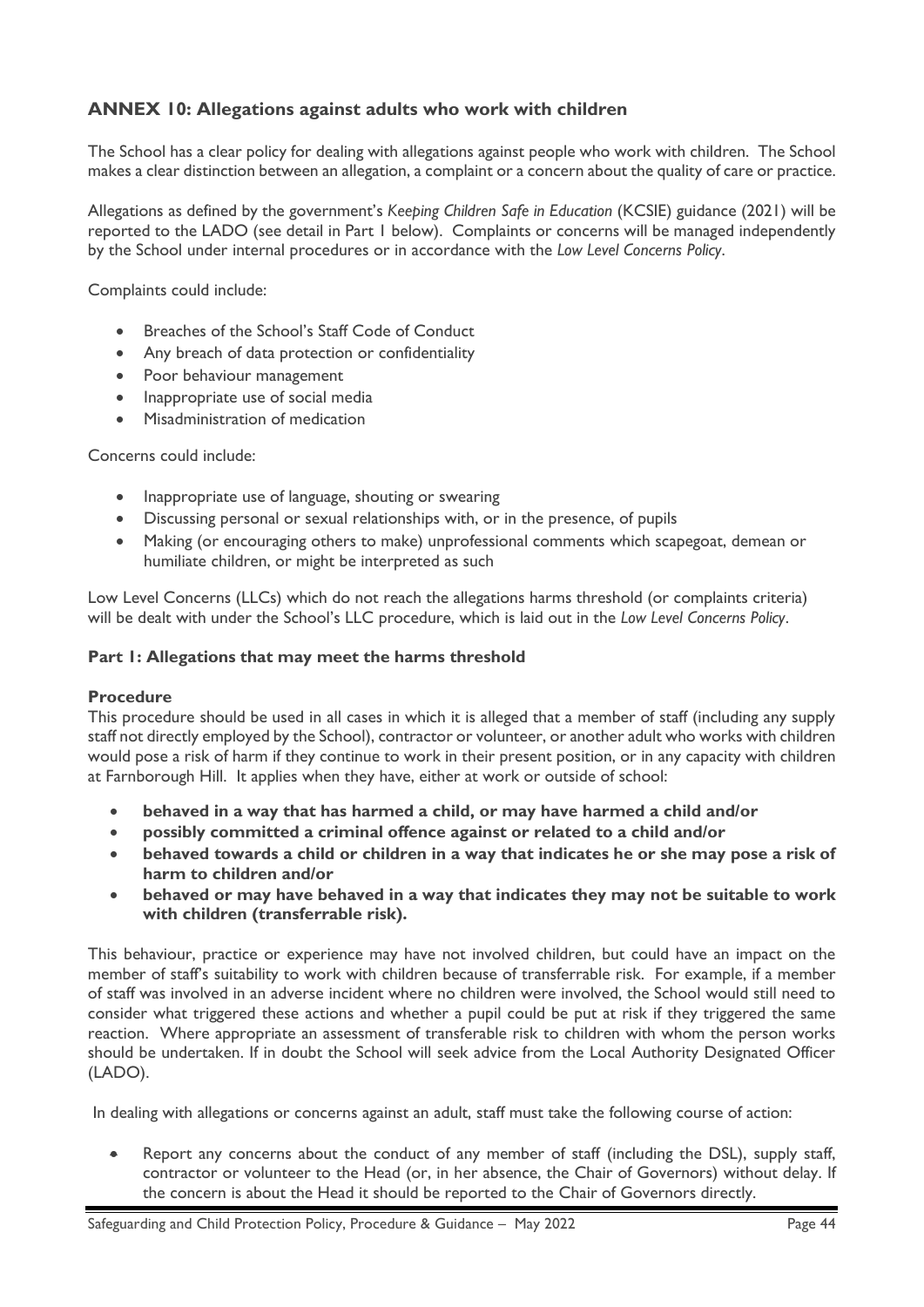## ANNEX 10: Allegations against adults who work with children

The School has a clear policy for dealing with allegations against people who work with children. The School makes a clear distinction between an allegation, a complaint or a concern about the quality of care or practice.

Allegations as defined by the government's *Keeping Children Safe in Education* (KCSIE) guidance (2021) will be reported to the LADO (see detail in Part 1 below). Complaints or concerns will be managed independently by the School under internal procedures or in accordance with the *Low Level Concerns Policy*.

Complaints could include:

- Breaches of the School's Staff Code of Conduct
- Any breach of data protection or confidentiality
- Poor behaviour management
- Inappropriate use of social media
- Misadministration of medication

Concerns could include:

- Inappropriate use of language, shouting or swearing
- Discussing personal or sexual relationships with, or in the presence, of pupils
- Making (or encouraging others to make) unprofessional comments which scapegoat, demean or humiliate children, or might be interpreted as such

Low Level Concerns (LLCs) which do not reach the allegations harms threshold (or complaints criteria) will be dealt with under the School's LLC procedure, which is laid out in the *Low Level Concerns Policy*.

### Part 1: Allegations that may meet the harms threshold

#### Procedure

This procedure should be used in all cases in which it is alleged that a member of staff (including any supply staff not directly employed by the School), contractor or volunteer, or another adult who works with children would pose a risk of harm if they continue to work in their present position, or in any capacity with children at Farnborough Hill. It applies when they have, either at work or outside of school:

- **behaved in a way that has harmed a child, or may have harmed a child and/or**
- **possibly committed a criminal offence against or related to a child and/or**
- **behaved towards a child or children in a way that indicates he or she may pose a risk of harm to children and/or**
- **behaved or may have behaved in a way that indicates they may not be suitable to work with children (transferrable risk).**

This behaviour, practice or experience may have not involved children, but could have an impact on the member of staff's suitability to work with children because of transferrable risk. For example, if a member of staff was involved in an adverse incident where no children were involved, the School would still need to consider what triggered these actions and whether a pupil could be put at risk if they triggered the same reaction. Where appropriate an assessment of transferable risk to children with whom the person works should be undertaken. If in doubt the School will seek advice from the Local Authority Designated Officer (LADO).

In dealing with allegations or concerns against an adult, staff must take the following course of action:

- Report any concerns about the conduct of any member of staff (including the DSL), supply staff, contractor or volunteer to the Head (or, in her absence, the Chair of Governors) without delay. If the concern is about the Head it should be reported to the Chair of Governors directly.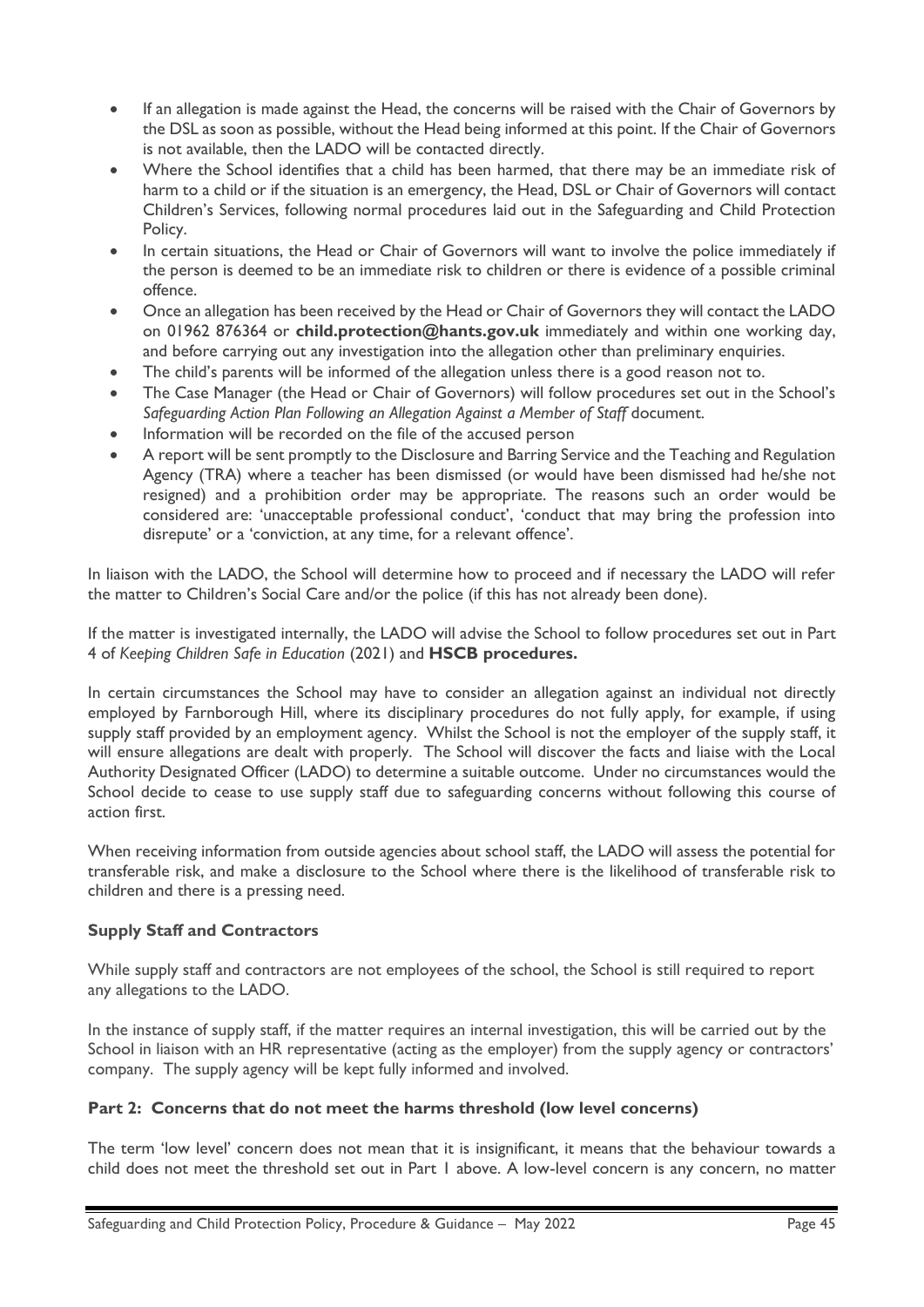- If an allegation is made against the Head, the concerns will be raised with the Chair of Governors by the DSL as soon as possible, without the Head being informed at this point. If the Chair of Governors is not available, then the LADO will be contacted directly.
- Where the School identifies that a child has been harmed, that there may be an immediate risk of harm to a child or if the situation is an emergency, the Head, DSL or Chair of Governors will contact Children's Services, following normal procedures laid out in the Safeguarding and Child Protection Policy.
- In certain situations, the Head or Chair of Governors will want to involve the police immediately if the person is deemed to be an immediate risk to children or there is evidence of a possible criminal offence.
- Once an allegation has been received by the Head or Chair of Governors they will contact the LADO on 01962 876364 or **child.protection@hants.gov.uk** immediately and within one working day, and before carrying out any investigation into the allegation other than preliminary enquiries.
- The child's parents will be informed of the allegation unless there is a good reason not to.
- The Case Manager (the Head or Chair of Governors) will follow procedures set out in the School's *Safeguarding Action Plan Following an Allegation Against a Member of Staff* document.
- Information will be recorded on the file of the accused person
- A report will be sent promptly to the Disclosure and Barring Service and the Teaching and Regulation Agency (TRA) where a teacher has been dismissed (or would have been dismissed had he/she not resigned) and a prohibition order may be appropriate. The reasons such an order would be considered are: 'unacceptable professional conduct', 'conduct that may bring the profession into disrepute' or a 'conviction, at any time, for a relevant offence'.

In liaison with the LADO, the School will determine how to proceed and if necessary the LADO will refer the matter to Children's Social Care and/or the police (if this has not already been done).

If the matter is investigated internally, the LADO will advise the School to follow procedures set out in Part 4 of *Keeping Children Safe in Education* (2021) and **HSCB procedures.**

In certain circumstances the School may have to consider an allegation against an individual not directly employed by Farnborough Hill, where its disciplinary procedures do not fully apply, for example, if using supply staff provided by an employment agency. Whilst the School is not the employer of the supply staff, it will ensure allegations are dealt with properly. The School will discover the facts and liaise with the Local Authority Designated Officer (LADO) to determine a suitable outcome. Under no circumstances would the School decide to cease to use supply staff due to safeguarding concerns without following this course of action first.

When receiving information from outside agencies about school staff, the LADO will assess the potential for transferable risk, and make a disclosure to the School where there is the likelihood of transferable risk to children and there is a pressing need.

### Supply Staff and Contractors

While supply staff and contractors are not employees of the school, the School is still required to report any allegations to the LADO.

In the instance of supply staff, if the matter requires an internal investigation, this will be carried out by the School in liaison with an HR representative (acting as the employer) from the supply agency or contractors' company. The supply agency will be kept fully informed and involved.

### Part 2: Concerns that do not meet the harms threshold (low level concerns)

The term 'low level' concern does not mean that it is insignificant, it means that the behaviour towards a child does not meet the threshold set out in Part 1 above. A low-level concern is any concern, no matter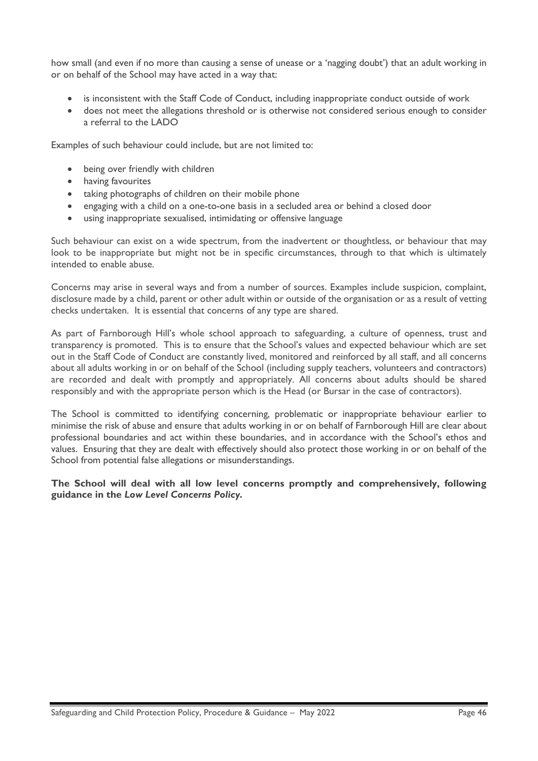how small (and even if no more than causing a sense of unease or a 'nagging doubt') that an adult working in or on behalf of the School may have acted in a way that:

- is inconsistent with the Staff Code of Conduct, including inappropriate conduct outside of work
- does not meet the allegations threshold or is otherwise not considered serious enough to consider a referral to the LADO

Examples of such behaviour could include, but are not limited to:

- being over friendly with children
- having favourites
- taking photographs of children on their mobile phone
- engaging with a child on a one-to-one basis in a secluded area or behind a closed door
- using inappropriate sexualised, intimidating or offensive language

Such behaviour can exist on a wide spectrum, from the inadvertent or thoughtless, or behaviour that may look to be inappropriate but might not be in specific circumstances, through to that which is ultimately intended to enable abuse.

Concerns may arise in several ways and from a number of sources. Examples include suspicion, complaint, disclosure made by a child, parent or other adult within or outside of the organisation or as a result of vetting checks undertaken. It is essential that concerns of any type are shared.

As part of Farnborough Hill's whole school approach to safeguarding, a culture of openness, trust and transparency is promoted. This is to ensure that the School's values and expected behaviour which are set out in the Staff Code of Conduct are constantly lived, monitored and reinforced by all staff, and all concerns about all adults working in or on behalf of the School (including supply teachers, volunteers and contractors) are recorded and dealt with promptly and appropriately. All concerns about adults should be shared responsibly and with the appropriate person which is the Head (or Bursar in the case of contractors).

The School is committed to identifying concerning, problematic or inappropriate behaviour earlier to minimise the risk of abuse and ensure that adults working in or on behalf of Farnborough Hill are clear about professional boundaries and act within these boundaries, and in accordance with the School's ethos and values. Ensuring that they are dealt with effectively should also protect those working in or on behalf of the School from potential false allegations or misunderstandings.

**The School will deal with all low level concerns promptly and comprehensively, following guidance in the *Low Level Concerns Policy.***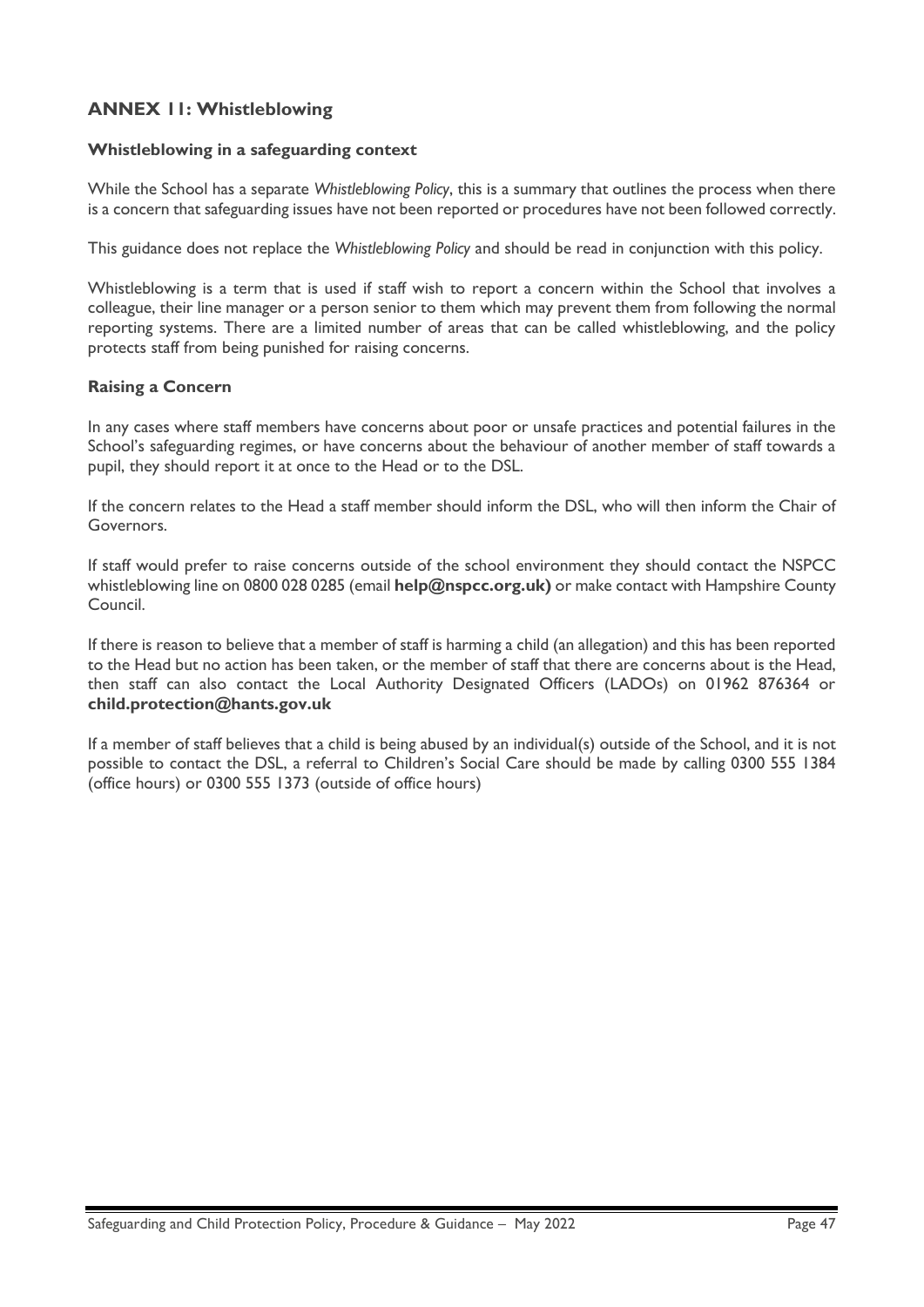## ANNEX 11: Whistleblowing

### Whistleblowing in a safeguarding context

While the School has a separate *Whistleblowing Policy*, this is a summary that outlines the process when there is a concern that safeguarding issues have not been reported or procedures have not been followed correctly.

This guidance does not replace the *Whistleblowing Policy* and should be read in conjunction with this policy.

Whistleblowing is a term that is used if staff wish to report a concern within the School that involves a colleague, their line manager or a person senior to them which may prevent them from following the normal reporting systems. There are a limited number of areas that can be called whistleblowing, and the policy protects staff from being punished for raising concerns.

### Raising a Concern

In any cases where staff members have concerns about poor or unsafe practices and potential failures in the School's safeguarding regimes, or have concerns about the behaviour of another member of staff towards a pupil, they should report it at once to the Head or to the DSL.

If the concern relates to the Head a staff member should inform the DSL, who will then inform the Chair of Governors.

If staff would prefer to raise concerns outside of the school environment they should contact the NSPCC whistleblowing line on 0800 028 0285 (email **help@nspcc.org.uk)** or make contact with Hampshire County Council.

If there is reason to believe that a member of staff is harming a child (an allegation) and this has been reported to the Head but no action has been taken, or the member of staff that there are concerns about is the Head, then staff can also contact the Local Authority Designated Officers (LADOs) on 01962 876364 or **child.protection@hants.gov.uk**

If a member of staff believes that a child is being abused by an individual(s) outside of the School, and it is not possible to contact the DSL, a referral to Children's Social Care should be made by calling 0300 555 1384 (office hours) or 0300 555 1373 (outside of office hours)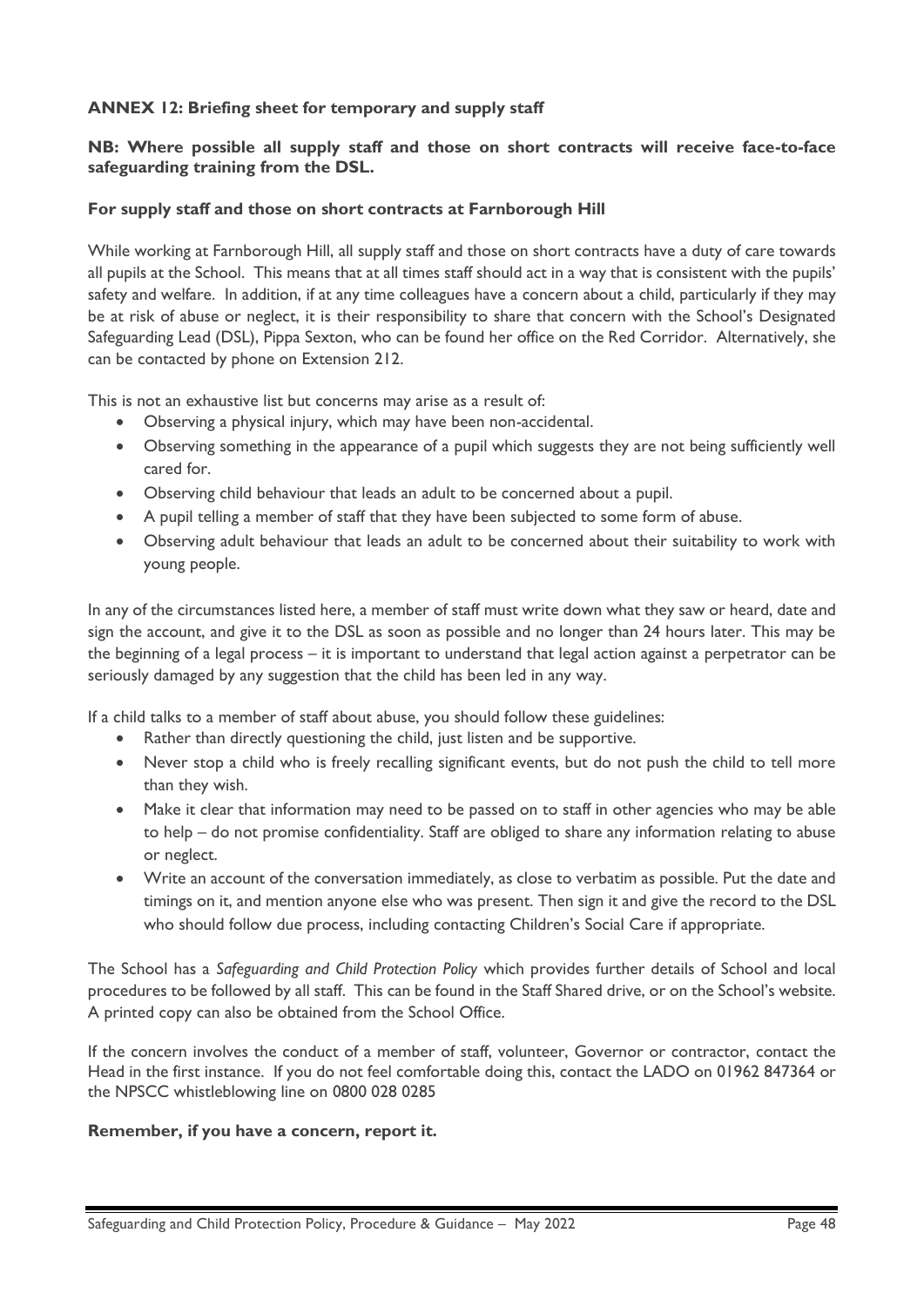**ANNEX 12: Briefing sheet for temporary and supply staff**

**NB: Where possible all supply staff and those on short contracts will receive face-to-face safeguarding training from the DSL.**

**For supply staff and those on short contracts at Farnborough Hill**

While working at Farnborough Hill, all supply staff and those on short contracts have a duty of care towards all pupils at the School. This means that at all times staff should act in a way that is consistent with the pupils' safety and welfare. In addition, if at any time colleagues have a concern about a child, particularly if they may be at risk of abuse or neglect, it is their responsibility to share that concern with the School's Designated Safeguarding Lead (DSL), Pippa Sexton, who can be found her office on the Red Corridor. Alternatively, she can be contacted by phone on Extension 212.

This is not an exhaustive list but concerns may arise as a result of:

- Observing a physical injury, which may have been non-accidental.
- Observing something in the appearance of a pupil which suggests they are not being sufficiently well cared for.
- Observing child behaviour that leads an adult to be concerned about a pupil.
- A pupil telling a member of staff that they have been subjected to some form of abuse.
- Observing adult behaviour that leads an adult to be concerned about their suitability to work with young people.

In any of the circumstances listed here, a member of staff must write down what they saw or heard, date and sign the account, and give it to the DSL as soon as possible and no longer than 24 hours later. This may be the beginning of a legal process – it is important to understand that legal action against a perpetrator can be seriously damaged by any suggestion that the child has been led in any way.

If a child talks to a member of staff about abuse, you should follow these guidelines:

- Rather than directly questioning the child, just listen and be supportive.
- Never stop a child who is freely recalling significant events, but do not push the child to tell more than they wish.
- Make it clear that information may need to be passed on to staff in other agencies who may be able to help – do not promise confidentiality. Staff are obliged to share any information relating to abuse or neglect.
- Write an account of the conversation immediately, as close to verbatim as possible. Put the date and timings on it, and mention anyone else who was present. Then sign it and give the record to the DSL who should follow due process, including contacting Children's Social Care if appropriate.

The School has a *Safeguarding and Child Protection Policy* which provides further details of School and local procedures to be followed by all staff. This can be found in the Staff Shared drive, or on the School's website. A printed copy can also be obtained from the School Office.

If the concern involves the conduct of a member of staff, volunteer, Governor or contractor, contact the Head in the first instance. If you do not feel comfortable doing this, contact the LADO on 01962 847364 or the NPSCC whistleblowing line on 0800 028 0285

**Remember, if you have a concern, report it.**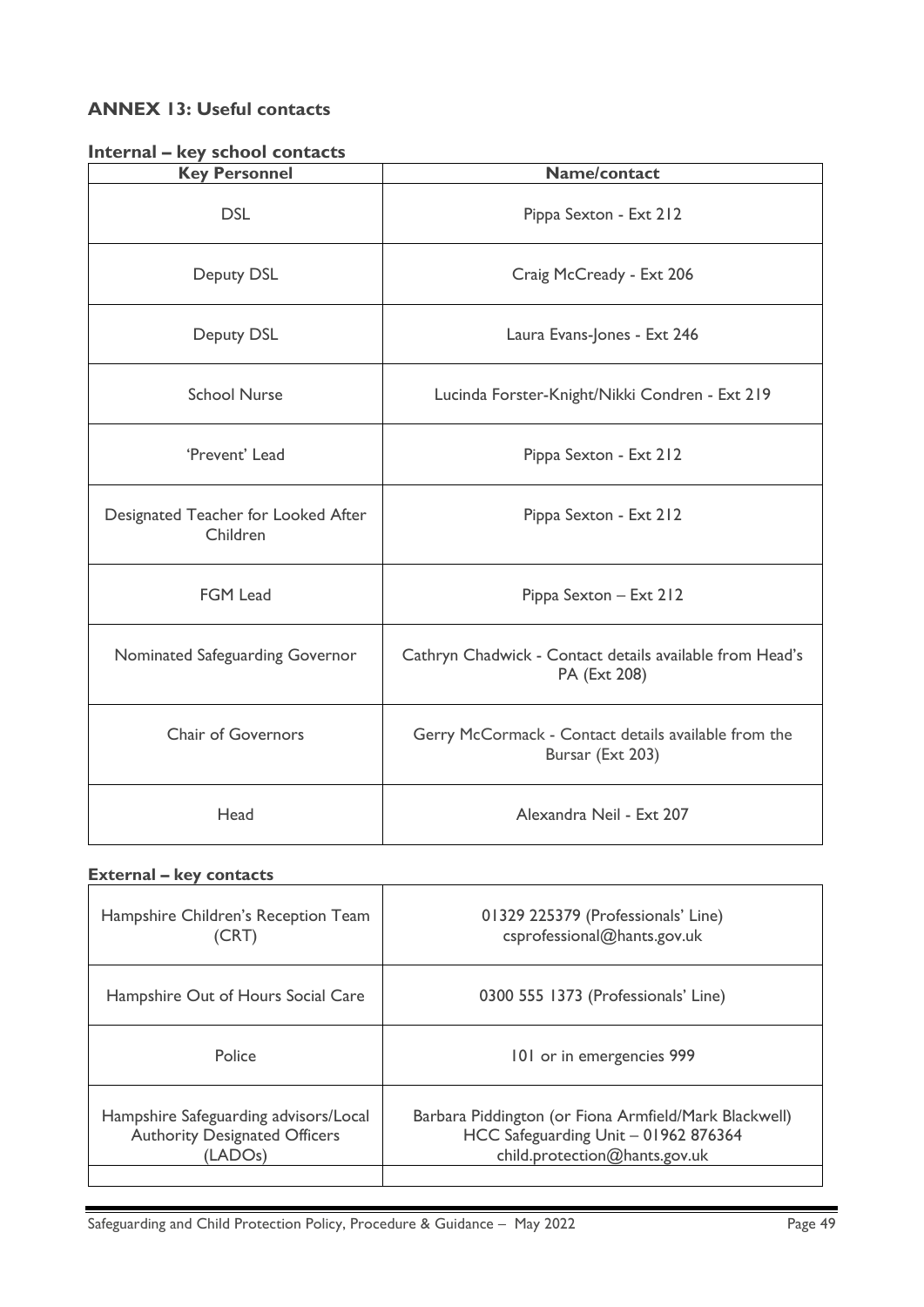## ANNEX 13: Useful contacts

### Internal – key school contacts

| Key Personnel | Name/contact |
|---|---|
| DSL | Pippa Sexton - Ext 212 |
| Deputy DSL | Craig McCready - Ext 206 |
| Deputy DSL | Laura Evans-Jones - Ext 246 |
| School Nurse | Lucinda Forster-Knight/Nikki Condren - Ext 219 |
| 'Prevent' Lead | Pippa Sexton - Ext 212 |
| Designated Teacher for Looked After Children | Pippa Sexton - Ext 212 |
| FGM Lead | Pippa Sexton – Ext 212 |
| Nominated Safeguarding Governor | Cathryn Chadwick - Contact details available from Head's PA (Ext 208) |
| Chair of Governors | Gerry McCormack - Contact details available from the Bursar (Ext 203) |
| Head | Alexandra Neil - Ext 207 |

### External – key contacts

| | |
|---|---|
| Hampshire Children's Reception Team (CRT) | 01329 225379 (Professionals' Line) csprofessional@hants.gov.uk |
| Hampshire Out of Hours Social Care | 0300 555 1373 (Professionals' Line) |
| Police | 101 or in emergencies 999 |
| Hampshire Safeguarding advisors/Local Authority Designated Officers (LADOs) | Barbara Piddington (or Fiona Armfield/Mark Blackwell) HCC Safeguarding Unit – 01962 876364 child.protection@hants.gov.uk |
| | |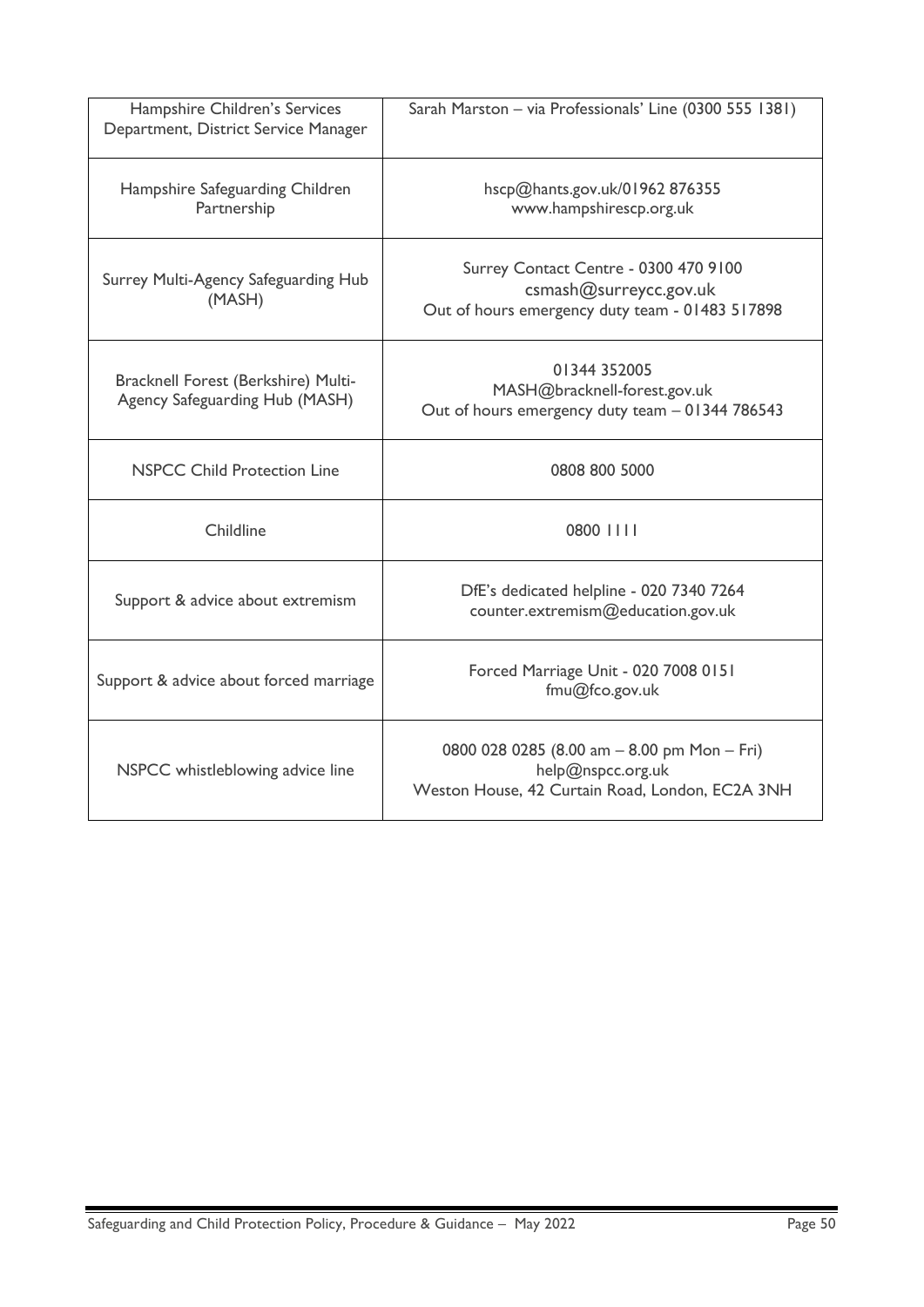| | |
|---|---|
| Hampshire Children's Services Department, District Service Manager | Sarah Marston – via Professionals' Line (0300 555 1381) |
| Hampshire Safeguarding Children Partnership | hscp@hants.gov.uk/01962 876355<br>www.hampshirescp.org.uk |
| Surrey Multi-Agency Safeguarding Hub (MASH) | Surrey Contact Centre - 0300 470 9100<br>csmash@surreycc.gov.uk<br>Out of hours emergency duty team - 01483 517898 |
| Bracknell Forest (Berkshire) Multi-Agency Safeguarding Hub (MASH) | 01344 352005<br>MASH@bracknell-forest.gov.uk<br>Out of hours emergency duty team – 01344 786543 |
| NSPCC Child Protection Line | 0808 800 5000 |
| Childline | 0800 1111 |
| Support & advice about extremism | DfE's dedicated helpline - 020 7340 7264<br>counter.extremism@education.gov.uk |
| Support & advice about forced marriage | Forced Marriage Unit - 020 7008 0151<br>fmu@fco.gov.uk |
| NSPCC whistleblowing advice line | 0800 028 0285 (8.00 am – 8.00 pm Mon – Fri)<br>help@nspcc.org.uk<br>Weston House, 42 Curtain Road, London, EC2A 3NH |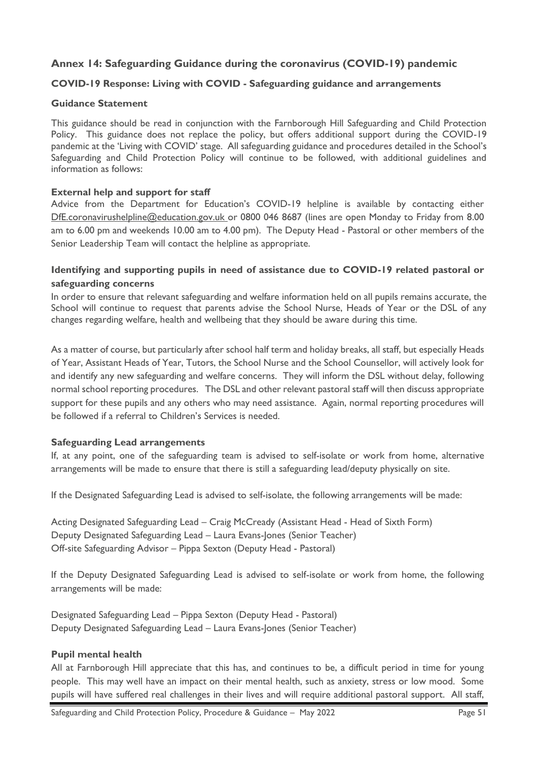## Annex 14: Safeguarding Guidance during the coronavirus (COVID-19) pandemic

### COVID-19 Response: Living with COVID - Safeguarding guidance and arrangements

#### Guidance Statement

This guidance should be read in conjunction with the Farnborough Hill Safeguarding and Child Protection Policy. This guidance does not replace the policy, but offers additional support during the COVID-19 pandemic at the 'Living with COVID' stage. All safeguarding guidance and procedures detailed in the School's Safeguarding and Child Protection Policy will continue to be followed, with additional guidelines and information as follows:

#### External help and support for staff

Advice from the Department for Education's COVID-19 helpline is available by contacting either DfE.coronavirushelpline@education.gov.uk or 0800 046 8687 (lines are open Monday to Friday from 8.00 am to 6.00 pm and weekends 10.00 am to 4.00 pm). The Deputy Head - Pastoral or other members of the Senior Leadership Team will contact the helpline as appropriate.

#### Identifying and supporting pupils in need of assistance due to COVID-19 related pastoral or safeguarding concerns

In order to ensure that relevant safeguarding and welfare information held on all pupils remains accurate, the School will continue to request that parents advise the School Nurse, Heads of Year or the DSL of any changes regarding welfare, health and wellbeing that they should be aware during this time.

As a matter of course, but particularly after school half term and holiday breaks, all staff, but especially Heads of Year, Assistant Heads of Year, Tutors, the School Nurse and the School Counsellor, will actively look for and identify any new safeguarding and welfare concerns. They will inform the DSL without delay, following normal school reporting procedures. The DSL and other relevant pastoral staff will then discuss appropriate support for these pupils and any others who may need assistance. Again, normal reporting procedures will be followed if a referral to Children's Services is needed.

#### Safeguarding Lead arrangements

If, at any point, one of the safeguarding team is advised to self-isolate or work from home, alternative arrangements will be made to ensure that there is still a safeguarding lead/deputy physically on site.

If the Designated Safeguarding Lead is advised to self-isolate, the following arrangements will be made:

Acting Designated Safeguarding Lead – Craig McCready (Assistant Head - Head of Sixth Form)
Deputy Designated Safeguarding Lead – Laura Evans-Jones (Senior Teacher)
Off-site Safeguarding Advisor – Pippa Sexton (Deputy Head - Pastoral)

If the Deputy Designated Safeguarding Lead is advised to self-isolate or work from home, the following arrangements will be made:

Designated Safeguarding Lead – Pippa Sexton (Deputy Head - Pastoral)
Deputy Designated Safeguarding Lead – Laura Evans-Jones (Senior Teacher)

#### Pupil mental health

All at Farnborough Hill appreciate that this has, and continues to be, a difficult period in time for young people. This may well have an impact on their mental health, such as anxiety, stress or low mood. Some pupils will have suffered real challenges in their lives and will require additional pastoral support. All staff,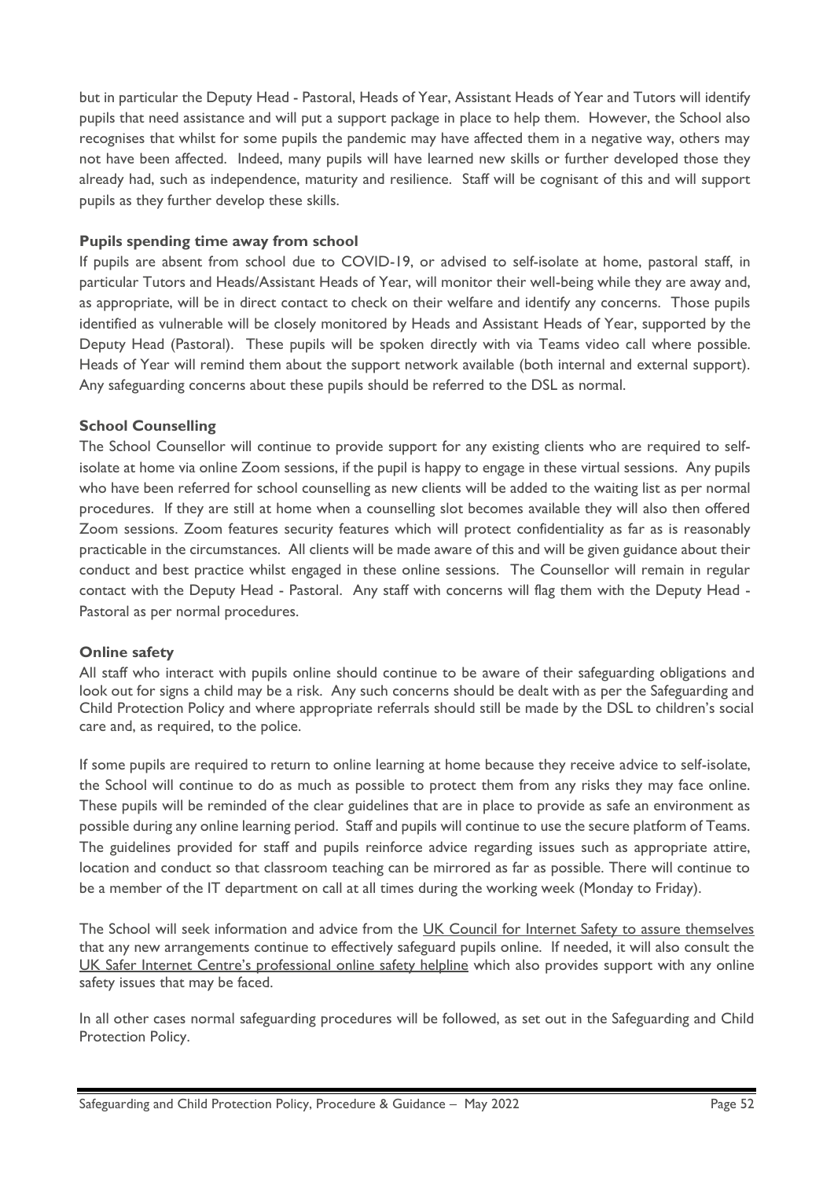but in particular the Deputy Head - Pastoral, Heads of Year, Assistant Heads of Year and Tutors will identify pupils that need assistance and will put a support package in place to help them. However, the School also recognises that whilst for some pupils the pandemic may have affected them in a negative way, others may not have been affected. Indeed, many pupils will have learned new skills or further developed those they already had, such as independence, maturity and resilience. Staff will be cognisant of this and will support pupils as they further develop these skills.

**Pupils spending time away from school**

If pupils are absent from school due to COVID-19, or advised to self-isolate at home, pastoral staff, in particular Tutors and Heads/Assistant Heads of Year, will monitor their well-being while they are away and, as appropriate, will be in direct contact to check on their welfare and identify any concerns. Those pupils identified as vulnerable will be closely monitored by Heads and Assistant Heads of Year, supported by the Deputy Head (Pastoral). These pupils will be spoken directly with via Teams video call where possible. Heads of Year will remind them about the support network available (both internal and external support). Any safeguarding concerns about these pupils should be referred to the DSL as normal.

**School Counselling**

The School Counsellor will continue to provide support for any existing clients who are required to self-isolate at home via online Zoom sessions, if the pupil is happy to engage in these virtual sessions. Any pupils who have been referred for school counselling as new clients will be added to the waiting list as per normal procedures. If they are still at home when a counselling slot becomes available they will also then offered Zoom sessions. Zoom features security features which will protect confidentiality as far as is reasonably practicable in the circumstances. All clients will be made aware of this and will be given guidance about their conduct and best practice whilst engaged in these online sessions. The Counsellor will remain in regular contact with the Deputy Head - Pastoral. Any staff with concerns will flag them with the Deputy Head - Pastoral as per normal procedures.

**Online safety**

All staff who interact with pupils online should continue to be aware of their safeguarding obligations and look out for signs a child may be a risk. Any such concerns should be dealt with as per the Safeguarding and Child Protection Policy and where appropriate referrals should still be made by the DSL to children's social care and, as required, to the police.

If some pupils are required to return to online learning at home because they receive advice to self-isolate, the School will continue to do as much as possible to protect them from any risks they may face online. These pupils will be reminded of the clear guidelines that are in place to provide as safe an environment as possible during any online learning period. Staff and pupils will continue to use the secure platform of Teams. The guidelines provided for staff and pupils reinforce advice regarding issues such as appropriate attire, location and conduct so that classroom teaching can be mirrored as far as possible. There will continue to be a member of the IT department on call at all times during the working week (Monday to Friday).

The School will seek information and advice from the UK Council for Internet Safety to assure themselves that any new arrangements continue to effectively safeguard pupils online. If needed, it will also consult the UK Safer Internet Centre's professional online safety helpline which also provides support with any online safety issues that may be faced.

In all other cases normal safeguarding procedures will be followed, as set out in the Safeguarding and Child Protection Policy.